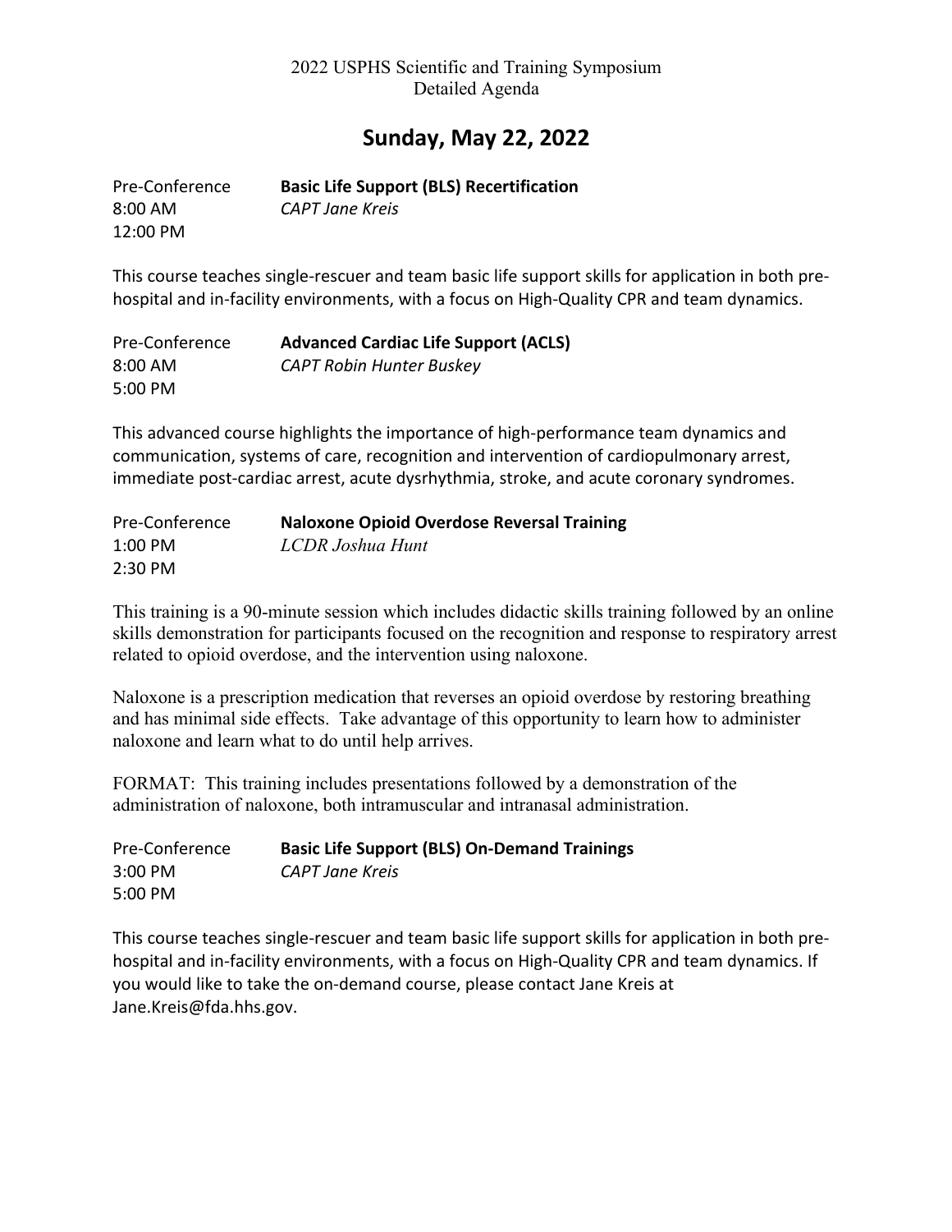2022 USPHS Scientific and Training Symposium
Detailed Agenda

# Sunday, May 22, 2022

Pre-Conference
8:00 AM
12:00 PM

**Basic Life Support (BLS) Recertification**
*CAPT Jane Kreis*

This course teaches single-rescuer and team basic life support skills for application in both pre-hospital and in-facility environments, with a focus on High-Quality CPR and team dynamics.

Pre-Conference
8:00 AM
5:00 PM

**Advanced Cardiac Life Support (ACLS)**
*CAPT Robin Hunter Buskey*

This advanced course highlights the importance of high-performance team dynamics and communication, systems of care, recognition and intervention of cardiopulmonary arrest, immediate post-cardiac arrest, acute dysrhythmia, stroke, and acute coronary syndromes.

Pre-Conference
1:00 PM
2:30 PM

**Naloxone Opioid Overdose Reversal Training**
*LCDR Joshua Hunt*

This training is a 90-minute session which includes didactic skills training followed by an online skills demonstration for participants focused on the recognition and response to respiratory arrest related to opioid overdose, and the intervention using naloxone.

Naloxone is a prescription medication that reverses an opioid overdose by restoring breathing and has minimal side effects. Take advantage of this opportunity to learn how to administer naloxone and learn what to do until help arrives.

FORMAT: This training includes presentations followed by a demonstration of the administration of naloxone, both intramuscular and intranasal administration.

Pre-Conference
3:00 PM
5:00 PM

**Basic Life Support (BLS) On-Demand Trainings**
*CAPT Jane Kreis*

This course teaches single-rescuer and team basic life support skills for application in both pre-hospital and in-facility environments, with a focus on High-Quality CPR and team dynamics. If you would like to take the on-demand course, please contact Jane Kreis at Jane.Kreis@fda.hhs.gov.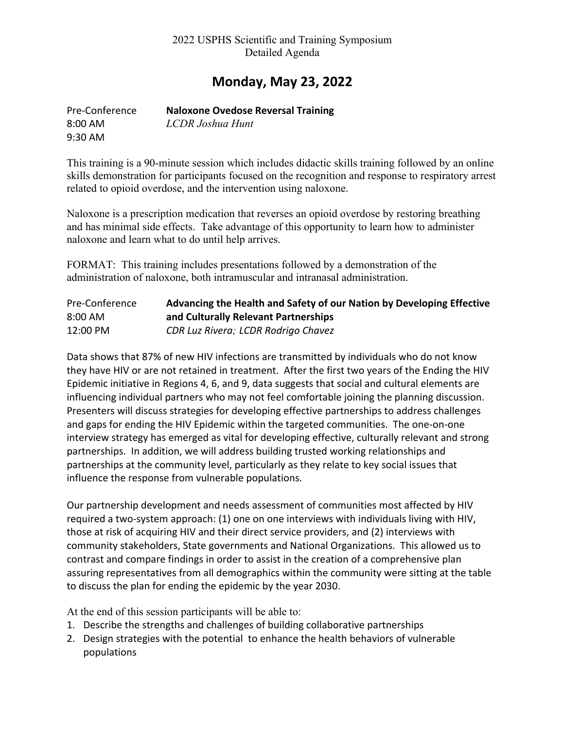2022 USPHS Scientific and Training Symposium
Detailed Agenda

# Monday, May 23, 2022

Pre-Conference
8:00 AM
9:30 AM

**Naloxone Ovedose Reversal Training**
*LCDR Joshua Hunt*

This training is a 90-minute session which includes didactic skills training followed by an online skills demonstration for participants focused on the recognition and response to respiratory arrest related to opioid overdose, and the intervention using naloxone.

Naloxone is a prescription medication that reverses an opioid overdose by restoring breathing and has minimal side effects. Take advantage of this opportunity to learn how to administer naloxone and learn what to do until help arrives.

FORMAT: This training includes presentations followed by a demonstration of the administration of naloxone, both intramuscular and intranasal administration.

Pre-Conference
8:00 AM
12:00 PM

**Advancing the Health and Safety of our Nation by Developing Effective and Culturally Relevant Partnerships**
*CDR Luz Rivera; LCDR Rodrigo Chavez*

Data shows that 87% of new HIV infections are transmitted by individuals who do not know they have HIV or are not retained in treatment. After the first two years of the Ending the HIV Epidemic initiative in Regions 4, 6, and 9, data suggests that social and cultural elements are influencing individual partners who may not feel comfortable joining the planning discussion. Presenters will discuss strategies for developing effective partnerships to address challenges and gaps for ending the HIV Epidemic within the targeted communities. The one-on-one interview strategy has emerged as vital for developing effective, culturally relevant and strong partnerships. In addition, we will address building trusted working relationships and partnerships at the community level, particularly as they relate to key social issues that influence the response from vulnerable populations.

Our partnership development and needs assessment of communities most affected by HIV required a two-system approach: (1) one on one interviews with individuals living with HIV, those at risk of acquiring HIV and their direct service providers, and (2) interviews with community stakeholders, State governments and National Organizations. This allowed us to contrast and compare findings in order to assist in the creation of a comprehensive plan assuring representatives from all demographics within the community were sitting at the table to discuss the plan for ending the epidemic by the year 2030.

At the end of this session participants will be able to:

1. Describe the strengths and challenges of building collaborative partnerships
2. Design strategies with the potential to enhance the health behaviors of vulnerable populations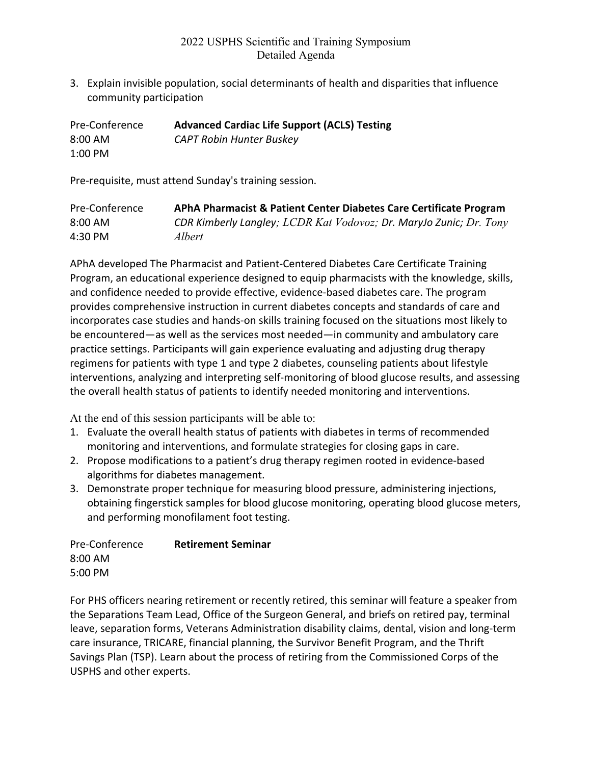3. Explain invisible population, social determinants of health and disparities that influence community participation

Pre-Conference
8:00 AM
1:00 PM

**Advanced Cardiac Life Support (ACLS) Testing**
*CAPT Robin Hunter Buskey*

Pre-requisite, must attend Sunday's training session.

Pre-Conference
8:00 AM
4:30 PM

**APhA Pharmacist & Patient Center Diabetes Care Certificate Program**
*CDR Kimberly Langley; LCDR Kat Vodovoz; Dr. MaryJo Zunic; Dr. Tony Albert*

APhA developed The Pharmacist and Patient-Centered Diabetes Care Certificate Training Program, an educational experience designed to equip pharmacists with the knowledge, skills, and confidence needed to provide effective, evidence-based diabetes care. The program provides comprehensive instruction in current diabetes concepts and standards of care and incorporates case studies and hands-on skills training focused on the situations most likely to be encountered—as well as the services most needed—in community and ambulatory care practice settings. Participants will gain experience evaluating and adjusting drug therapy regimens for patients with type 1 and type 2 diabetes, counseling patients about lifestyle interventions, analyzing and interpreting self-monitoring of blood glucose results, and assessing the overall health status of patients to identify needed monitoring and interventions.

At the end of this session participants will be able to:

1. Evaluate the overall health status of patients with diabetes in terms of recommended monitoring and interventions, and formulate strategies for closing gaps in care.
2. Propose modifications to a patient's drug therapy regimen rooted in evidence-based algorithms for diabetes management.
3. Demonstrate proper technique for measuring blood pressure, administering injections, obtaining fingerstick samples for blood glucose monitoring, operating blood glucose meters, and performing monofilament foot testing.

Pre-Conference
8:00 AM
5:00 PM

**Retirement Seminar**

For PHS officers nearing retirement or recently retired, this seminar will feature a speaker from the Separations Team Lead, Office of the Surgeon General, and briefs on retired pay, terminal leave, separation forms, Veterans Administration disability claims, dental, vision and long-term care insurance, TRICARE, financial planning, the Survivor Benefit Program, and the Thrift Savings Plan (TSP). Learn about the process of retiring from the Commissioned Corps of the USPHS and other experts.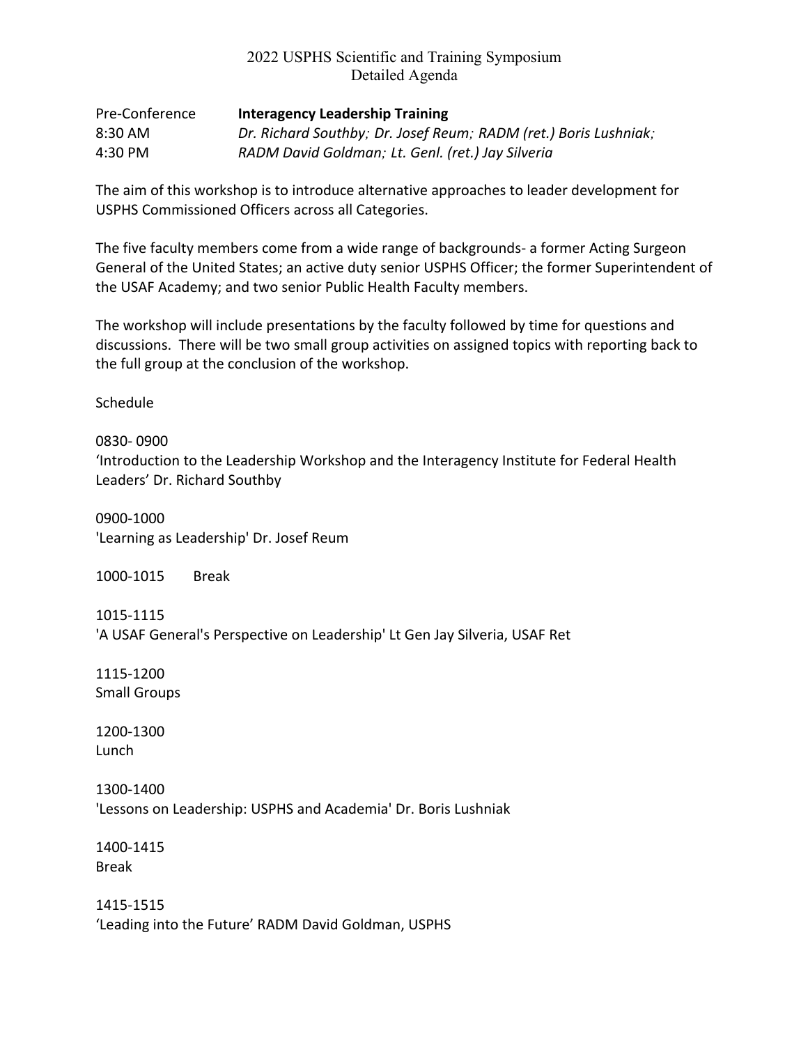# 2022 USPHS Scientific and Training Symposium
## Detailed Agenda

Pre-Conference **Interagency Leadership Training**
8:30 AM *Dr. Richard Southby; Dr. Josef Reum; RADM (ret.) Boris Lushniak;*
4:30 PM *RADM David Goldman; Lt. Genl. (ret.) Jay Silveria*

The aim of this workshop is to introduce alternative approaches to leader development for USPHS Commissioned Officers across all Categories.

The five faculty members come from a wide range of backgrounds- a former Acting Surgeon General of the United States; an active duty senior USPHS Officer; the former Superintendent of the USAF Academy; and two senior Public Health Faculty members.

The workshop will include presentations by the faculty followed by time for questions and discussions. There will be two small group activities on assigned topics with reporting back to the full group at the conclusion of the workshop.

Schedule

0830- 0900
'Introduction to the Leadership Workshop and the Interagency Institute for Federal Health Leaders' Dr. Richard Southby

0900-1000
'Learning as Leadership' Dr. Josef Reum

1000-1015 Break

1015-1115
'A USAF General's Perspective on Leadership' Lt Gen Jay Silveria, USAF Ret

1115-1200
Small Groups

1200-1300
Lunch

1300-1400
'Lessons on Leadership: USPHS and Academia' Dr. Boris Lushniak

1400-1415
Break

1415-1515
'Leading into the Future' RADM David Goldman, USPHS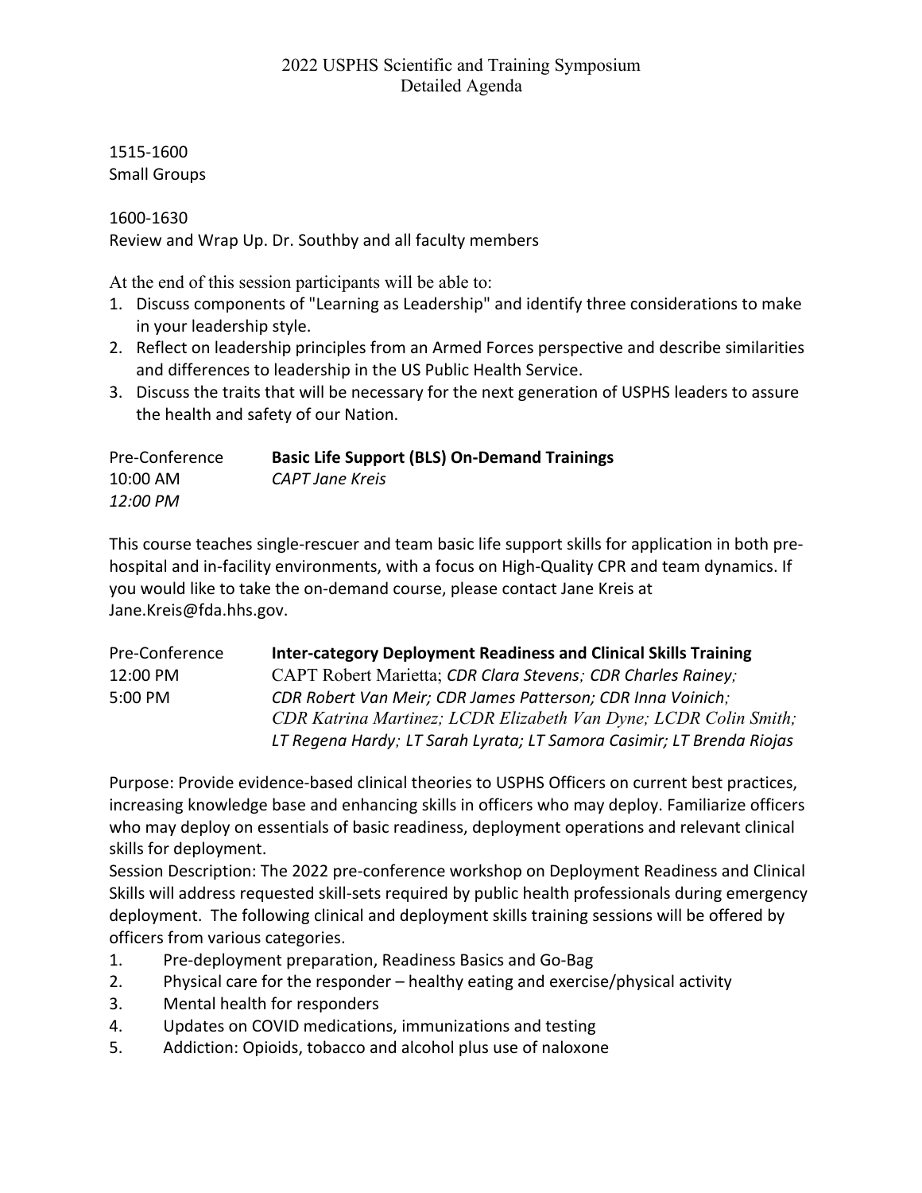1515-1600
Small Groups

1600-1630
Review and Wrap Up. Dr. Southby and all faculty members

At the end of this session participants will be able to:

1. Discuss components of "Learning as Leadership" and identify three considerations to make in your leadership style.
2. Reflect on leadership principles from an Armed Forces perspective and describe similarities and differences to leadership in the US Public Health Service.
3. Discuss the traits that will be necessary for the next generation of USPHS leaders to assure the health and safety of our Nation.

Pre-Conference
10:00 AM
*12:00 PM*

**Basic Life Support (BLS) On-Demand Trainings**
*CAPT Jane Kreis*

This course teaches single-rescuer and team basic life support skills for application in both pre-hospital and in-facility environments, with a focus on High-Quality CPR and team dynamics. If you would like to take the on-demand course, please contact Jane Kreis at Jane.Kreis@fda.hhs.gov.

Pre-Conference
12:00 PM
5:00 PM

**Inter-category Deployment Readiness and Clinical Skills Training**
CAPT Robert Marietta; *CDR Clara Stevens; CDR Charles Rainey; CDR Robert Van Meir; CDR James Patterson; CDR Inna Voinich; CDR Katrina Martinez; LCDR Elizabeth Van Dyne; LCDR Colin Smith; LT Regena Hardy; LT Sarah Lyrata; LT Samora Casimir; LT Brenda Riojas*

Purpose: Provide evidence-based clinical theories to USPHS Officers on current best practices, increasing knowledge base and enhancing skills in officers who may deploy. Familiarize officers who may deploy on essentials of basic readiness, deployment operations and relevant clinical skills for deployment.
Session Description: The 2022 pre-conference workshop on Deployment Readiness and Clinical Skills will address requested skill-sets required by public health professionals during emergency deployment. The following clinical and deployment skills training sessions will be offered by officers from various categories.

1. Pre-deployment preparation, Readiness Basics and Go-Bag
2. Physical care for the responder – healthy eating and exercise/physical activity
3. Mental health for responders
4. Updates on COVID medications, immunizations and testing
5. Addiction: Opioids, tobacco and alcohol plus use of naloxone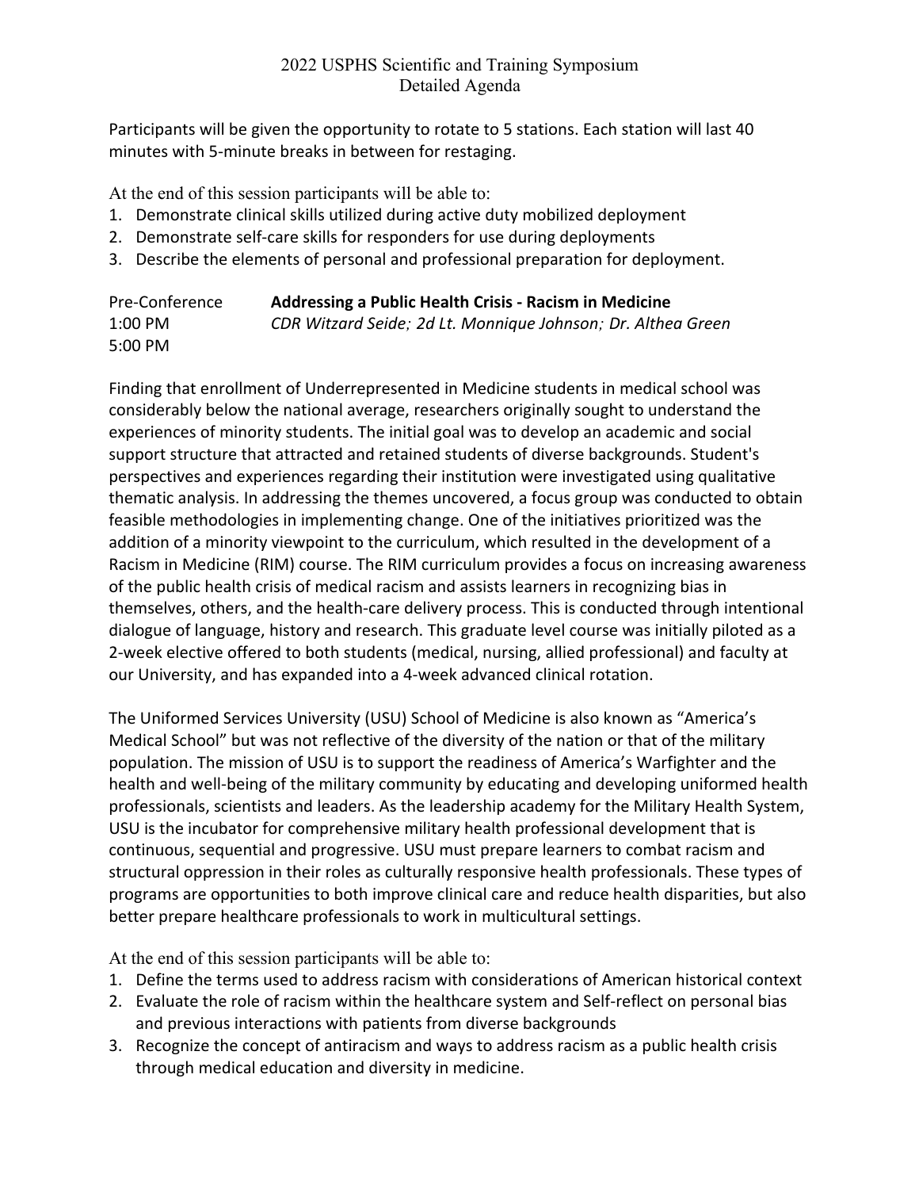Participants will be given the opportunity to rotate to 5 stations. Each station will last 40 minutes with 5-minute breaks in between for restaging.

At the end of this session participants will be able to:

1. Demonstrate clinical skills utilized during active duty mobilized deployment
2. Demonstrate self-care skills for responders for use during deployments
3. Describe the elements of personal and professional preparation for deployment.

Pre-Conference **Addressing a Public Health Crisis - Racism in Medicine**
1:00 PM *CDR Witzard Seide; 2d Lt. Monnique Johnson; Dr. Althea Green*
5:00 PM

Finding that enrollment of Underrepresented in Medicine students in medical school was considerably below the national average, researchers originally sought to understand the experiences of minority students. The initial goal was to develop an academic and social support structure that attracted and retained students of diverse backgrounds. Student's perspectives and experiences regarding their institution were investigated using qualitative thematic analysis. In addressing the themes uncovered, a focus group was conducted to obtain feasible methodologies in implementing change. One of the initiatives prioritized was the addition of a minority viewpoint to the curriculum, which resulted in the development of a Racism in Medicine (RIM) course. The RIM curriculum provides a focus on increasing awareness of the public health crisis of medical racism and assists learners in recognizing bias in themselves, others, and the health-care delivery process. This is conducted through intentional dialogue of language, history and research. This graduate level course was initially piloted as a 2-week elective offered to both students (medical, nursing, allied professional) and faculty at our University, and has expanded into a 4-week advanced clinical rotation.

The Uniformed Services University (USU) School of Medicine is also known as “America’s Medical School” but was not reflective of the diversity of the nation or that of the military population. The mission of USU is to support the readiness of America’s Warfighter and the health and well-being of the military community by educating and developing uniformed health professionals, scientists and leaders. As the leadership academy for the Military Health System, USU is the incubator for comprehensive military health professional development that is continuous, sequential and progressive. USU must prepare learners to combat racism and structural oppression in their roles as culturally responsive health professionals. These types of programs are opportunities to both improve clinical care and reduce health disparities, but also better prepare healthcare professionals to work in multicultural settings.

At the end of this session participants will be able to:

1. Define the terms used to address racism with considerations of American historical context
2. Evaluate the role of racism within the healthcare system and Self-reflect on personal bias and previous interactions with patients from diverse backgrounds
3. Recognize the concept of antiracism and ways to address racism as a public health crisis through medical education and diversity in medicine.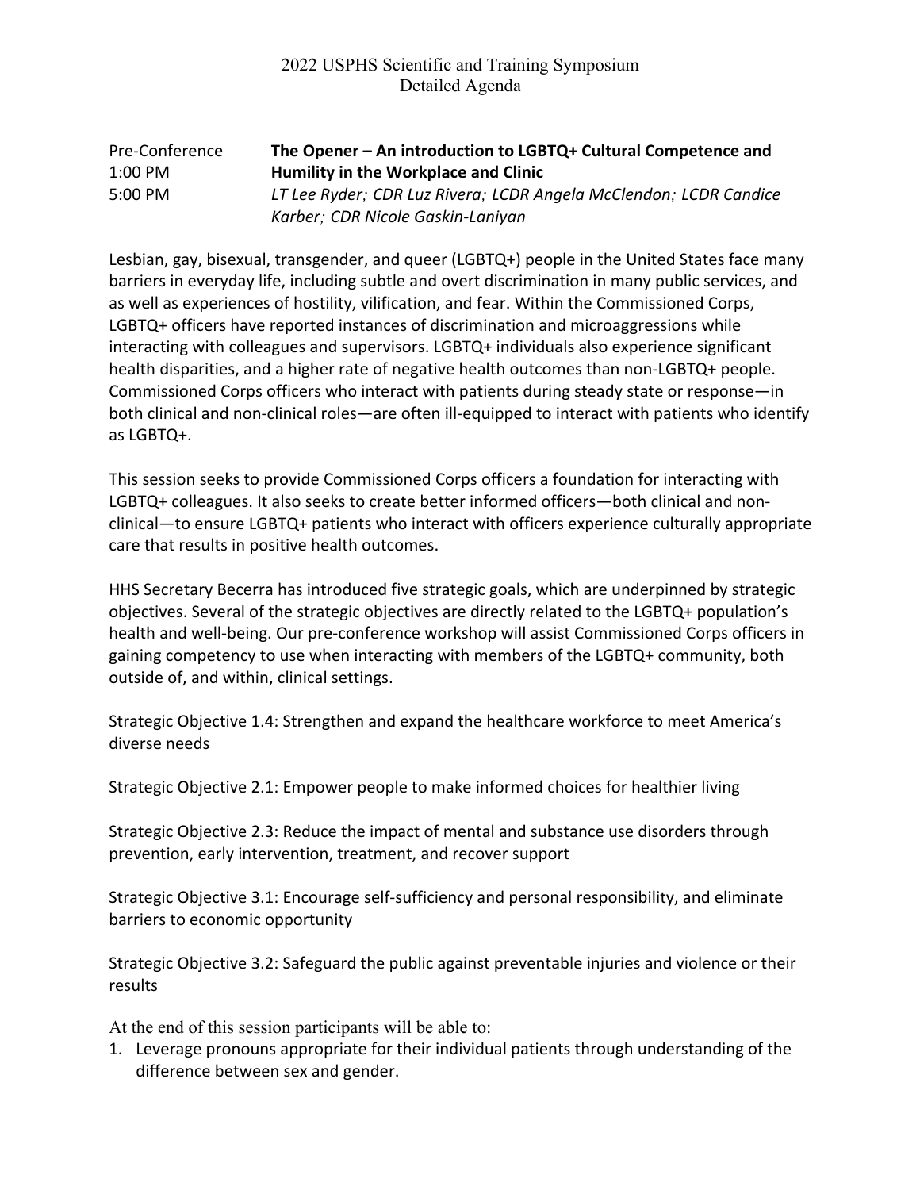2022 USPHS Scientific and Training Symposium
Detailed Agenda

Pre-Conference
1:00 PM
5:00 PM

**The Opener – An introduction to LGBTQ+ Cultural Competence and Humility in the Workplace and Clinic**
*LT Lee Ryder; CDR Luz Rivera; LCDR Angela McClendon; LCDR Candice Karber; CDR Nicole Gaskin-Laniyan*

Lesbian, gay, bisexual, transgender, and queer (LGBTQ+) people in the United States face many barriers in everyday life, including subtle and overt discrimination in many public services, and as well as experiences of hostility, vilification, and fear. Within the Commissioned Corps, LGBTQ+ officers have reported instances of discrimination and microaggressions while interacting with colleagues and supervisors. LGBTQ+ individuals also experience significant health disparities, and a higher rate of negative health outcomes than non-LGBTQ+ people. Commissioned Corps officers who interact with patients during steady state or response—in both clinical and non-clinical roles—are often ill-equipped to interact with patients who identify as LGBTQ+.

This session seeks to provide Commissioned Corps officers a foundation for interacting with LGBTQ+ colleagues. It also seeks to create better informed officers—both clinical and non-clinical—to ensure LGBTQ+ patients who interact with officers experience culturally appropriate care that results in positive health outcomes.

HHS Secretary Becerra has introduced five strategic goals, which are underpinned by strategic objectives. Several of the strategic objectives are directly related to the LGBTQ+ population's health and well-being. Our pre-conference workshop will assist Commissioned Corps officers in gaining competency to use when interacting with members of the LGBTQ+ community, both outside of, and within, clinical settings.

Strategic Objective 1.4: Strengthen and expand the healthcare workforce to meet America's diverse needs

Strategic Objective 2.1: Empower people to make informed choices for healthier living

Strategic Objective 2.3: Reduce the impact of mental and substance use disorders through prevention, early intervention, treatment, and recover support

Strategic Objective 3.1: Encourage self-sufficiency and personal responsibility, and eliminate barriers to economic opportunity

Strategic Objective 3.2: Safeguard the public against preventable injuries and violence or their results

At the end of this session participants will be able to:

1. Leverage pronouns appropriate for their individual patients through understanding of the difference between sex and gender.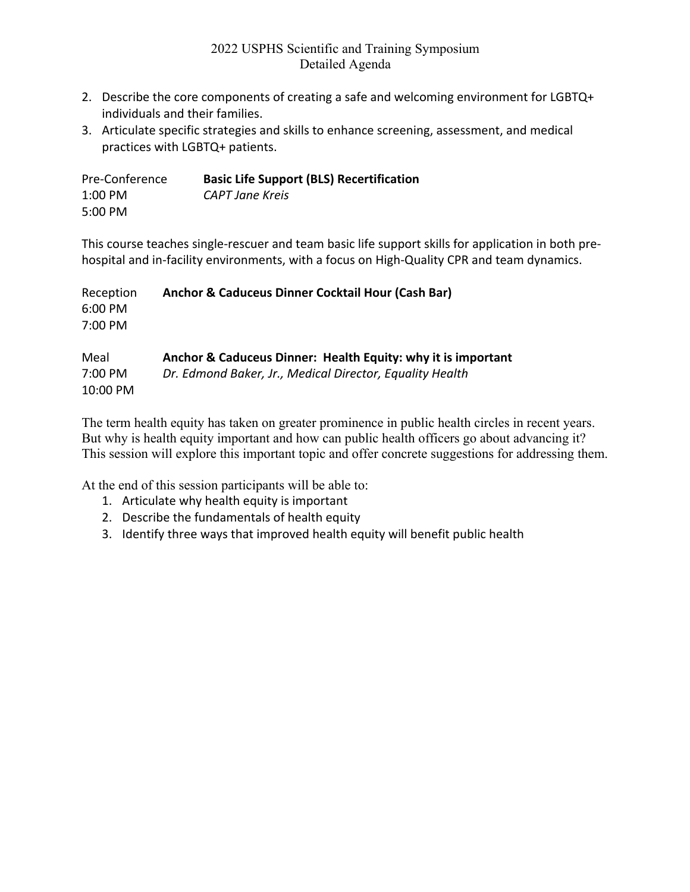2. Describe the core components of creating a safe and welcoming environment for LGBTQ+ individuals and their families.
3. Articulate specific strategies and skills to enhance screening, assessment, and medical practices with LGBTQ+ patients.

Pre-Conference **Basic Life Support (BLS) Recertification**
1:00 PM *CAPT Jane Kreis*
5:00 PM

This course teaches single-rescuer and team basic life support skills for application in both pre-hospital and in-facility environments, with a focus on High-Quality CPR and team dynamics.

Reception **Anchor & Caduceus Dinner Cocktail Hour (Cash Bar)**
6:00 PM
7:00 PM

Meal **Anchor & Caduceus Dinner: Health Equity: why it is important**
7:00 PM *Dr. Edmond Baker, Jr., Medical Director, Equality Health*
10:00 PM

The term health equity has taken on greater prominence in public health circles in recent years. But why is health equity important and how can public health officers go about advancing it? This session will explore this important topic and offer concrete suggestions for addressing them.

At the end of this session participants will be able to:

1. Articulate why health equity is important
2. Describe the fundamentals of health equity
3. Identify three ways that improved health equity will benefit public health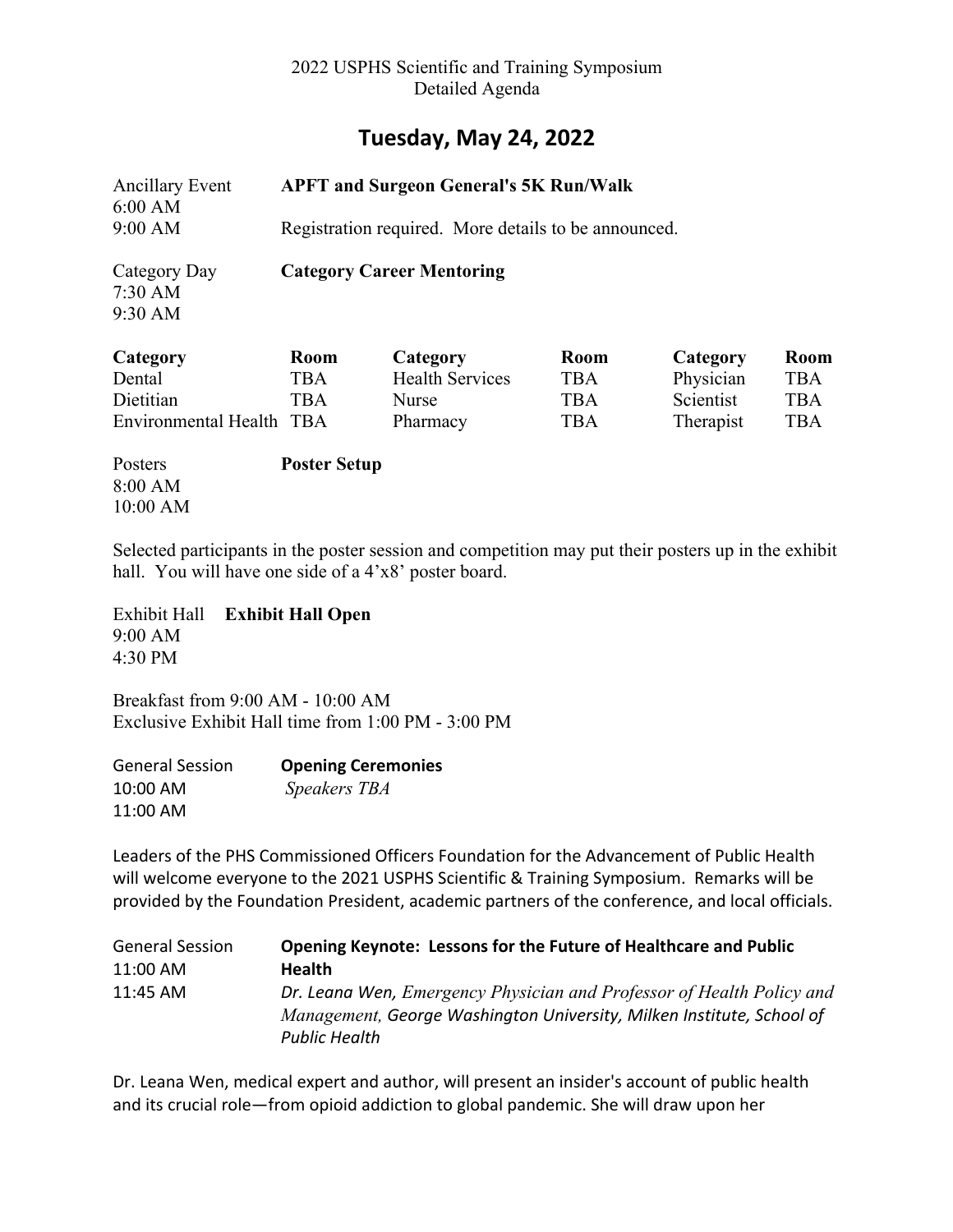2022 USPHS Scientific and Training Symposium
Detailed Agenda

## Tuesday, May 24, 2022

Ancillary Event **APFT and Surgeon General's 5K Run/Walk**
6:00 AM
9:00 AM Registration required. More details to be announced.

Category Day **Category Career Mentoring**
7:30 AM
9:30 AM

| Category | Room | Category | Room | Category | Room |
|---|---|---|---|---|---|
| Dental | TBA | Health Services | TBA | Physician | TBA |
| Dietitian | TBA | Nurse | TBA | Scientist | TBA |
| Environmental Health | TBA | Pharmacy | TBA | Therapist | TBA |

Posters **Poster Setup**
8:00 AM
10:00 AM

Selected participants in the poster session and competition may put their posters up in the exhibit hall. You will have one side of a 4'x8' poster board.

Exhibit Hall **Exhibit Hall Open**
9:00 AM
4:30 PM

Breakfast from 9:00 AM - 10:00 AM
Exclusive Exhibit Hall time from 1:00 PM - 3:00 PM

General Session **Opening Ceremonies**
10:00 AM *Speakers TBA*
11:00 AM

Leaders of the PHS Commissioned Officers Foundation for the Advancement of Public Health will welcome everyone to the 2021 USPHS Scientific & Training Symposium. Remarks will be provided by the Foundation President, academic partners of the conference, and local officials.

General Session **Opening Keynote: Lessons for the Future of Healthcare and Public Health**
11:00 AM
11:45 AM *Dr. Leana Wen, Emergency Physician and Professor of Health Policy and Management, George Washington University, Milken Institute, School of Public Health*

Dr. Leana Wen, medical expert and author, will present an insider's account of public health and its crucial role—from opioid addiction to global pandemic. She will draw upon her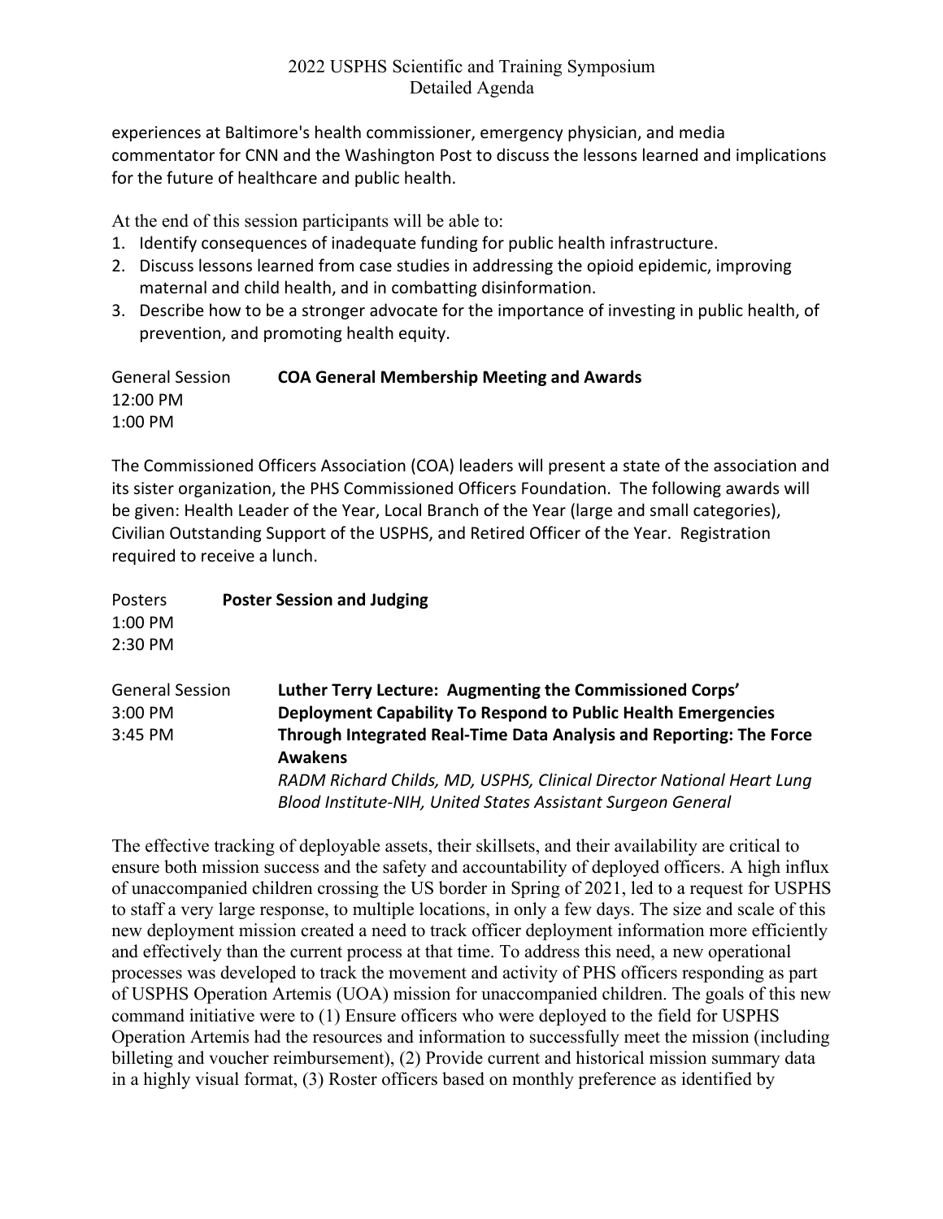experiences at Baltimore's health commissioner, emergency physician, and media commentator for CNN and the Washington Post to discuss the lessons learned and implications for the future of healthcare and public health.

At the end of this session participants will be able to:

1. Identify consequences of inadequate funding for public health infrastructure.
2. Discuss lessons learned from case studies in addressing the opioid epidemic, improving maternal and child health, and in combatting disinformation.
3. Describe how to be a stronger advocate for the importance of investing in public health, of prevention, and promoting health equity.

General Session
12:00 PM
1:00 PM

**COA General Membership Meeting and Awards**

The Commissioned Officers Association (COA) leaders will present a state of the association and its sister organization, the PHS Commissioned Officers Foundation. The following awards will be given: Health Leader of the Year, Local Branch of the Year (large and small categories), Civilian Outstanding Support of the USPHS, and Retired Officer of the Year. Registration required to receive a lunch.

Posters
1:00 PM
2:30 PM

**Poster Session and Judging**

General Session
3:00 PM
3:45 PM

**Luther Terry Lecture: Augmenting the Commissioned Corps' Deployment Capability To Respond to Public Health Emergencies Through Integrated Real-Time Data Analysis and Reporting: The Force Awakens**

*RADM Richard Childs, MD, USPHS, Clinical Director National Heart Lung Blood Institute-NIH, United States Assistant Surgeon General*

The effective tracking of deployable assets, their skillsets, and their availability are critical to ensure both mission success and the safety and accountability of deployed officers. A high influx of unaccompanied children crossing the US border in Spring of 2021, led to a request for USPHS to staff a very large response, to multiple locations, in only a few days. The size and scale of this new deployment mission created a need to track officer deployment information more efficiently and effectively than the current process at that time. To address this need, a new operational processes was developed to track the movement and activity of PHS officers responding as part of USPHS Operation Artemis (UOA) mission for unaccompanied children. The goals of this new command initiative were to (1) Ensure officers who were deployed to the field for USPHS Operation Artemis had the resources and information to successfully meet the mission (including billeting and voucher reimbursement), (2) Provide current and historical mission summary data in a highly visual format, (3) Roster officers based on monthly preference as identified by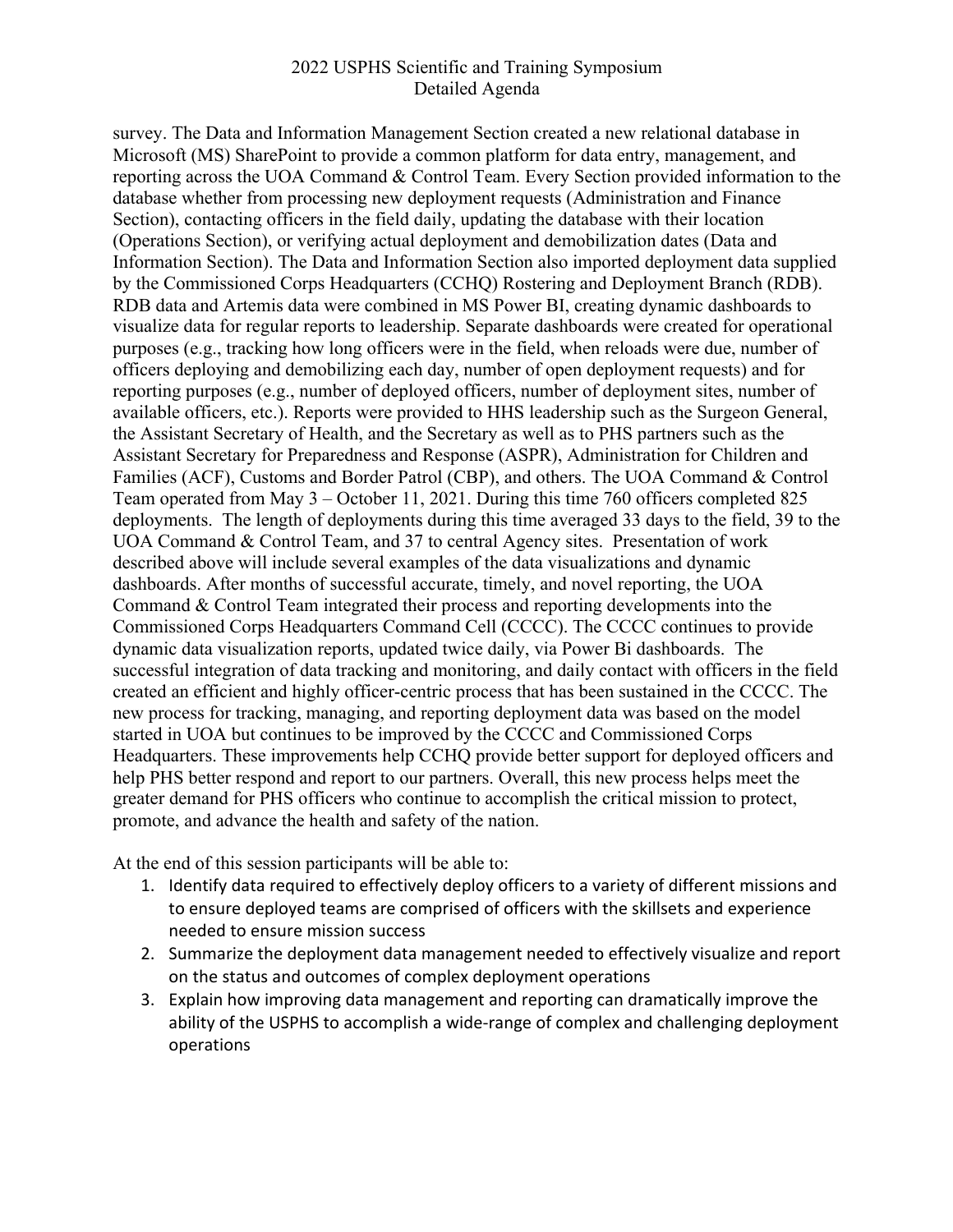survey. The Data and Information Management Section created a new relational database in Microsoft (MS) SharePoint to provide a common platform for data entry, management, and reporting across the UOA Command & Control Team. Every Section provided information to the database whether from processing new deployment requests (Administration and Finance Section), contacting officers in the field daily, updating the database with their location (Operations Section), or verifying actual deployment and demobilization dates (Data and Information Section). The Data and Information Section also imported deployment data supplied by the Commissioned Corps Headquarters (CCHQ) Rostering and Deployment Branch (RDB). RDB data and Artemis data were combined in MS Power BI, creating dynamic dashboards to visualize data for regular reports to leadership. Separate dashboards were created for operational purposes (e.g., tracking how long officers were in the field, when reloads were due, number of officers deploying and demobilizing each day, number of open deployment requests) and for reporting purposes (e.g., number of deployed officers, number of deployment sites, number of available officers, etc.). Reports were provided to HHS leadership such as the Surgeon General, the Assistant Secretary of Health, and the Secretary as well as to PHS partners such as the Assistant Secretary for Preparedness and Response (ASPR), Administration for Children and Families (ACF), Customs and Border Patrol (CBP), and others. The UOA Command & Control Team operated from May 3 – October 11, 2021. During this time 760 officers completed 825 deployments. The length of deployments during this time averaged 33 days to the field, 39 to the UOA Command & Control Team, and 37 to central Agency sites. Presentation of work described above will include several examples of the data visualizations and dynamic dashboards. After months of successful accurate, timely, and novel reporting, the UOA Command & Control Team integrated their process and reporting developments into the Commissioned Corps Headquarters Command Cell (CCCC). The CCCC continues to provide dynamic data visualization reports, updated twice daily, via Power Bi dashboards. The successful integration of data tracking and monitoring, and daily contact with officers in the field created an efficient and highly officer-centric process that has been sustained in the CCCC. The new process for tracking, managing, and reporting deployment data was based on the model started in UOA but continues to be improved by the CCCC and Commissioned Corps Headquarters. These improvements help CCHQ provide better support for deployed officers and help PHS better respond and report to our partners. Overall, this new process helps meet the greater demand for PHS officers who continue to accomplish the critical mission to protect, promote, and advance the health and safety of the nation.

At the end of this session participants will be able to:

1. Identify data required to effectively deploy officers to a variety of different missions and to ensure deployed teams are comprised of officers with the skillsets and experience needed to ensure mission success
2. Summarize the deployment data management needed to effectively visualize and report on the status and outcomes of complex deployment operations
3. Explain how improving data management and reporting can dramatically improve the ability of the USPHS to accomplish a wide-range of complex and challenging deployment operations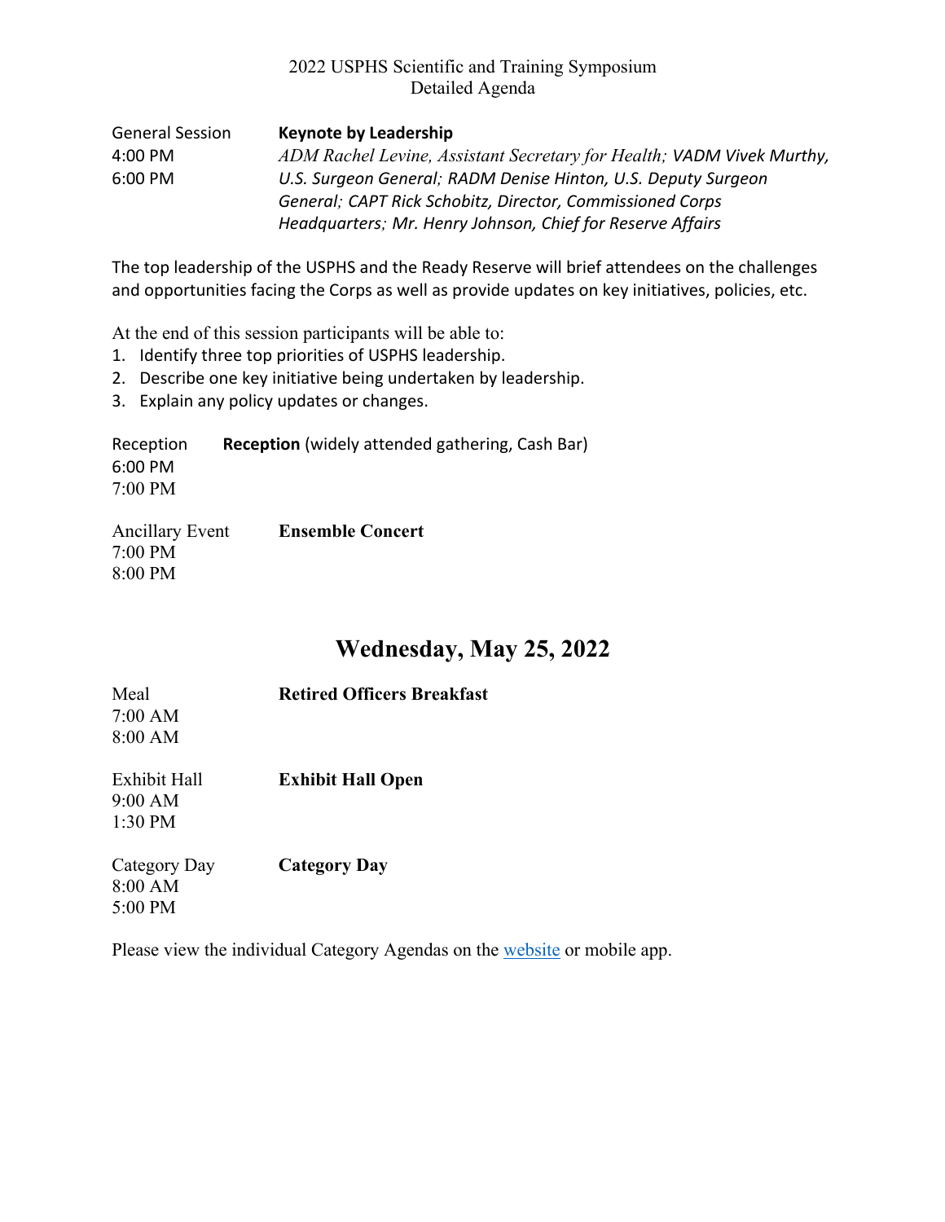2022 USPHS Scientific and Training Symposium
Detailed Agenda

General Session
4:00 PM
6:00 PM

**Keynote by Leadership**
*ADM Rachel Levine, Assistant Secretary for Health; VADM Vivek Murthy, U.S. Surgeon General; RADM Denise Hinton, U.S. Deputy Surgeon General; CAPT Rick Schobitz, Director, Commissioned Corps Headquarters; Mr. Henry Johnson, Chief for Reserve Affairs*

The top leadership of the USPHS and the Ready Reserve will brief attendees on the challenges and opportunities facing the Corps as well as provide updates on key initiatives, policies, etc.

At the end of this session participants will be able to:

1. Identify three top priorities of USPHS leadership.
2. Describe one key initiative being undertaken by leadership.
3. Explain any policy updates or changes.

Reception
6:00 PM
7:00 PM

**Reception** (widely attended gathering, Cash Bar)

Ancillary Event
7:00 PM
8:00 PM

**Ensemble Concert**

## Wednesday, May 25, 2022

Meal
7:00 AM
8:00 AM

**Retired Officers Breakfast**

Exhibit Hall
9:00 AM
1:30 PM

**Exhibit Hall Open**

Category Day
8:00 AM
5:00 PM

**Category Day**

Please view the individual Category Agendas on the website or mobile app.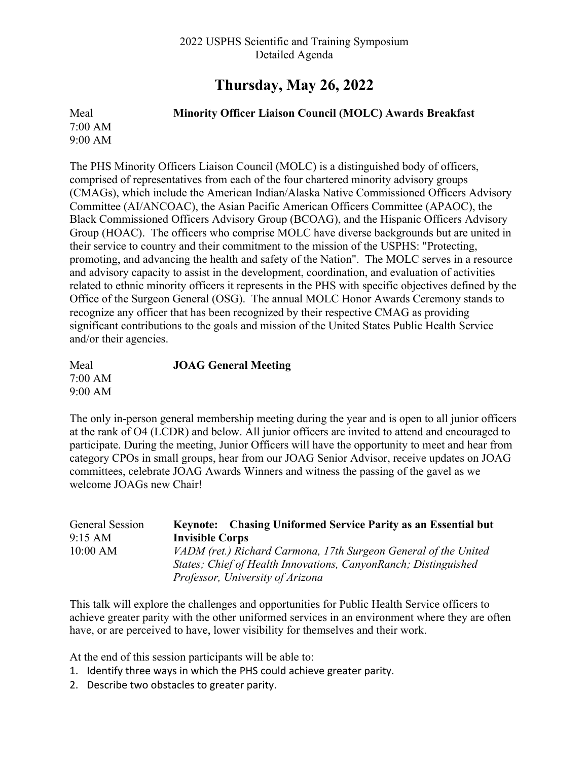2022 USPHS Scientific and Training Symposium
Detailed Agenda

# Thursday, May 26, 2022

Meal
7:00 AM
9:00 AM

**Minority Officer Liaison Council (MOLC) Awards Breakfast**

The PHS Minority Officers Liaison Council (MOLC) is a distinguished body of officers, comprised of representatives from each of the four chartered minority advisory groups (CMAGs), which include the American Indian/Alaska Native Commissioned Officers Advisory Committee (AI/ANCOAC), the Asian Pacific American Officers Committee (APAOC), the Black Commissioned Officers Advisory Group (BCOAG), and the Hispanic Officers Advisory Group (HOAC). The officers who comprise MOLC have diverse backgrounds but are united in their service to country and their commitment to the mission of the USPHS: "Protecting, promoting, and advancing the health and safety of the Nation". The MOLC serves in a resource and advisory capacity to assist in the development, coordination, and evaluation of activities related to ethnic minority officers it represents in the PHS with specific objectives defined by the Office of the Surgeon General (OSG). The annual MOLC Honor Awards Ceremony stands to recognize any officer that has been recognized by their respective CMAG as providing significant contributions to the goals and mission of the United States Public Health Service and/or their agencies.

Meal
7:00 AM
9:00 AM

**JOAG General Meeting**

The only in-person general membership meeting during the year and is open to all junior officers at the rank of O4 (LCDR) and below. All junior officers are invited to attend and encouraged to participate. During the meeting, Junior Officers will have the opportunity to meet and hear from category CPOs in small groups, hear from our JOAG Senior Advisor, receive updates on JOAG committees, celebrate JOAG Awards Winners and witness the passing of the gavel as we welcome JOAGs new Chair!

General Session
9:15 AM
10:00 AM

**Keynote: Chasing Uniformed Service Parity as an Essential but Invisible Corps**

*VADM (ret.) Richard Carmona, 17th Surgeon General of the United States; Chief of Health Innovations, CanyonRanch; Distinguished Professor, University of Arizona*

This talk will explore the challenges and opportunities for Public Health Service officers to achieve greater parity with the other uniformed services in an environment where they are often have, or are perceived to have, lower visibility for themselves and their work.

At the end of this session participants will be able to:

1. Identify three ways in which the PHS could achieve greater parity.
2. Describe two obstacles to greater parity.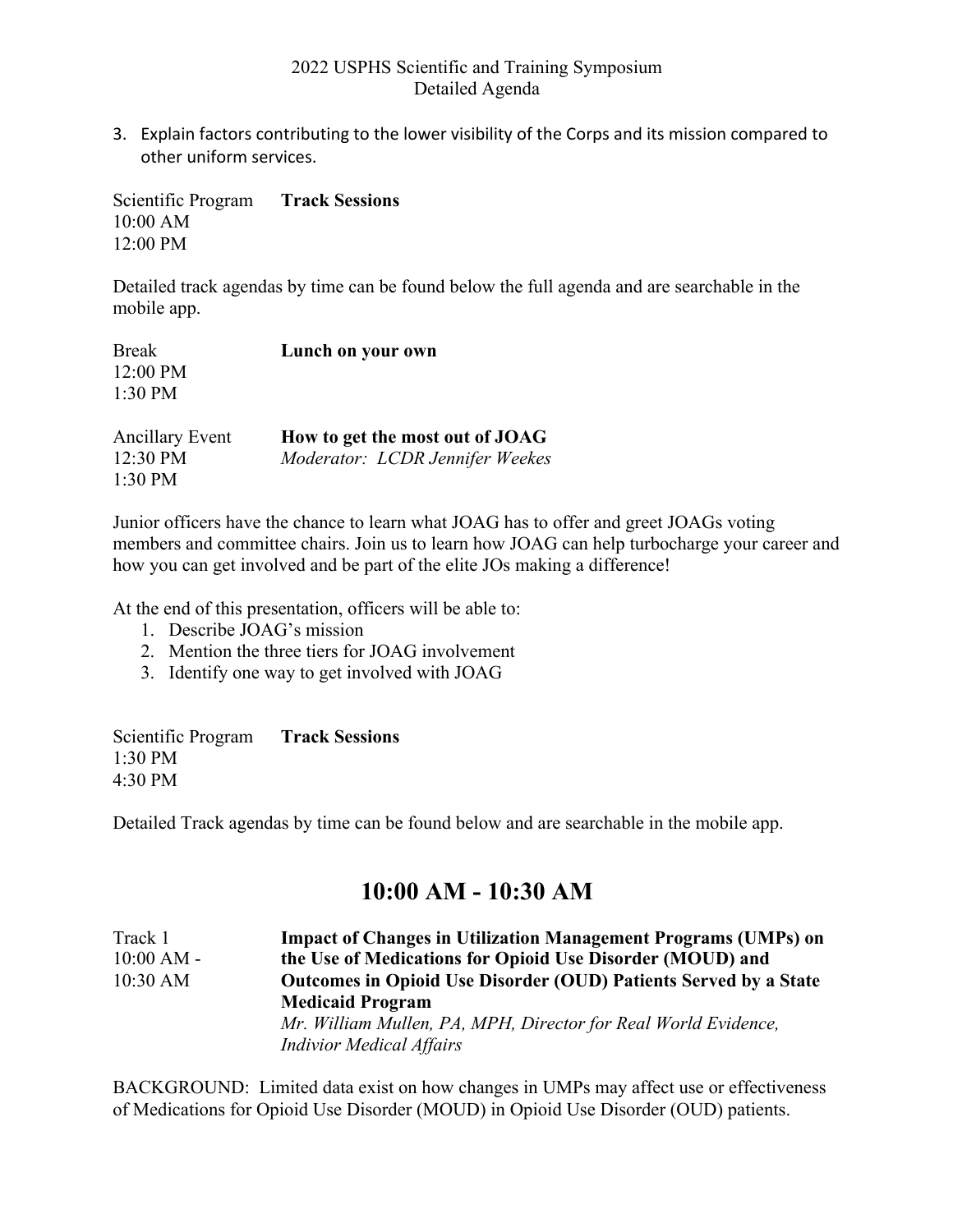3. Explain factors contributing to the lower visibility of the Corps and its mission compared to other uniform services.

Scientific Program **Track Sessions**
10:00 AM
12:00 PM

Detailed track agendas by time can be found below the full agenda and are searchable in the mobile app.

Break **Lunch on your own**
12:00 PM
1:30 PM

Ancillary Event **How to get the most out of JOAG**
12:30 PM *Moderator: LCDR Jennifer Weekes*
1:30 PM

Junior officers have the chance to learn what JOAG has to offer and greet JOAGs voting members and committee chairs. Join us to learn how JOAG can help turbocharge your career and how you can get involved and be part of the elite JOs making a difference!

At the end of this presentation, officers will be able to:

1. Describe JOAG's mission
2. Mention the three tiers for JOAG involvement
3. Identify one way to get involved with JOAG

Scientific Program **Track Sessions**
1:30 PM
4:30 PM

Detailed Track agendas by time can be found below and are searchable in the mobile app.

## 10:00 AM - 10:30 AM

Track 1
10:00 AM - 10:30 AM

**Impact of Changes in Utilization Management Programs (UMPs) on the Use of Medications for Opioid Use Disorder (MOUD) and Outcomes in Opioid Use Disorder (OUD) Patients Served by a State Medicaid Program**
*Mr. William Mullen, PA, MPH, Director for Real World Evidence, Indivior Medical Affairs*

BACKGROUND: Limited data exist on how changes in UMPs may affect use or effectiveness of Medications for Opioid Use Disorder (MOUD) in Opioid Use Disorder (OUD) patients.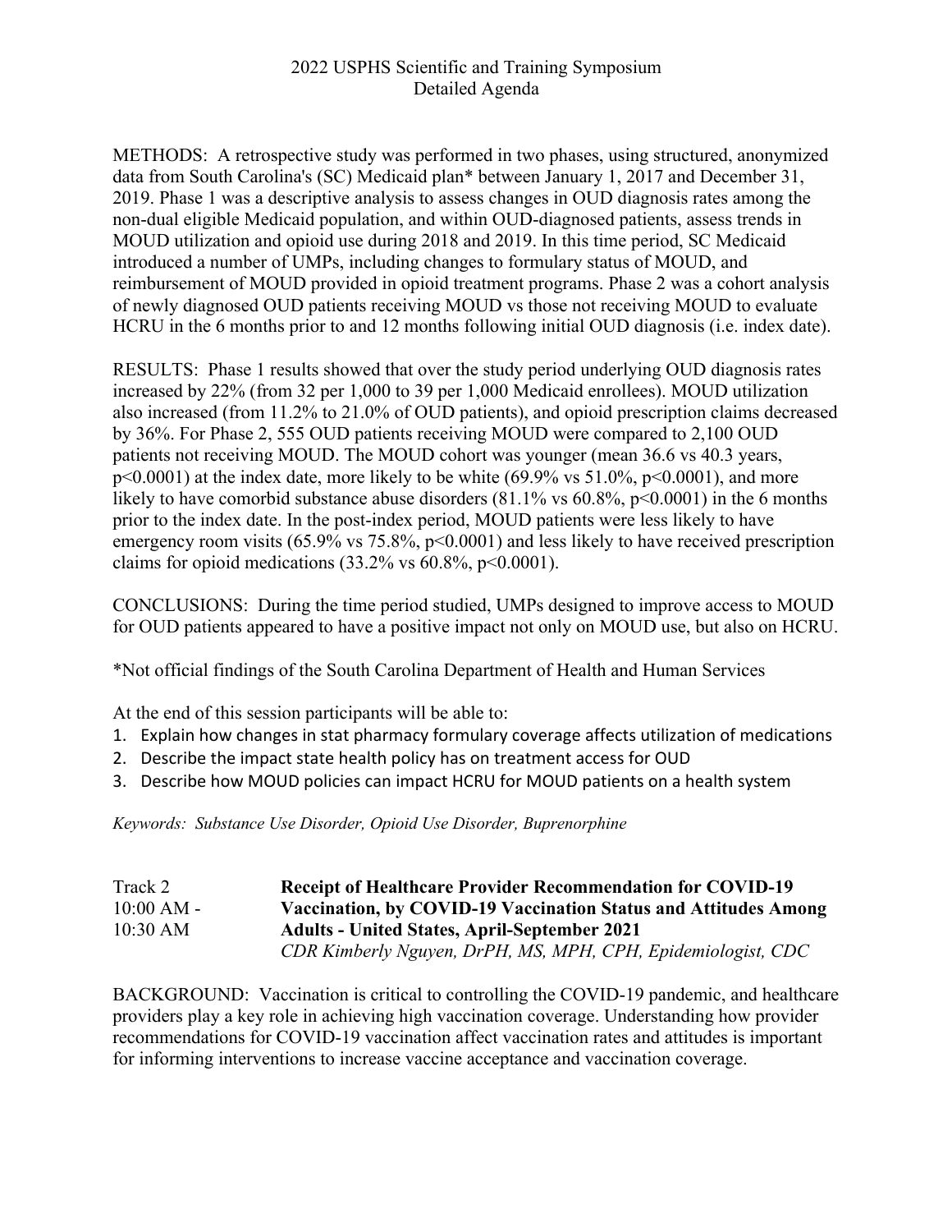METHODS: A retrospective study was performed in two phases, using structured, anonymized data from South Carolina's (SC) Medicaid plan* between January 1, 2017 and December 31, 2019. Phase 1 was a descriptive analysis to assess changes in OUD diagnosis rates among the non-dual eligible Medicaid population, and within OUD-diagnosed patients, assess trends in MOUD utilization and opioid use during 2018 and 2019. In this time period, SC Medicaid introduced a number of UMPs, including changes to formulary status of MOUD, and reimbursement of MOUD provided in opioid treatment programs. Phase 2 was a cohort analysis of newly diagnosed OUD patients receiving MOUD vs those not receiving MOUD to evaluate HCRU in the 6 months prior to and 12 months following initial OUD diagnosis (i.e. index date).

RESULTS: Phase 1 results showed that over the study period underlying OUD diagnosis rates increased by 22% (from 32 per 1,000 to 39 per 1,000 Medicaid enrollees). MOUD utilization also increased (from 11.2% to 21.0% of OUD patients), and opioid prescription claims decreased by 36%. For Phase 2, 555 OUD patients receiving MOUD were compared to 2,100 OUD patients not receiving MOUD. The MOUD cohort was younger (mean 36.6 vs 40.3 years, $p<0.0001$) at the index date, more likely to be white (69.9% vs 51.0%, $p<0.0001$), and more likely to have comorbid substance abuse disorders (81.1% vs 60.8%, $p<0.0001$) in the 6 months prior to the index date. In the post-index period, MOUD patients were less likely to have emergency room visits (65.9% vs 75.8%, $p<0.0001$) and less likely to have received prescription claims for opioid medications (33.2% vs 60.8%, $p<0.0001$).

CONCLUSIONS: During the time period studied, UMPs designed to improve access to MOUD for OUD patients appeared to have a positive impact not only on MOUD use, but also on HCRU.

*Not official findings of the South Carolina Department of Health and Human Services

At the end of this session participants will be able to:

1. Explain how changes in stat pharmacy formulary coverage affects utilization of medications
2. Describe the impact state health policy has on treatment access for OUD
3. Describe how MOUD policies can impact HCRU for MOUD patients on a health system

*Keywords: Substance Use Disorder, Opioid Use Disorder, Buprenorphine*

Track 2
10:00 AM - 10:30 AM

**Receipt of Healthcare Provider Recommendation for COVID-19 Vaccination, by COVID-19 Vaccination Status and Attitudes Among Adults - United States, April-September 2021**
*CDR Kimberly Nguyen, DrPH, MS, MPH, CPH, Epidemiologist, CDC*

BACKGROUND: Vaccination is critical to controlling the COVID-19 pandemic, and healthcare providers play a key role in achieving high vaccination coverage. Understanding how provider recommendations for COVID-19 vaccination affect vaccination rates and attitudes is important for informing interventions to increase vaccine acceptance and vaccination coverage.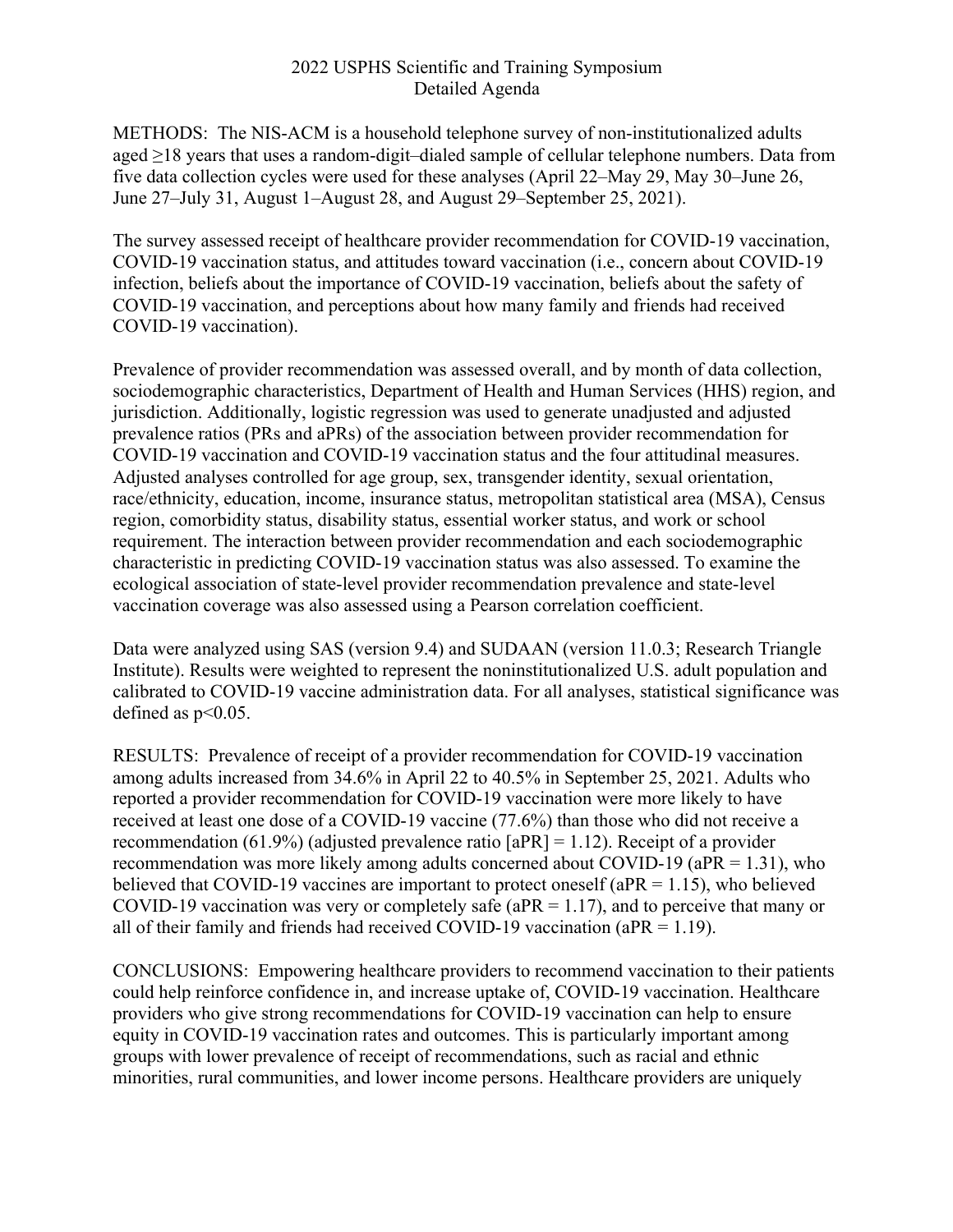METHODS: The NIS-ACM is a household telephone survey of non-institutionalized adults aged ≥18 years that uses a random-digit–dialed sample of cellular telephone numbers. Data from five data collection cycles were used for these analyses (April 22–May 29, May 30–June 26, June 27–July 31, August 1–August 28, and August 29–September 25, 2021).

The survey assessed receipt of healthcare provider recommendation for COVID-19 vaccination, COVID-19 vaccination status, and attitudes toward vaccination (i.e., concern about COVID-19 infection, beliefs about the importance of COVID-19 vaccination, beliefs about the safety of COVID-19 vaccination, and perceptions about how many family and friends had received COVID-19 vaccination).

Prevalence of provider recommendation was assessed overall, and by month of data collection, sociodemographic characteristics, Department of Health and Human Services (HHS) region, and jurisdiction. Additionally, logistic regression was used to generate unadjusted and adjusted prevalence ratios (PRs and aPRs) of the association between provider recommendation for COVID-19 vaccination and COVID-19 vaccination status and the four attitudinal measures. Adjusted analyses controlled for age group, sex, transgender identity, sexual orientation, race/ethnicity, education, income, insurance status, metropolitan statistical area (MSA), Census region, comorbidity status, disability status, essential worker status, and work or school requirement. The interaction between provider recommendation and each sociodemographic characteristic in predicting COVID-19 vaccination status was also assessed. To examine the ecological association of state-level provider recommendation prevalence and state-level vaccination coverage was also assessed using a Pearson correlation coefficient.

Data were analyzed using SAS (version 9.4) and SUDAAN (version 11.0.3; Research Triangle Institute). Results were weighted to represent the noninstitutionalized U.S. adult population and calibrated to COVID-19 vaccine administration data. For all analyses, statistical significance was defined as $p<0.05$.

RESULTS: Prevalence of receipt of a provider recommendation for COVID-19 vaccination among adults increased from 34.6% in April 22 to 40.5% in September 25, 2021. Adults who reported a provider recommendation for COVID-19 vaccination were more likely to have received at least one dose of a COVID-19 vaccine (77.6%) than those who did not receive a recommendation (61.9%) (adjusted prevalence ratio [aPR] = 1.12). Receipt of a provider recommendation was more likely among adults concerned about COVID-19 (aPR = 1.31), who believed that COVID-19 vaccines are important to protect oneself (aPR = 1.15), who believed COVID-19 vaccination was very or completely safe (aPR = 1.17), and to perceive that many or all of their family and friends had received COVID-19 vaccination (aPR = 1.19).

CONCLUSIONS: Empowering healthcare providers to recommend vaccination to their patients could help reinforce confidence in, and increase uptake of, COVID-19 vaccination. Healthcare providers who give strong recommendations for COVID-19 vaccination can help to ensure equity in COVID-19 vaccination rates and outcomes. This is particularly important among groups with lower prevalence of receipt of recommendations, such as racial and ethnic minorities, rural communities, and lower income persons. Healthcare providers are uniquely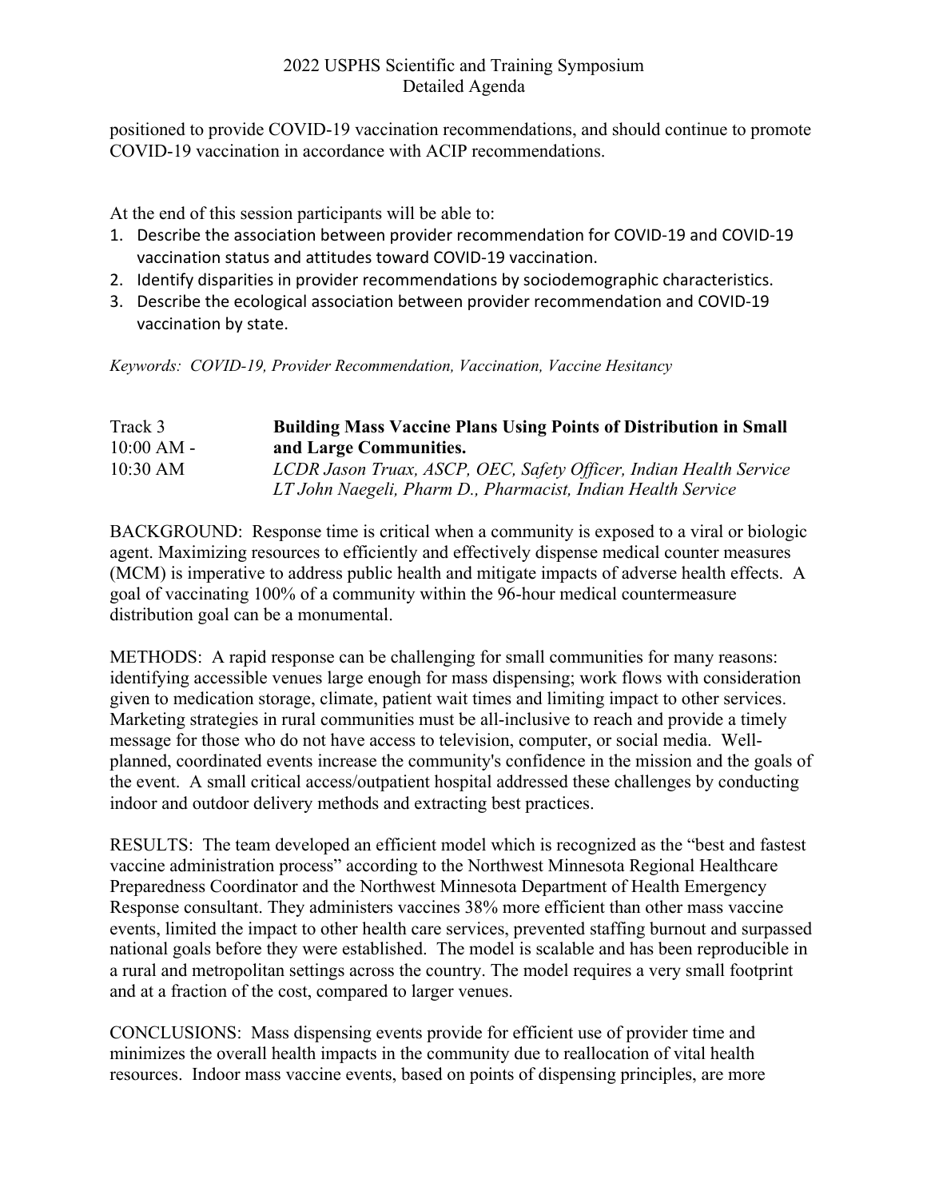positioned to provide COVID-19 vaccination recommendations, and should continue to promote COVID-19 vaccination in accordance with ACIP recommendations.

At the end of this session participants will be able to:

1. Describe the association between provider recommendation for COVID-19 and COVID-19 vaccination status and attitudes toward COVID-19 vaccination.
2. Identify disparities in provider recommendations by sociodemographic characteristics.
3. Describe the ecological association between provider recommendation and COVID-19 vaccination by state.

*Keywords: COVID-19, Provider Recommendation, Vaccination, Vaccine Hesitancy*

Track 3
10:00 AM - 10:30 AM

**Building Mass Vaccine Plans Using Points of Distribution in Small and Large Communities.**

*LCDR Jason Truax, ASCP, OEC, Safety Officer, Indian Health Service*
*LT John Naegeli, Pharm D., Pharmacist, Indian Health Service*

BACKGROUND: Response time is critical when a community is exposed to a viral or biologic agent. Maximizing resources to efficiently and effectively dispense medical counter measures (MCM) is imperative to address public health and mitigate impacts of adverse health effects. A goal of vaccinating 100% of a community within the 96-hour medical countermeasure distribution goal can be a monumental.

METHODS: A rapid response can be challenging for small communities for many reasons: identifying accessible venues large enough for mass dispensing; work flows with consideration given to medication storage, climate, patient wait times and limiting impact to other services. Marketing strategies in rural communities must be all-inclusive to reach and provide a timely message for those who do not have access to television, computer, or social media. Well-planned, coordinated events increase the community's confidence in the mission and the goals of the event. A small critical access/outpatient hospital addressed these challenges by conducting indoor and outdoor delivery methods and extracting best practices.

RESULTS: The team developed an efficient model which is recognized as the "best and fastest vaccine administration process" according to the Northwest Minnesota Regional Healthcare Preparedness Coordinator and the Northwest Minnesota Department of Health Emergency Response consultant. They administers vaccines 38% more efficient than other mass vaccine events, limited the impact to other health care services, prevented staffing burnout and surpassed national goals before they were established. The model is scalable and has been reproducible in a rural and metropolitan settings across the country. The model requires a very small footprint and at a fraction of the cost, compared to larger venues.

CONCLUSIONS: Mass dispensing events provide for efficient use of provider time and minimizes the overall health impacts in the community due to reallocation of vital health resources. Indoor mass vaccine events, based on points of dispensing principles, are more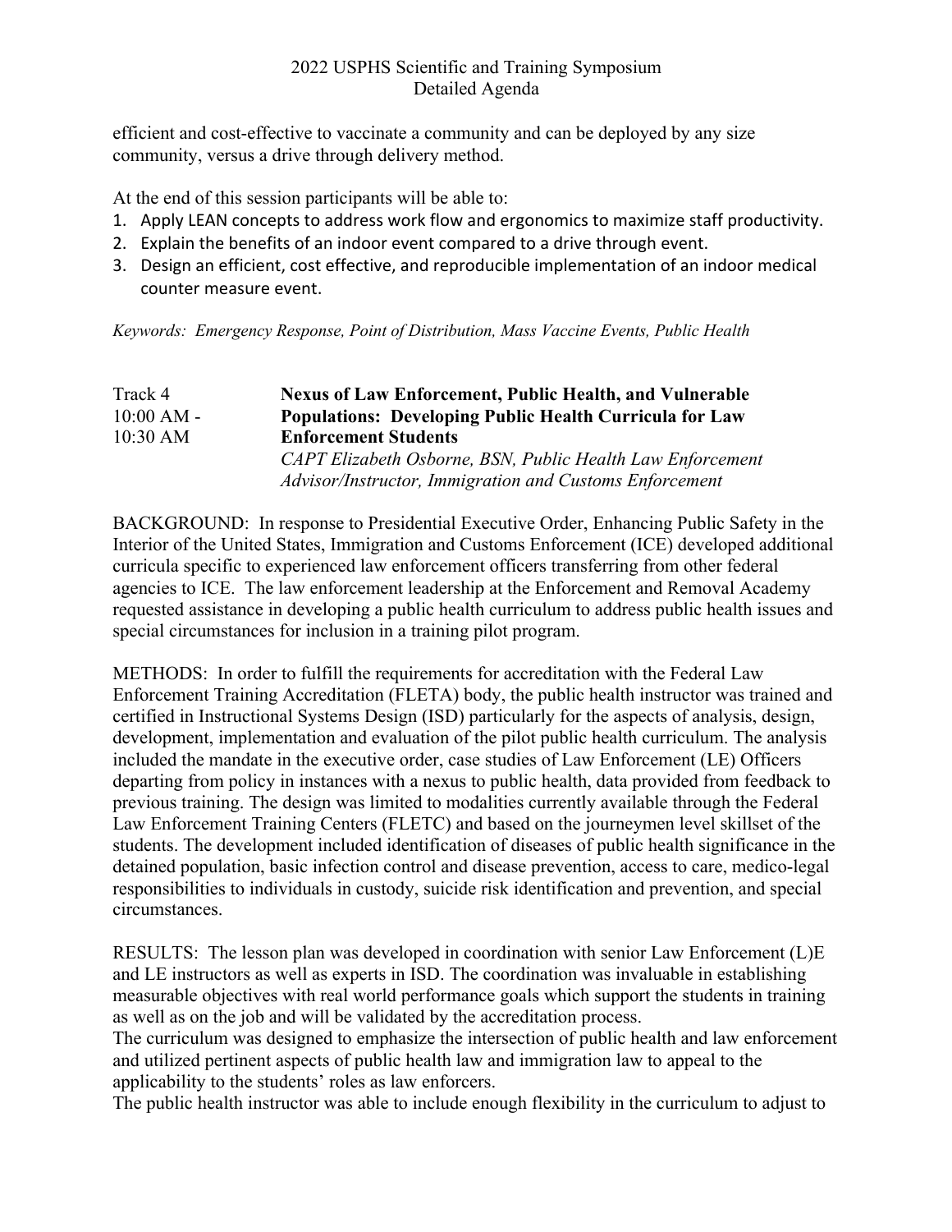efficient and cost-effective to vaccinate a community and can be deployed by any size community, versus a drive through delivery method.

At the end of this session participants will be able to:

1. Apply LEAN concepts to address work flow and ergonomics to maximize staff productivity.
2. Explain the benefits of an indoor event compared to a drive through event.
3. Design an efficient, cost effective, and reproducible implementation of an indoor medical counter measure event.

*Keywords: Emergency Response, Point of Distribution, Mass Vaccine Events, Public Health*

Track 4
10:00 AM - 10:30 AM

**Nexus of Law Enforcement, Public Health, and Vulnerable Populations: Developing Public Health Curricula for Law Enforcement Students**

*CAPT Elizabeth Osborne, BSN, Public Health Law Enforcement Advisor/Instructor, Immigration and Customs Enforcement*

BACKGROUND: In response to Presidential Executive Order, Enhancing Public Safety in the Interior of the United States, Immigration and Customs Enforcement (ICE) developed additional curricula specific to experienced law enforcement officers transferring from other federal agencies to ICE. The law enforcement leadership at the Enforcement and Removal Academy requested assistance in developing a public health curriculum to address public health issues and special circumstances for inclusion in a training pilot program.

METHODS: In order to fulfill the requirements for accreditation with the Federal Law Enforcement Training Accreditation (FLETA) body, the public health instructor was trained and certified in Instructional Systems Design (ISD) particularly for the aspects of analysis, design, development, implementation and evaluation of the pilot public health curriculum. The analysis included the mandate in the executive order, case studies of Law Enforcement (LE) Officers departing from policy in instances with a nexus to public health, data provided from feedback to previous training. The design was limited to modalities currently available through the Federal Law Enforcement Training Centers (FLETC) and based on the journeymen level skillset of the students. The development included identification of diseases of public health significance in the detained population, basic infection control and disease prevention, access to care, medico-legal responsibilities to individuals in custody, suicide risk identification and prevention, and special circumstances.

RESULTS: The lesson plan was developed in coordination with senior Law Enforcement (L)E and LE instructors as well as experts in ISD. The coordination was invaluable in establishing measurable objectives with real world performance goals which support the students in training as well as on the job and will be validated by the accreditation process.

The curriculum was designed to emphasize the intersection of public health and law enforcement and utilized pertinent aspects of public health law and immigration law to appeal to the applicability to the students' roles as law enforcers.

The public health instructor was able to include enough flexibility in the curriculum to adjust to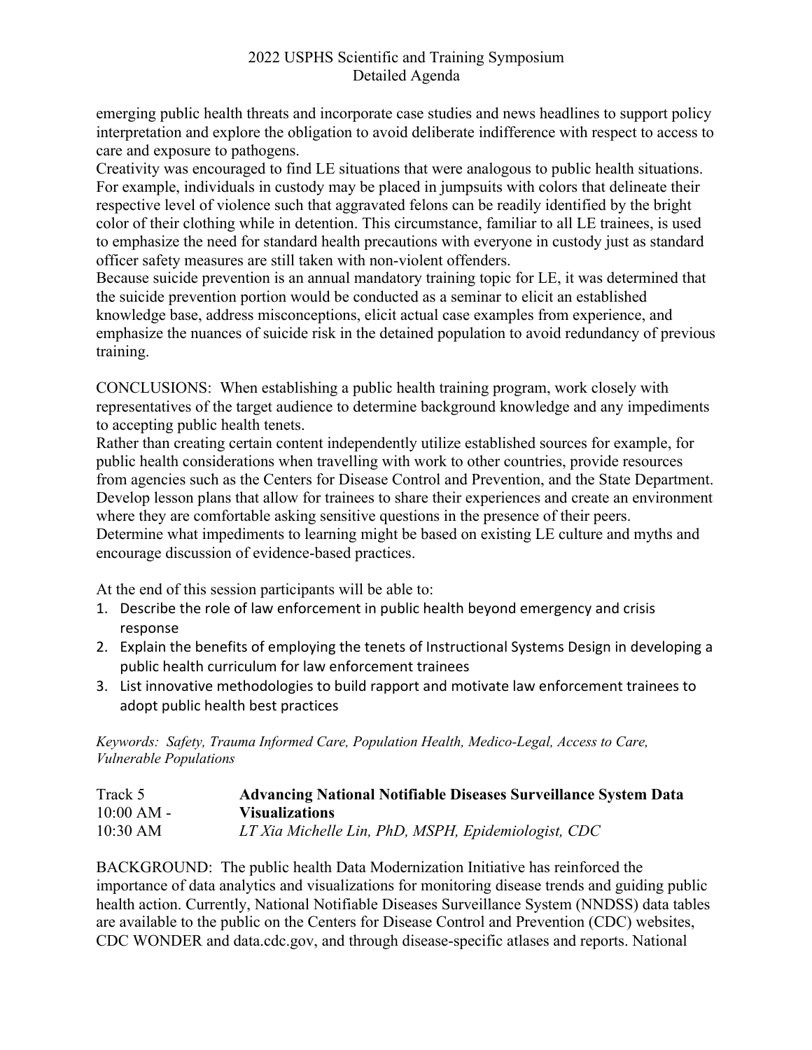emerging public health threats and incorporate case studies and news headlines to support policy interpretation and explore the obligation to avoid deliberate indifference with respect to access to care and exposure to pathogens.
Creativity was encouraged to find LE situations that were analogous to public health situations. For example, individuals in custody may be placed in jumpsuits with colors that delineate their respective level of violence such that aggravated felons can be readily identified by the bright color of their clothing while in detention. This circumstance, familiar to all LE trainees, is used to emphasize the need for standard health precautions with everyone in custody just as standard officer safety measures are still taken with non-violent offenders.
Because suicide prevention is an annual mandatory training topic for LE, it was determined that the suicide prevention portion would be conducted as a seminar to elicit an established knowledge base, address misconceptions, elicit actual case examples from experience, and emphasize the nuances of suicide risk in the detained population to avoid redundancy of previous training.

CONCLUSIONS: When establishing a public health training program, work closely with representatives of the target audience to determine background knowledge and any impediments to accepting public health tenets.
Rather than creating certain content independently utilize established sources for example, for public health considerations when travelling with work to other countries, provide resources from agencies such as the Centers for Disease Control and Prevention, and the State Department. Develop lesson plans that allow for trainees to share their experiences and create an environment where they are comfortable asking sensitive questions in the presence of their peers.
Determine what impediments to learning might be based on existing LE culture and myths and encourage discussion of evidence-based practices.

At the end of this session participants will be able to:

1. Describe the role of law enforcement in public health beyond emergency and crisis response
2. Explain the benefits of employing the tenets of Instructional Systems Design in developing a public health curriculum for law enforcement trainees
3. List innovative methodologies to build rapport and motivate law enforcement trainees to adopt public health best practices

*Keywords: Safety, Trauma Informed Care, Population Health, Medico-Legal, Access to Care, Vulnerable Populations*

Track 5
10:00 AM - 10:30 AM

**Advancing National Notifiable Diseases Surveillance System Data Visualizations**
*LT Xia Michelle Lin, PhD, MSPH, Epidemiologist, CDC*

BACKGROUND: The public health Data Modernization Initiative has reinforced the importance of data analytics and visualizations for monitoring disease trends and guiding public health action. Currently, National Notifiable Diseases Surveillance System (NNDSS) data tables are available to the public on the Centers for Disease Control and Prevention (CDC) websites, CDC WONDER and data.cdc.gov, and through disease-specific atlases and reports. National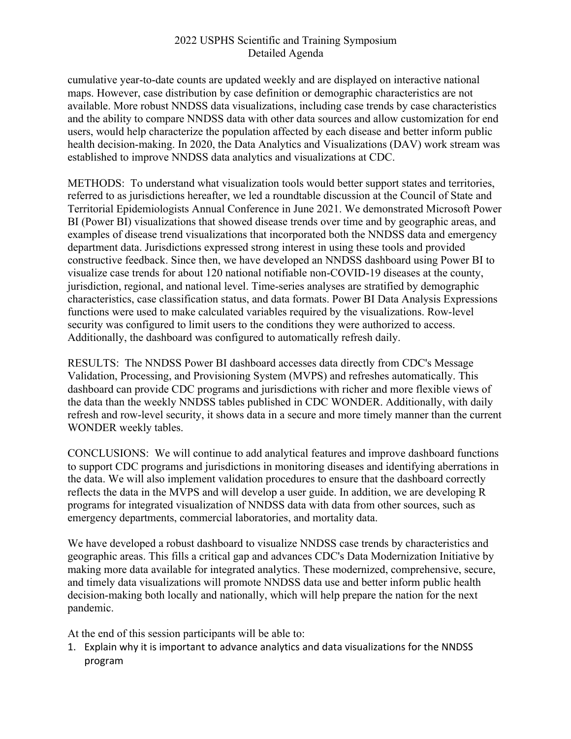cumulative year-to-date counts are updated weekly and are displayed on interactive national maps. However, case distribution by case definition or demographic characteristics are not available. More robust NNDSS data visualizations, including case trends by case characteristics and the ability to compare NNDSS data with other data sources and allow customization for end users, would help characterize the population affected by each disease and better inform public health decision-making. In 2020, the Data Analytics and Visualizations (DAV) work stream was established to improve NNDSS data analytics and visualizations at CDC.

METHODS: To understand what visualization tools would better support states and territories, referred to as jurisdictions hereafter, we led a roundtable discussion at the Council of State and Territorial Epidemiologists Annual Conference in June 2021. We demonstrated Microsoft Power BI (Power BI) visualizations that showed disease trends over time and by geographic areas, and examples of disease trend visualizations that incorporated both the NNDSS data and emergency department data. Jurisdictions expressed strong interest in using these tools and provided constructive feedback. Since then, we have developed an NNDSS dashboard using Power BI to visualize case trends for about 120 national notifiable non-COVID-19 diseases at the county, jurisdiction, regional, and national level. Time-series analyses are stratified by demographic characteristics, case classification status, and data formats. Power BI Data Analysis Expressions functions were used to make calculated variables required by the visualizations. Row-level security was configured to limit users to the conditions they were authorized to access. Additionally, the dashboard was configured to automatically refresh daily.

RESULTS: The NNDSS Power BI dashboard accesses data directly from CDC's Message Validation, Processing, and Provisioning System (MVPS) and refreshes automatically. This dashboard can provide CDC programs and jurisdictions with richer and more flexible views of the data than the weekly NNDSS tables published in CDC WONDER. Additionally, with daily refresh and row-level security, it shows data in a secure and more timely manner than the current WONDER weekly tables.

CONCLUSIONS: We will continue to add analytical features and improve dashboard functions to support CDC programs and jurisdictions in monitoring diseases and identifying aberrations in the data. We will also implement validation procedures to ensure that the dashboard correctly reflects the data in the MVPS and will develop a user guide. In addition, we are developing R programs for integrated visualization of NNDSS data with data from other sources, such as emergency departments, commercial laboratories, and mortality data.

We have developed a robust dashboard to visualize NNDSS case trends by characteristics and geographic areas. This fills a critical gap and advances CDC's Data Modernization Initiative by making more data available for integrated analytics. These modernized, comprehensive, secure, and timely data visualizations will promote NNDSS data use and better inform public health decision-making both locally and nationally, which will help prepare the nation for the next pandemic.

At the end of this session participants will be able to:

1. Explain why it is important to advance analytics and data visualizations for the NNDSS program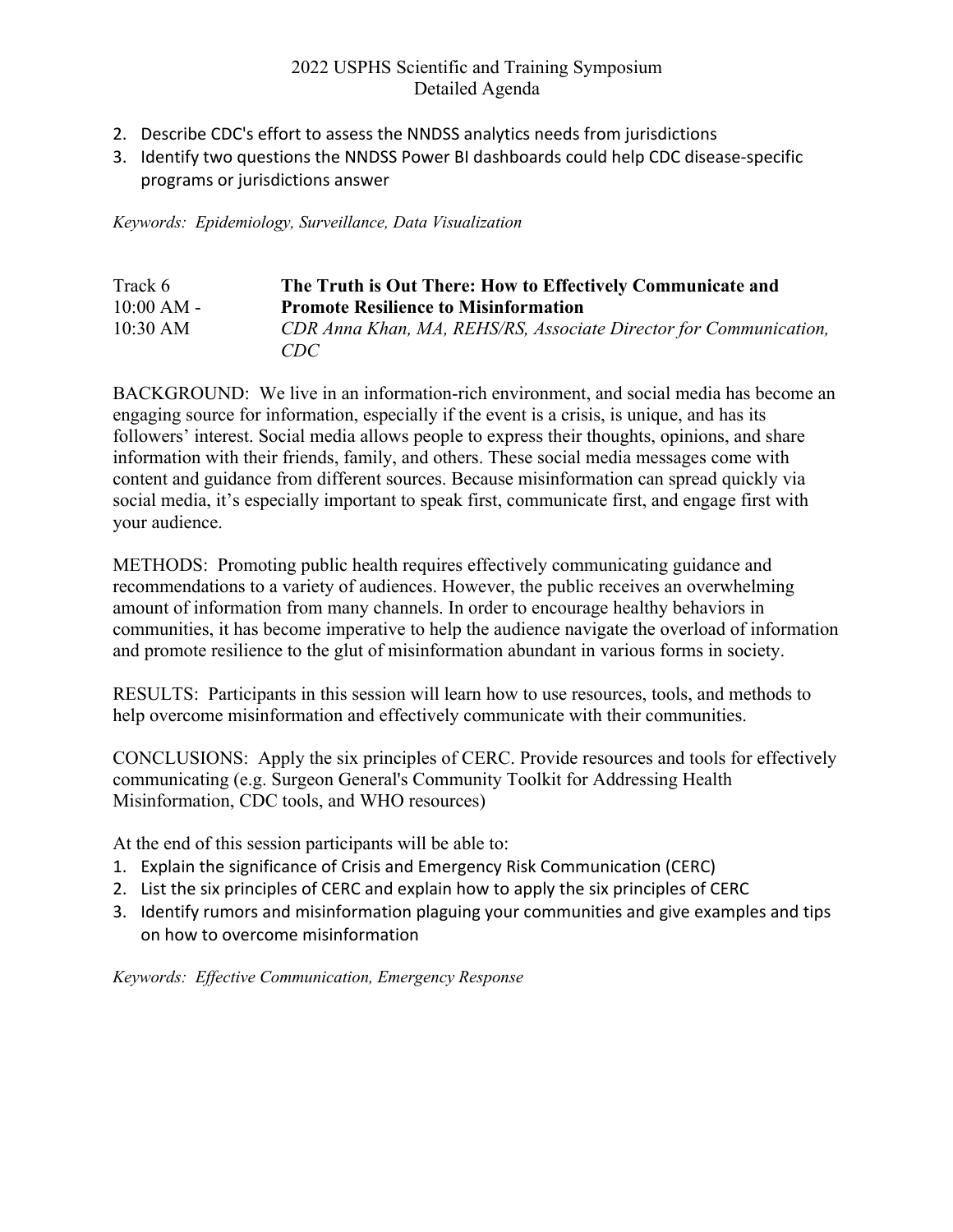2. Describe CDC's effort to assess the NNDSS analytics needs from jurisdictions
3. Identify two questions the NNDSS Power BI dashboards could help CDC disease-specific programs or jurisdictions answer

*Keywords: Epidemiology, Surveillance, Data Visualization*

Track 6
10:00 AM - 10:30 AM

**The Truth is Out There: How to Effectively Communicate and Promote Resilience to Misinformation**

*CDR Anna Khan, MA, REHS/RS, Associate Director for Communication, CDC*

BACKGROUND: We live in an information-rich environment, and social media has become an engaging source for information, especially if the event is a crisis, is unique, and has its followers' interest. Social media allows people to express their thoughts, opinions, and share information with their friends, family, and others. These social media messages come with content and guidance from different sources. Because misinformation can spread quickly via social media, it's especially important to speak first, communicate first, and engage first with your audience.

METHODS: Promoting public health requires effectively communicating guidance and recommendations to a variety of audiences. However, the public receives an overwhelming amount of information from many channels. In order to encourage healthy behaviors in communities, it has become imperative to help the audience navigate the overload of information and promote resilience to the glut of misinformation abundant in various forms in society.

RESULTS: Participants in this session will learn how to use resources, tools, and methods to help overcome misinformation and effectively communicate with their communities.

CONCLUSIONS: Apply the six principles of CERC. Provide resources and tools for effectively communicating (e.g. Surgeon General's Community Toolkit for Addressing Health Misinformation, CDC tools, and WHO resources)

At the end of this session participants will be able to:

1. Explain the significance of Crisis and Emergency Risk Communication (CERC)
2. List the six principles of CERC and explain how to apply the six principles of CERC
3. Identify rumors and misinformation plaguing your communities and give examples and tips on how to overcome misinformation

*Keywords: Effective Communication, Emergency Response*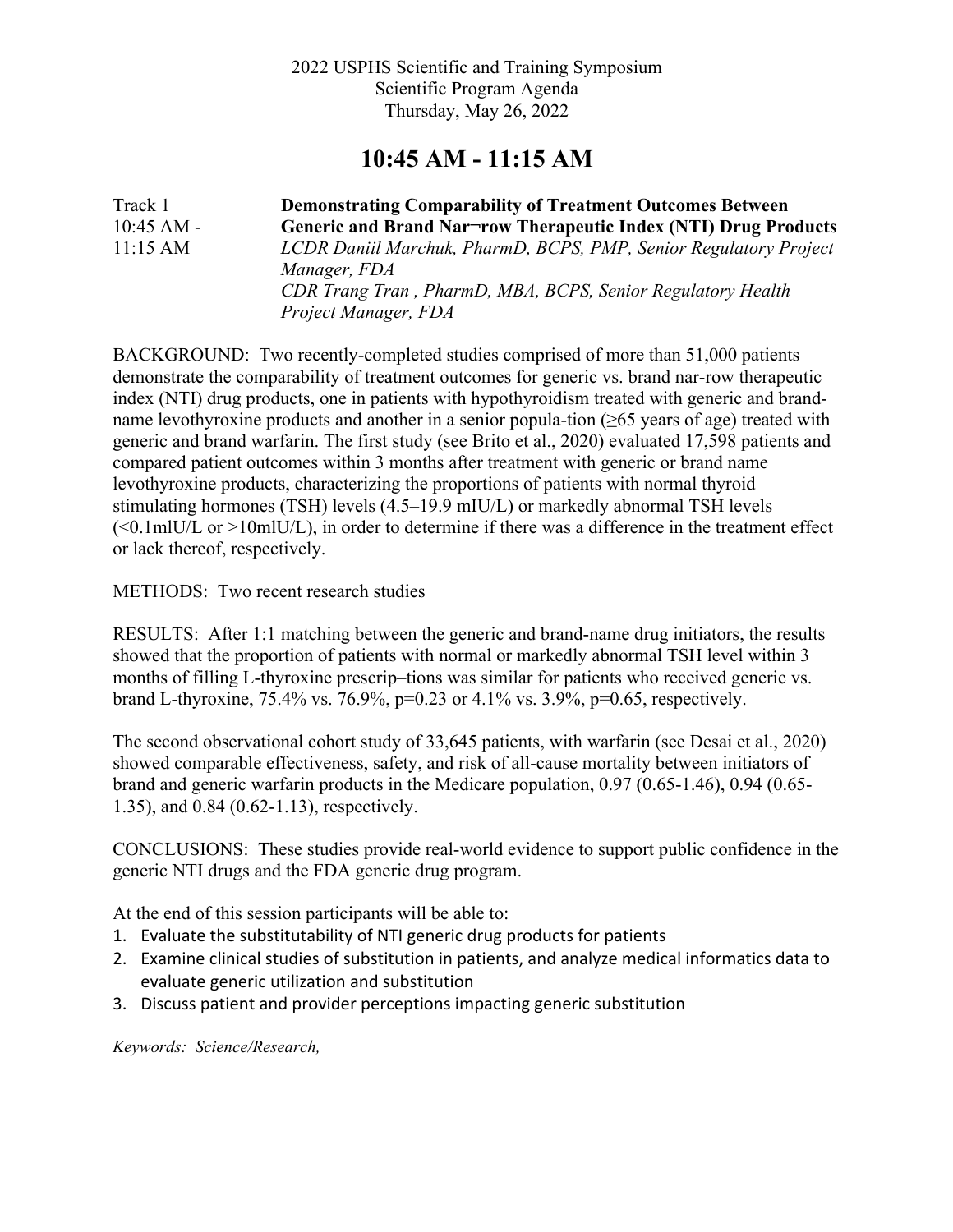2022 USPHS Scientific and Training Symposium
Scientific Program Agenda
Thursday, May 26, 2022

# 10:45 AM - 11:15 AM

Track 1
10:45 AM - 11:15 AM

**Demonstrating Comparability of Treatment Outcomes Between Generic and Brand Nar¬row Therapeutic Index (NTI) Drug Products**

*LCDR Daniil Marchuk, PharmD, BCPS, PMP, Senior Regulatory Project Manager, FDA*

*CDR Trang Tran , PharmD, MBA, BCPS, Senior Regulatory Health Project Manager, FDA*

BACKGROUND: Two recently-completed studies comprised of more than 51,000 patients demonstrate the comparability of treatment outcomes for generic vs. brand nar-row therapeutic index (NTI) drug products, one in patients with hypothyroidism treated with generic and brand-name levothyroxine products and another in a senior popula-tion (≥65 years of age) treated with generic and brand warfarin. The first study (see Brito et al., 2020) evaluated 17,598 patients and compared patient outcomes within 3 months after treatment with generic or brand name levothyroxine products, characterizing the proportions of patients with normal thyroid stimulating hormones (TSH) levels (4.5–19.9 mIU/L) or markedly abnormal TSH levels (<0.1mlU/L or >10mlU/L), in order to determine if there was a difference in the treatment effect or lack thereof, respectively.

METHODS: Two recent research studies

RESULTS: After 1:1 matching between the generic and brand-name drug initiators, the results showed that the proportion of patients with normal or markedly abnormal TSH level within 3 months of filling L-thyroxine prescrip–tions was similar for patients who received generic vs. brand L-thyroxine, 75.4% vs. 76.9%, p=0.23 or 4.1% vs. 3.9%, p=0.65, respectively.

The second observational cohort study of 33,645 patients, with warfarin (see Desai et al., 2020) showed comparable effectiveness, safety, and risk of all-cause mortality between initiators of brand and generic warfarin products in the Medicare population, 0.97 (0.65-1.46), 0.94 (0.65-1.35), and 0.84 (0.62-1.13), respectively.

CONCLUSIONS: These studies provide real-world evidence to support public confidence in the generic NTI drugs and the FDA generic drug program.

At the end of this session participants will be able to:

1. Evaluate the substitutability of NTI generic drug products for patients
2. Examine clinical studies of substitution in patients, and analyze medical informatics data to evaluate generic utilization and substitution
3. Discuss patient and provider perceptions impacting generic substitution

*Keywords: Science/Research,*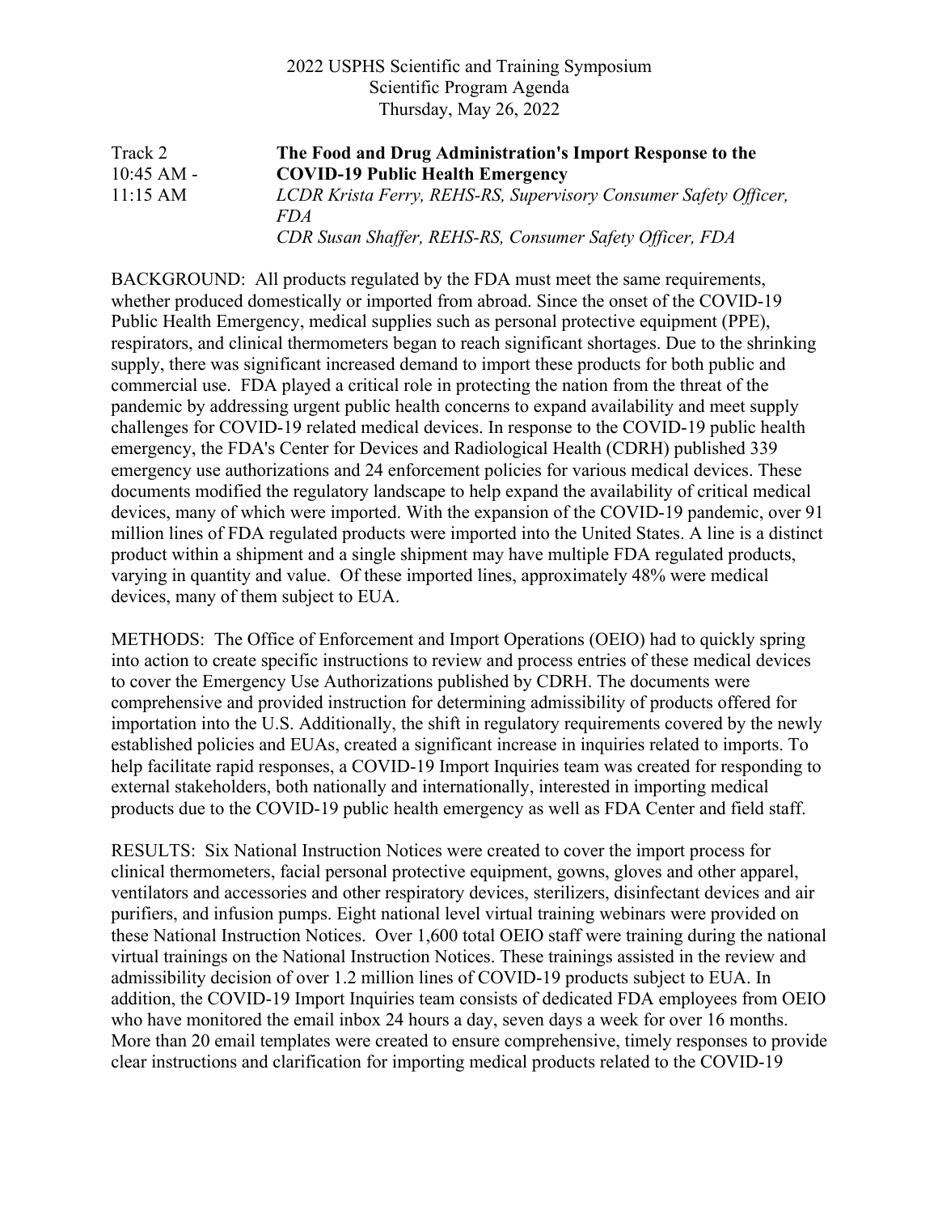2022 USPHS Scientific and Training Symposium
Scientific Program Agenda
Thursday, May 26, 2022

Track 2
10:45 AM - 11:15 AM

**The Food and Drug Administration's Import Response to the COVID-19 Public Health Emergency**

*LCDR Krista Ferry, REHS-RS, Supervisory Consumer Safety Officer, FDA*
*CDR Susan Shaffer, REHS-RS, Consumer Safety Officer, FDA*

BACKGROUND: All products regulated by the FDA must meet the same requirements, whether produced domestically or imported from abroad. Since the onset of the COVID-19 Public Health Emergency, medical supplies such as personal protective equipment (PPE), respirators, and clinical thermometers began to reach significant shortages. Due to the shrinking supply, there was significant increased demand to import these products for both public and commercial use. FDA played a critical role in protecting the nation from the threat of the pandemic by addressing urgent public health concerns to expand availability and meet supply challenges for COVID-19 related medical devices. In response to the COVID-19 public health emergency, the FDA's Center for Devices and Radiological Health (CDRH) published 339 emergency use authorizations and 24 enforcement policies for various medical devices. These documents modified the regulatory landscape to help expand the availability of critical medical devices, many of which were imported. With the expansion of the COVID-19 pandemic, over 91 million lines of FDA regulated products were imported into the United States. A line is a distinct product within a shipment and a single shipment may have multiple FDA regulated products, varying in quantity and value. Of these imported lines, approximately 48% were medical devices, many of them subject to EUA.

METHODS: The Office of Enforcement and Import Operations (OEIO) had to quickly spring into action to create specific instructions to review and process entries of these medical devices to cover the Emergency Use Authorizations published by CDRH. The documents were comprehensive and provided instruction for determining admissibility of products offered for importation into the U.S. Additionally, the shift in regulatory requirements covered by the newly established policies and EUAs, created a significant increase in inquiries related to imports. To help facilitate rapid responses, a COVID-19 Import Inquiries team was created for responding to external stakeholders, both nationally and internationally, interested in importing medical products due to the COVID-19 public health emergency as well as FDA Center and field staff.

RESULTS: Six National Instruction Notices were created to cover the import process for clinical thermometers, facial personal protective equipment, gowns, gloves and other apparel, ventilators and accessories and other respiratory devices, sterilizers, disinfectant devices and air purifiers, and infusion pumps. Eight national level virtual training webinars were provided on these National Instruction Notices. Over 1,600 total OEIO staff were training during the national virtual trainings on the National Instruction Notices. These trainings assisted in the review and admissibility decision of over 1.2 million lines of COVID-19 products subject to EUA. In addition, the COVID-19 Import Inquiries team consists of dedicated FDA employees from OEIO who have monitored the email inbox 24 hours a day, seven days a week for over 16 months. More than 20 email templates were created to ensure comprehensive, timely responses to provide clear instructions and clarification for importing medical products related to the COVID-19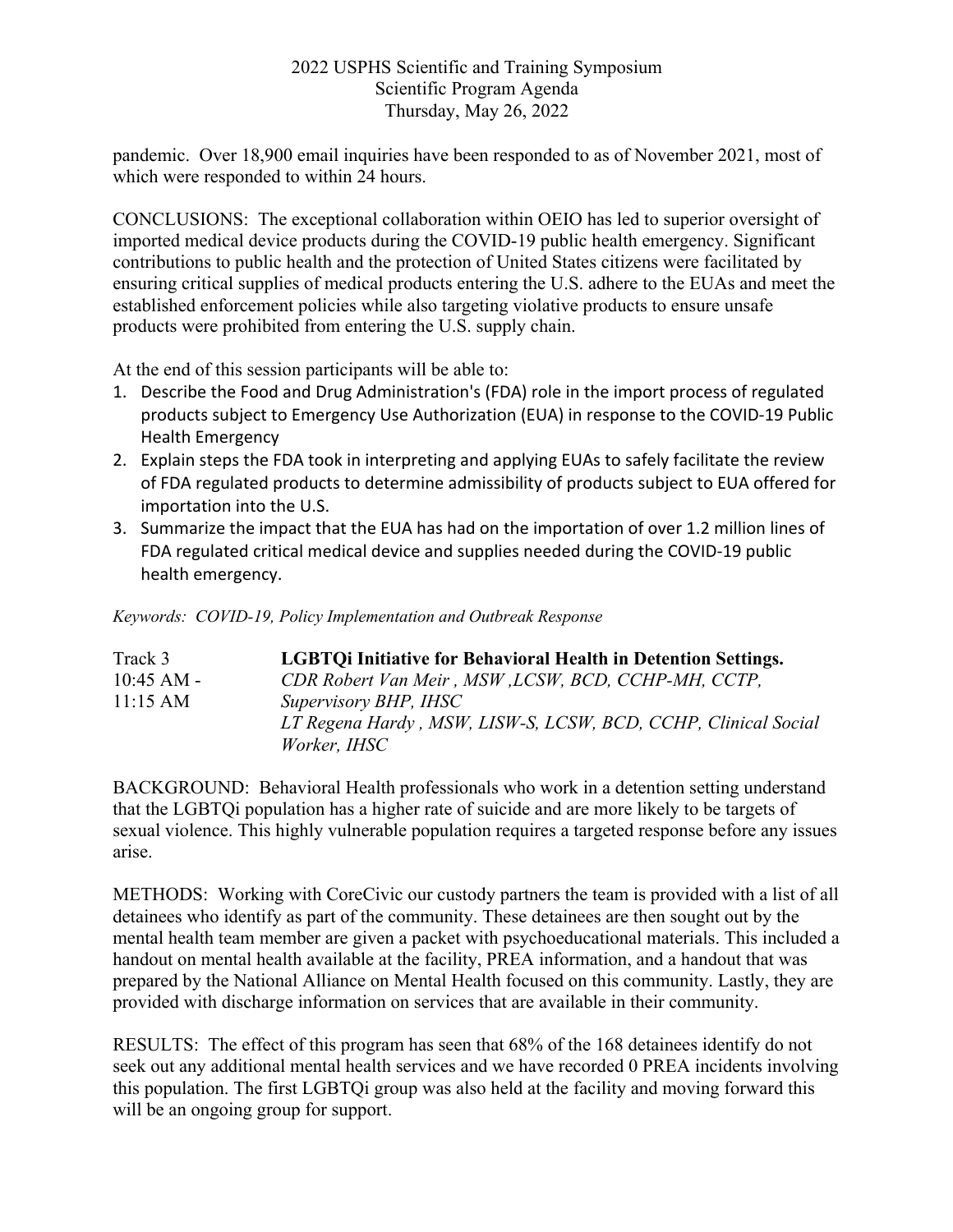pandemic. Over 18,900 email inquiries have been responded to as of November 2021, most of which were responded to within 24 hours.

CONCLUSIONS: The exceptional collaboration within OEIO has led to superior oversight of imported medical device products during the COVID-19 public health emergency. Significant contributions to public health and the protection of United States citizens were facilitated by ensuring critical supplies of medical products entering the U.S. adhere to the EUAs and meet the established enforcement policies while also targeting violative products to ensure unsafe products were prohibited from entering the U.S. supply chain.

At the end of this session participants will be able to:

1. Describe the Food and Drug Administration's (FDA) role in the import process of regulated products subject to Emergency Use Authorization (EUA) in response to the COVID-19 Public Health Emergency
2. Explain steps the FDA took in interpreting and applying EUAs to safely facilitate the review of FDA regulated products to determine admissibility of products subject to EUA offered for importation into the U.S.
3. Summarize the impact that the EUA has had on the importation of over 1.2 million lines of FDA regulated critical medical device and supplies needed during the COVID-19 public health emergency.

*Keywords: COVID-19, Policy Implementation and Outbreak Response*

Track 3
10:45 AM - 11:15 AM

**LGBTQi Initiative for Behavioral Health in Detention Settings.**
*CDR Robert Van Meir , MSW ,LCSW, BCD, CCHP-MH, CCTP, Supervisory BHP, IHSC*
*LT Regena Hardy , MSW, LISW-S, LCSW, BCD, CCHP, Clinical Social Worker, IHSC*

BACKGROUND: Behavioral Health professionals who work in a detention setting understand that the LGBTQi population has a higher rate of suicide and are more likely to be targets of sexual violence. This highly vulnerable population requires a targeted response before any issues arise.

METHODS: Working with CoreCivic our custody partners the team is provided with a list of all detainees who identify as part of the community. These detainees are then sought out by the mental health team member are given a packet with psychoeducational materials. This included a handout on mental health available at the facility, PREA information, and a handout that was prepared by the National Alliance on Mental Health focused on this community. Lastly, they are provided with discharge information on services that are available in their community.

RESULTS: The effect of this program has seen that 68% of the 168 detainees identify do not seek out any additional mental health services and we have recorded 0 PREA incidents involving this population. The first LGBTQi group was also held at the facility and moving forward this will be an ongoing group for support.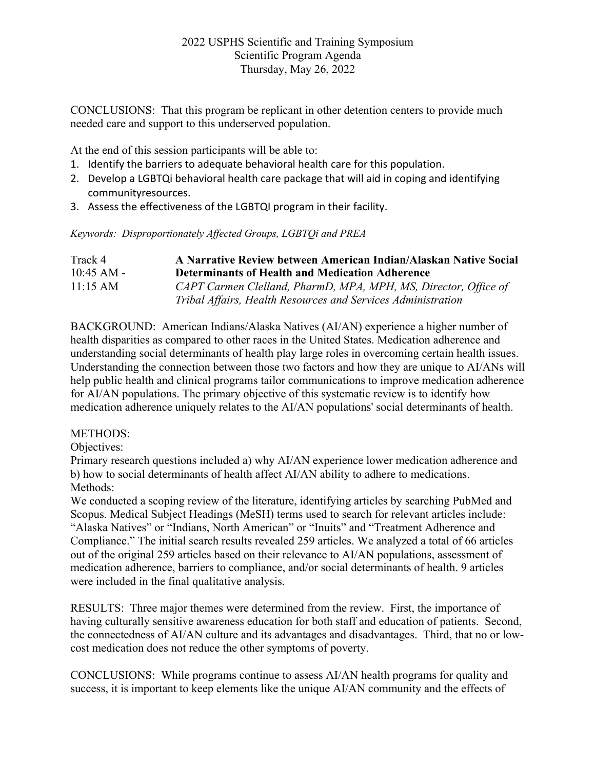CONCLUSIONS: That this program be replicant in other detention centers to provide much needed care and support to this underserved population.

At the end of this session participants will be able to:

1. Identify the barriers to adequate behavioral health care for this population.
2. Develop a LGBTQi behavioral health care package that will aid in coping and identifying communityresources.
3. Assess the effectiveness of the LGBTQI program in their facility.

*Keywords: Disproportionately Affected Groups, LGBTQi and PREA*

Track 4
10:45 AM - 11:15 AM

**A Narrative Review between American Indian/Alaskan Native Social Determinants of Health and Medication Adherence**

*CAPT Carmen Clelland, PharmD, MPA, MPH, MS, Director, Office of Tribal Affairs, Health Resources and Services Administration*

BACKGROUND: American Indians/Alaska Natives (AI/AN) experience a higher number of health disparities as compared to other races in the United States. Medication adherence and understanding social determinants of health play large roles in overcoming certain health issues. Understanding the connection between those two factors and how they are unique to AI/ANs will help public health and clinical programs tailor communications to improve medication adherence for AI/AN populations. The primary objective of this systematic review is to identify how medication adherence uniquely relates to the AI/AN populations' social determinants of health.

METHODS:

Objectives:

Primary research questions included a) why AI/AN experience lower medication adherence and b) how to social determinants of health affect AI/AN ability to adhere to medications.

Methods:

We conducted a scoping review of the literature, identifying articles by searching PubMed and Scopus. Medical Subject Headings (MeSH) terms used to search for relevant articles include: "Alaska Natives" or "Indians, North American" or "Inuits" and "Treatment Adherence and Compliance." The initial search results revealed 259 articles. We analyzed a total of 66 articles out of the original 259 articles based on their relevance to AI/AN populations, assessment of medication adherence, barriers to compliance, and/or social determinants of health. 9 articles were included in the final qualitative analysis.

RESULTS: Three major themes were determined from the review. First, the importance of having culturally sensitive awareness education for both staff and education of patients. Second, the connectedness of AI/AN culture and its advantages and disadvantages. Third, that no or low-cost medication does not reduce the other symptoms of poverty.

CONCLUSIONS: While programs continue to assess AI/AN health programs for quality and success, it is important to keep elements like the unique AI/AN community and the effects of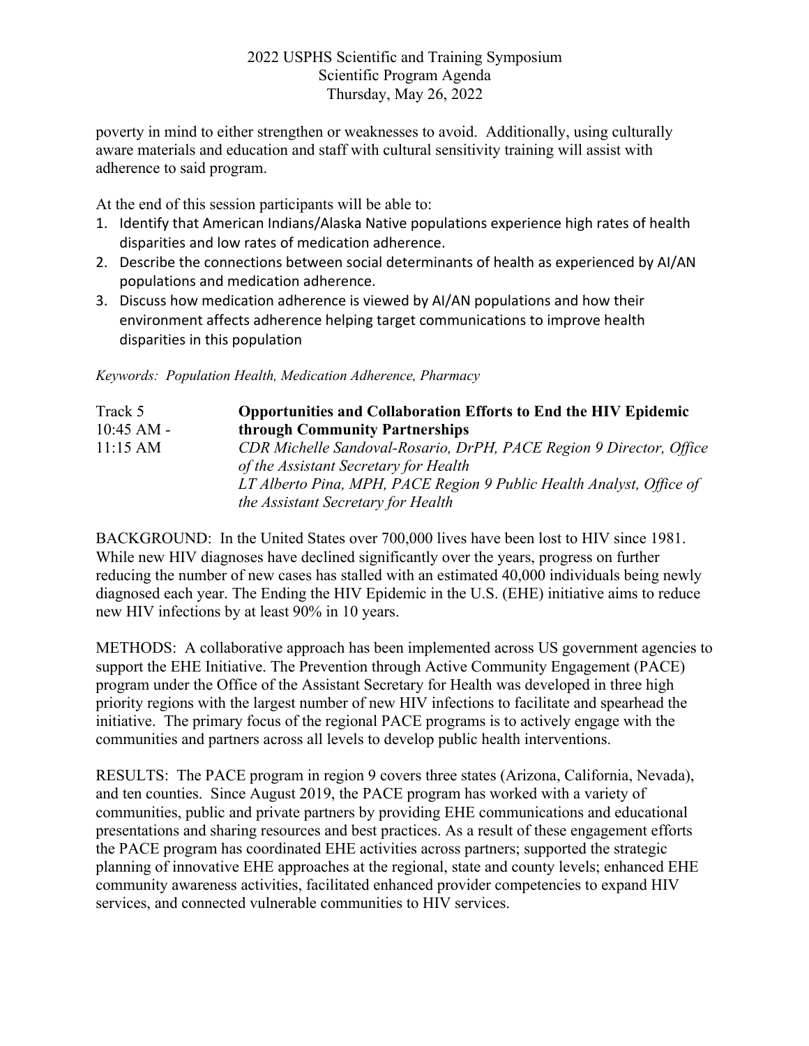poverty in mind to either strengthen or weaknesses to avoid. Additionally, using culturally aware materials and education and staff with cultural sensitivity training will assist with adherence to said program.

At the end of this session participants will be able to:

1. Identify that American Indians/Alaska Native populations experience high rates of health disparities and low rates of medication adherence.
2. Describe the connections between social determinants of health as experienced by AI/AN populations and medication adherence.
3. Discuss how medication adherence is viewed by AI/AN populations and how their environment affects adherence helping target communications to improve health disparities in this population

*Keywords: Population Health, Medication Adherence, Pharmacy*

Track 5
10:45 AM - 11:15 AM

**Opportunities and Collaboration Efforts to End the HIV Epidemic through Community Partnerships**

*CDR Michelle Sandoval-Rosario, DrPH, PACE Region 9 Director, Office of the Assistant Secretary for Health*
*LT Alberto Pina, MPH, PACE Region 9 Public Health Analyst, Office of the Assistant Secretary for Health*

BACKGROUND: In the United States over 700,000 lives have been lost to HIV since 1981. While new HIV diagnoses have declined significantly over the years, progress on further reducing the number of new cases has stalled with an estimated 40,000 individuals being newly diagnosed each year. The Ending the HIV Epidemic in the U.S. (EHE) initiative aims to reduce new HIV infections by at least 90% in 10 years.

METHODS: A collaborative approach has been implemented across US government agencies to support the EHE Initiative. The Prevention through Active Community Engagement (PACE) program under the Office of the Assistant Secretary for Health was developed in three high priority regions with the largest number of new HIV infections to facilitate and spearhead the initiative. The primary focus of the regional PACE programs is to actively engage with the communities and partners across all levels to develop public health interventions.

RESULTS: The PACE program in region 9 covers three states (Arizona, California, Nevada), and ten counties. Since August 2019, the PACE program has worked with a variety of communities, public and private partners by providing EHE communications and educational presentations and sharing resources and best practices. As a result of these engagement efforts the PACE program has coordinated EHE activities across partners; supported the strategic planning of innovative EHE approaches at the regional, state and county levels; enhanced EHE community awareness activities, facilitated enhanced provider competencies to expand HIV services, and connected vulnerable communities to HIV services.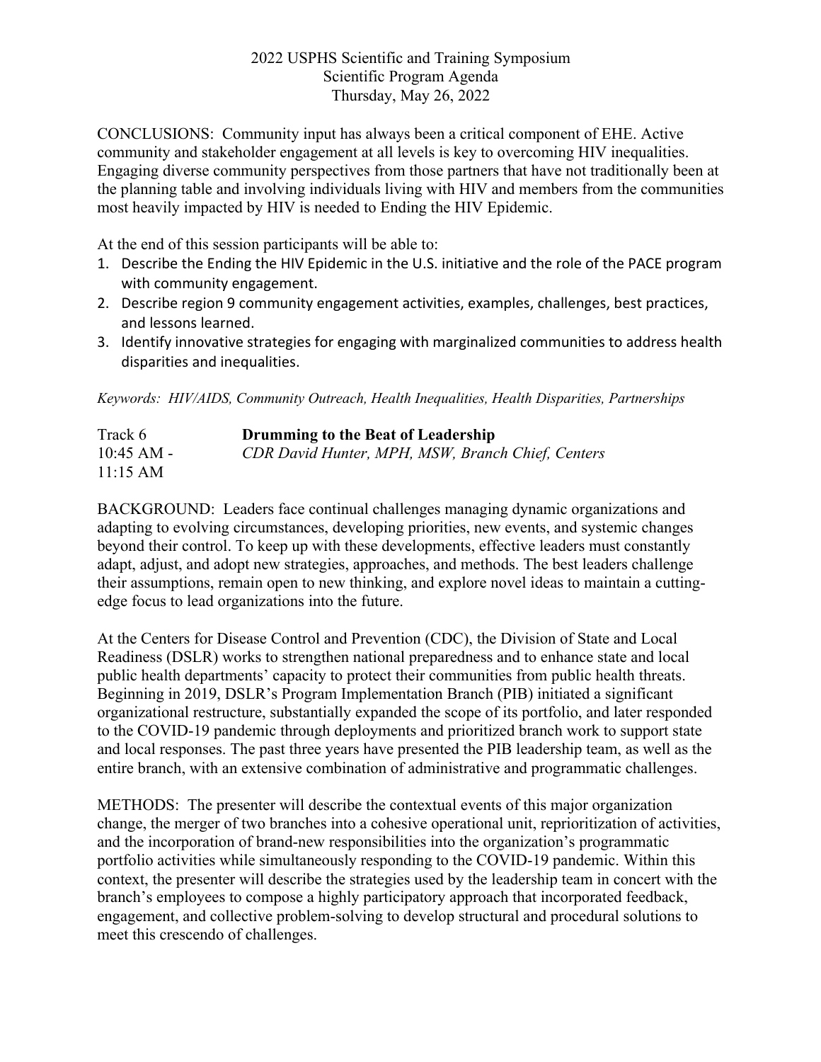CONCLUSIONS: Community input has always been a critical component of EHE. Active community and stakeholder engagement at all levels is key to overcoming HIV inequalities. Engaging diverse community perspectives from those partners that have not traditionally been at the planning table and involving individuals living with HIV and members from the communities most heavily impacted by HIV is needed to Ending the HIV Epidemic.

At the end of this session participants will be able to:

1. Describe the Ending the HIV Epidemic in the U.S. initiative and the role of the PACE program with community engagement.
2. Describe region 9 community engagement activities, examples, challenges, best practices, and lessons learned.
3. Identify innovative strategies for engaging with marginalized communities to address health disparities and inequalities.

*Keywords: HIV/AIDS, Community Outreach, Health Inequalities, Health Disparities, Partnerships*

Track 6 | 10:45 AM - 11:15 AM

**Drumming to the Beat of Leadership**

*CDR David Hunter, MPH, MSW, Branch Chief, Centers*

BACKGROUND: Leaders face continual challenges managing dynamic organizations and adapting to evolving circumstances, developing priorities, new events, and systemic changes beyond their control. To keep up with these developments, effective leaders must constantly adapt, adjust, and adopt new strategies, approaches, and methods. The best leaders challenge their assumptions, remain open to new thinking, and explore novel ideas to maintain a cutting-edge focus to lead organizations into the future.

At the Centers for Disease Control and Prevention (CDC), the Division of State and Local Readiness (DSLR) works to strengthen national preparedness and to enhance state and local public health departments' capacity to protect their communities from public health threats. Beginning in 2019, DSLR's Program Implementation Branch (PIB) initiated a significant organizational restructure, substantially expanded the scope of its portfolio, and later responded to the COVID-19 pandemic through deployments and prioritized branch work to support state and local responses. The past three years have presented the PIB leadership team, as well as the entire branch, with an extensive combination of administrative and programmatic challenges.

METHODS: The presenter will describe the contextual events of this major organization change, the merger of two branches into a cohesive operational unit, reprioritization of activities, and the incorporation of brand-new responsibilities into the organization's programmatic portfolio activities while simultaneously responding to the COVID-19 pandemic. Within this context, the presenter will describe the strategies used by the leadership team in concert with the branch's employees to compose a highly participatory approach that incorporated feedback, engagement, and collective problem-solving to develop structural and procedural solutions to meet this crescendo of challenges.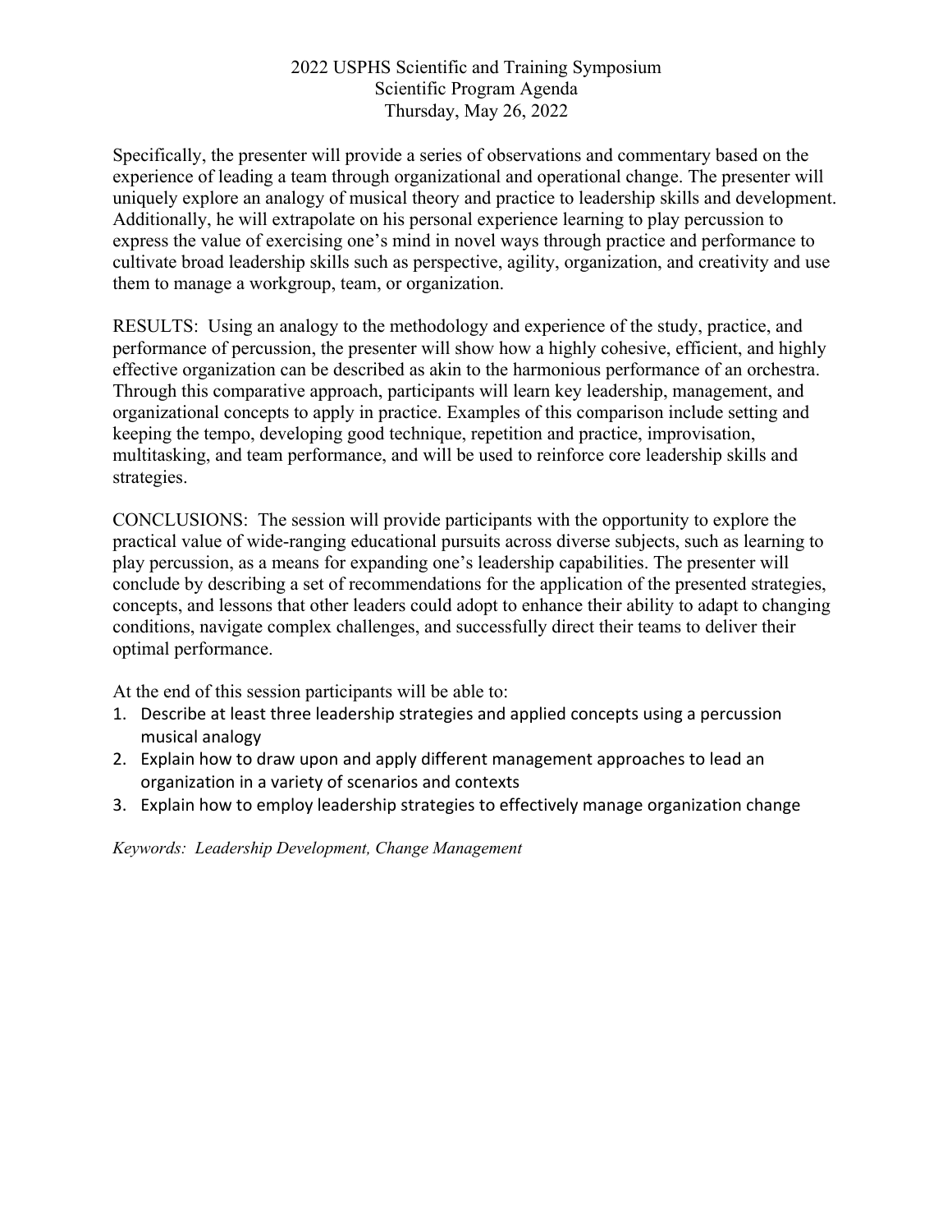Specifically, the presenter will provide a series of observations and commentary based on the experience of leading a team through organizational and operational change. The presenter will uniquely explore an analogy of musical theory and practice to leadership skills and development. Additionally, he will extrapolate on his personal experience learning to play percussion to express the value of exercising one's mind in novel ways through practice and performance to cultivate broad leadership skills such as perspective, agility, organization, and creativity and use them to manage a workgroup, team, or organization.

RESULTS: Using an analogy to the methodology and experience of the study, practice, and performance of percussion, the presenter will show how a highly cohesive, efficient, and highly effective organization can be described as akin to the harmonious performance of an orchestra. Through this comparative approach, participants will learn key leadership, management, and organizational concepts to apply in practice. Examples of this comparison include setting and keeping the tempo, developing good technique, repetition and practice, improvisation, multitasking, and team performance, and will be used to reinforce core leadership skills and strategies.

CONCLUSIONS: The session will provide participants with the opportunity to explore the practical value of wide-ranging educational pursuits across diverse subjects, such as learning to play percussion, as a means for expanding one's leadership capabilities. The presenter will conclude by describing a set of recommendations for the application of the presented strategies, concepts, and lessons that other leaders could adopt to enhance their ability to adapt to changing conditions, navigate complex challenges, and successfully direct their teams to deliver their optimal performance.

At the end of this session participants will be able to:

1. Describe at least three leadership strategies and applied concepts using a percussion musical analogy
2. Explain how to draw upon and apply different management approaches to lead an organization in a variety of scenarios and contexts
3. Explain how to employ leadership strategies to effectively manage organization change

*Keywords: Leadership Development, Change Management*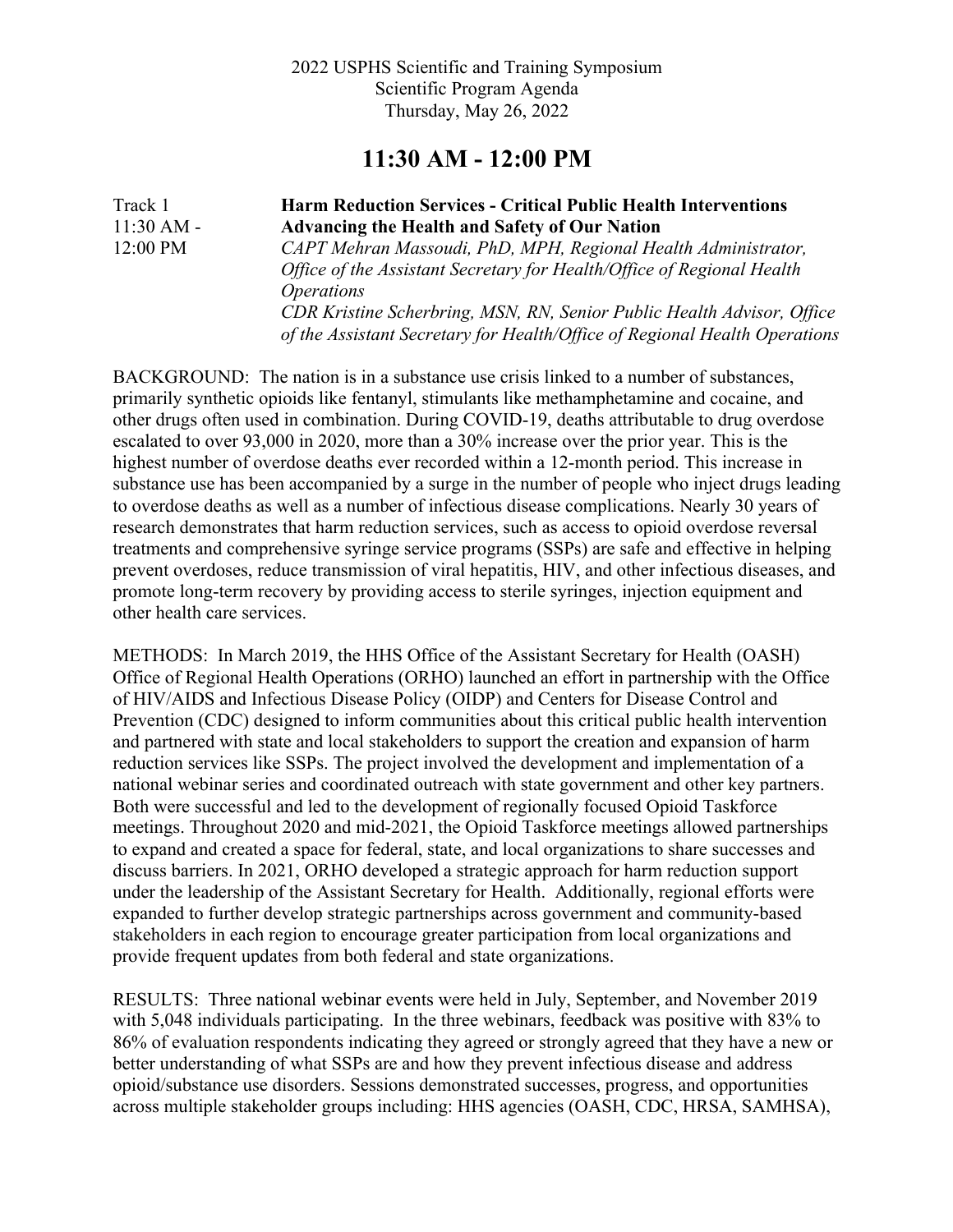2022 USPHS Scientific and Training Symposium
Scientific Program Agenda
Thursday, May 26, 2022

# 11:30 AM - 12:00 PM

Track 1
11:30 AM - 12:00 PM

**Harm Reduction Services - Critical Public Health Interventions Advancing the Health and Safety of Our Nation**

*CAPT Mehran Massoudi, PhD, MPH, Regional Health Administrator, Office of the Assistant Secretary for Health/Office of Regional Health Operations*

*CDR Kristine Scherbring, MSN, RN, Senior Public Health Advisor, Office of the Assistant Secretary for Health/Office of Regional Health Operations*

BACKGROUND: The nation is in a substance use crisis linked to a number of substances, primarily synthetic opioids like fentanyl, stimulants like methamphetamine and cocaine, and other drugs often used in combination. During COVID-19, deaths attributable to drug overdose escalated to over 93,000 in 2020, more than a 30% increase over the prior year. This is the highest number of overdose deaths ever recorded within a 12-month period. This increase in substance use has been accompanied by a surge in the number of people who inject drugs leading to overdose deaths as well as a number of infectious disease complications. Nearly 30 years of research demonstrates that harm reduction services, such as access to opioid overdose reversal treatments and comprehensive syringe service programs (SSPs) are safe and effective in helping prevent overdoses, reduce transmission of viral hepatitis, HIV, and other infectious diseases, and promote long-term recovery by providing access to sterile syringes, injection equipment and other health care services.

METHODS: In March 2019, the HHS Office of the Assistant Secretary for Health (OASH) Office of Regional Health Operations (ORHO) launched an effort in partnership with the Office of HIV/AIDS and Infectious Disease Policy (OIDP) and Centers for Disease Control and Prevention (CDC) designed to inform communities about this critical public health intervention and partnered with state and local stakeholders to support the creation and expansion of harm reduction services like SSPs. The project involved the development and implementation of a national webinar series and coordinated outreach with state government and other key partners. Both were successful and led to the development of regionally focused Opioid Taskforce meetings. Throughout 2020 and mid-2021, the Opioid Taskforce meetings allowed partnerships to expand and created a space for federal, state, and local organizations to share successes and discuss barriers. In 2021, ORHO developed a strategic approach for harm reduction support under the leadership of the Assistant Secretary for Health. Additionally, regional efforts were expanded to further develop strategic partnerships across government and community-based stakeholders in each region to encourage greater participation from local organizations and provide frequent updates from both federal and state organizations.

RESULTS: Three national webinar events were held in July, September, and November 2019 with 5,048 individuals participating. In the three webinars, feedback was positive with 83% to 86% of evaluation respondents indicating they agreed or strongly agreed that they have a new or better understanding of what SSPs are and how they prevent infectious disease and address opioid/substance use disorders. Sessions demonstrated successes, progress, and opportunities across multiple stakeholder groups including: HHS agencies (OASH, CDC, HRSA, SAMHSA),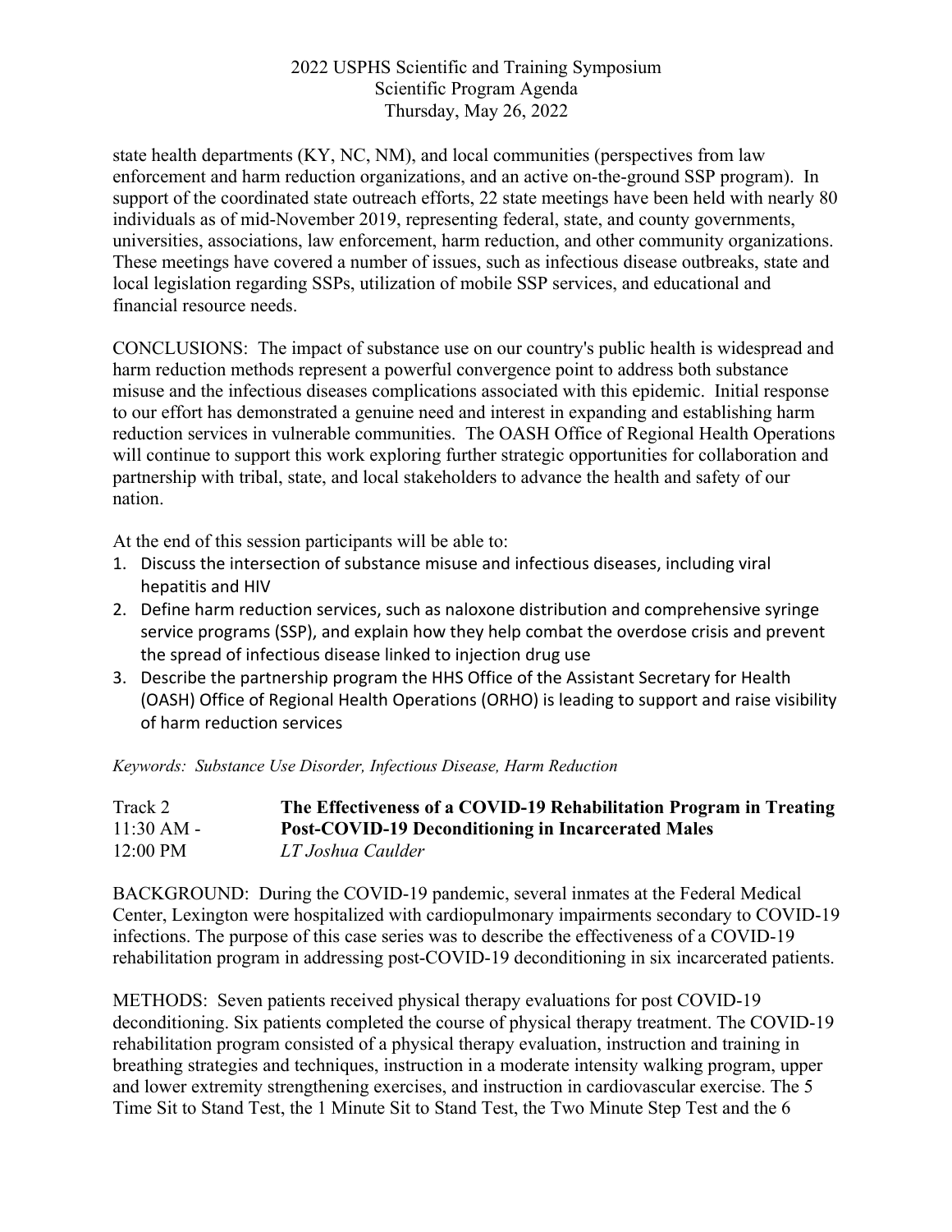state health departments (KY, NC, NM), and local communities (perspectives from law enforcement and harm reduction organizations, and an active on-the-ground SSP program). In support of the coordinated state outreach efforts, 22 state meetings have been held with nearly 80 individuals as of mid-November 2019, representing federal, state, and county governments, universities, associations, law enforcement, harm reduction, and other community organizations. These meetings have covered a number of issues, such as infectious disease outbreaks, state and local legislation regarding SSPs, utilization of mobile SSP services, and educational and financial resource needs.

CONCLUSIONS: The impact of substance use on our country's public health is widespread and harm reduction methods represent a powerful convergence point to address both substance misuse and the infectious diseases complications associated with this epidemic. Initial response to our effort has demonstrated a genuine need and interest in expanding and establishing harm reduction services in vulnerable communities. The OASH Office of Regional Health Operations will continue to support this work exploring further strategic opportunities for collaboration and partnership with tribal, state, and local stakeholders to advance the health and safety of our nation.

At the end of this session participants will be able to:

1. Discuss the intersection of substance misuse and infectious diseases, including viral hepatitis and HIV
2. Define harm reduction services, such as naloxone distribution and comprehensive syringe service programs (SSP), and explain how they help combat the overdose crisis and prevent the spread of infectious disease linked to injection drug use
3. Describe the partnership program the HHS Office of the Assistant Secretary for Health (OASH) Office of Regional Health Operations (ORHO) is leading to support and raise visibility of harm reduction services

*Keywords: Substance Use Disorder, Infectious Disease, Harm Reduction*

Track 2
11:30 AM - 12:00 PM

**The Effectiveness of a COVID-19 Rehabilitation Program in Treating Post-COVID-19 Deconditioning in Incarcerated Males**

*LT Joshua Caulder*

BACKGROUND: During the COVID-19 pandemic, several inmates at the Federal Medical Center, Lexington were hospitalized with cardiopulmonary impairments secondary to COVID-19 infections. The purpose of this case series was to describe the effectiveness of a COVID-19 rehabilitation program in addressing post-COVID-19 deconditioning in six incarcerated patients.

METHODS: Seven patients received physical therapy evaluations for post COVID-19 deconditioning. Six patients completed the course of physical therapy treatment. The COVID-19 rehabilitation program consisted of a physical therapy evaluation, instruction and training in breathing strategies and techniques, instruction in a moderate intensity walking program, upper and lower extremity strengthening exercises, and instruction in cardiovascular exercise. The 5 Time Sit to Stand Test, the 1 Minute Sit to Stand Test, the Two Minute Step Test and the 6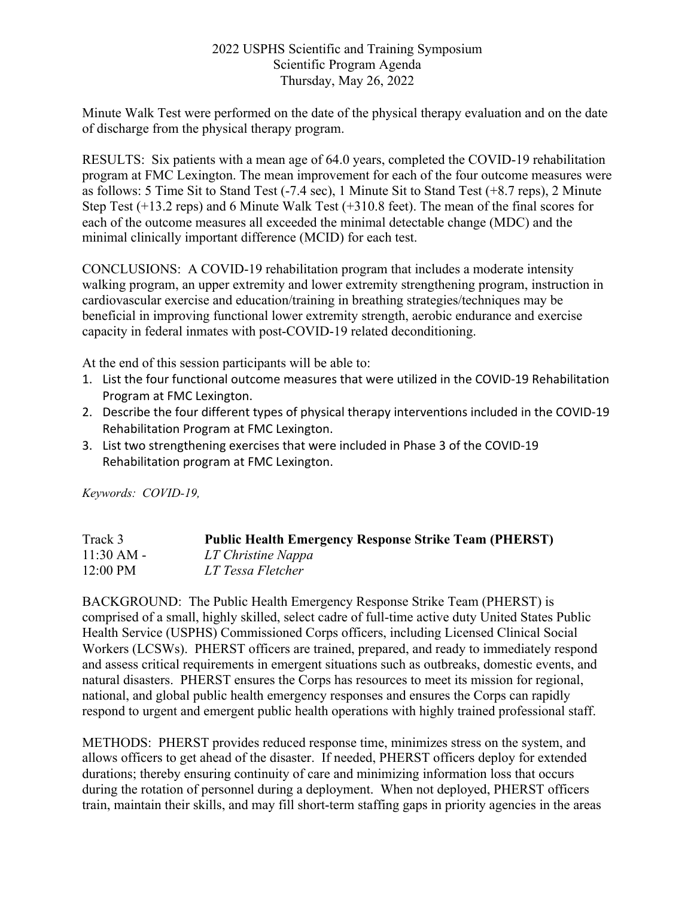Minute Walk Test were performed on the date of the physical therapy evaluation and on the date of discharge from the physical therapy program.

RESULTS: Six patients with a mean age of 64.0 years, completed the COVID-19 rehabilitation program at FMC Lexington. The mean improvement for each of the four outcome measures were as follows: 5 Time Sit to Stand Test (-7.4 sec), 1 Minute Sit to Stand Test (+8.7 reps), 2 Minute Step Test (+13.2 reps) and 6 Minute Walk Test (+310.8 feet). The mean of the final scores for each of the outcome measures all exceeded the minimal detectable change (MDC) and the minimal clinically important difference (MCID) for each test.

CONCLUSIONS: A COVID-19 rehabilitation program that includes a moderate intensity walking program, an upper extremity and lower extremity strengthening program, instruction in cardiovascular exercise and education/training in breathing strategies/techniques may be beneficial in improving functional lower extremity strength, aerobic endurance and exercise capacity in federal inmates with post-COVID-19 related deconditioning.

At the end of this session participants will be able to:

1. List the four functional outcome measures that were utilized in the COVID-19 Rehabilitation Program at FMC Lexington.
2. Describe the four different types of physical therapy interventions included in the COVID-19 Rehabilitation Program at FMC Lexington.
3. List two strengthening exercises that were included in Phase 3 of the COVID-19 Rehabilitation program at FMC Lexington.

*Keywords: COVID-19,*

Track 3 — **Public Health Emergency Response Strike Team (PHERST)**
11:30 AM - 12:00 PM
*LT Christine Nappa*
*LT Tessa Fletcher*

BACKGROUND: The Public Health Emergency Response Strike Team (PHERST) is comprised of a small, highly skilled, select cadre of full-time active duty United States Public Health Service (USPHS) Commissioned Corps officers, including Licensed Clinical Social Workers (LCSWs). PHERST officers are trained, prepared, and ready to immediately respond and assess critical requirements in emergent situations such as outbreaks, domestic events, and natural disasters. PHERST ensures the Corps has resources to meet its mission for regional, national, and global public health emergency responses and ensures the Corps can rapidly respond to urgent and emergent public health operations with highly trained professional staff.

METHODS: PHERST provides reduced response time, minimizes stress on the system, and allows officers to get ahead of the disaster. If needed, PHERST officers deploy for extended durations; thereby ensuring continuity of care and minimizing information loss that occurs during the rotation of personnel during a deployment. When not deployed, PHERST officers train, maintain their skills, and may fill short-term staffing gaps in priority agencies in the areas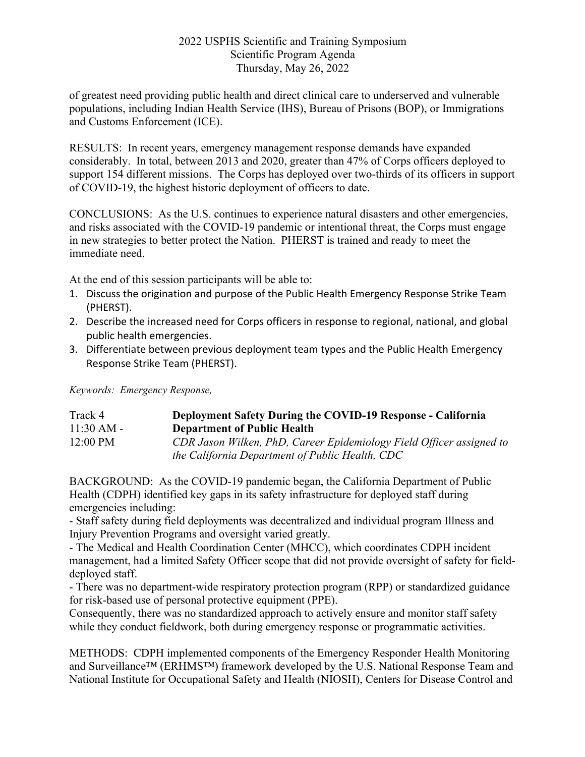of greatest need providing public health and direct clinical care to underserved and vulnerable populations, including Indian Health Service (IHS), Bureau of Prisons (BOP), or Immigrations and Customs Enforcement (ICE).

RESULTS: In recent years, emergency management response demands have expanded considerably. In total, between 2013 and 2020, greater than 47% of Corps officers deployed to support 154 different missions. The Corps has deployed over two-thirds of its officers in support of COVID-19, the highest historic deployment of officers to date.

CONCLUSIONS: As the U.S. continues to experience natural disasters and other emergencies, and risks associated with the COVID-19 pandemic or intentional threat, the Corps must engage in new strategies to better protect the Nation. PHERST is trained and ready to meet the immediate need.

At the end of this session participants will be able to:

1. Discuss the origination and purpose of the Public Health Emergency Response Strike Team (PHERST).
2. Describe the increased need for Corps officers in response to regional, national, and global public health emergencies.
3. Differentiate between previous deployment team types and the Public Health Emergency Response Strike Team (PHERST).

*Keywords: Emergency Response,*

| | |
|---|---|
| Track 4<br>11:30 AM - 12:00 PM | **Deployment Safety During the COVID-19 Response - California Department of Public Health**<br>*CDR Jason Wilken, PhD, Career Epidemiology Field Officer assigned to the California Department of Public Health, CDC* |

BACKGROUND: As the COVID-19 pandemic began, the California Department of Public Health (CDPH) identified key gaps in its safety infrastructure for deployed staff during emergencies including:
- Staff safety during field deployments was decentralized and individual program Illness and Injury Prevention Programs and oversight varied greatly.
- The Medical and Health Coordination Center (MHCC), which coordinates CDPH incident management, had a limited Safety Officer scope that did not provide oversight of safety for field-deployed staff.
- There was no department-wide respiratory protection program (RPP) or standardized guidance for risk-based use of personal protective equipment (PPE).

Consequently, there was no standardized approach to actively ensure and monitor staff safety while they conduct fieldwork, both during emergency response or programmatic activities.

METHODS: CDPH implemented components of the Emergency Responder Health Monitoring and Surveillance™ (ERHMS™) framework developed by the U.S. National Response Team and National Institute for Occupational Safety and Health (NIOSH), Centers for Disease Control and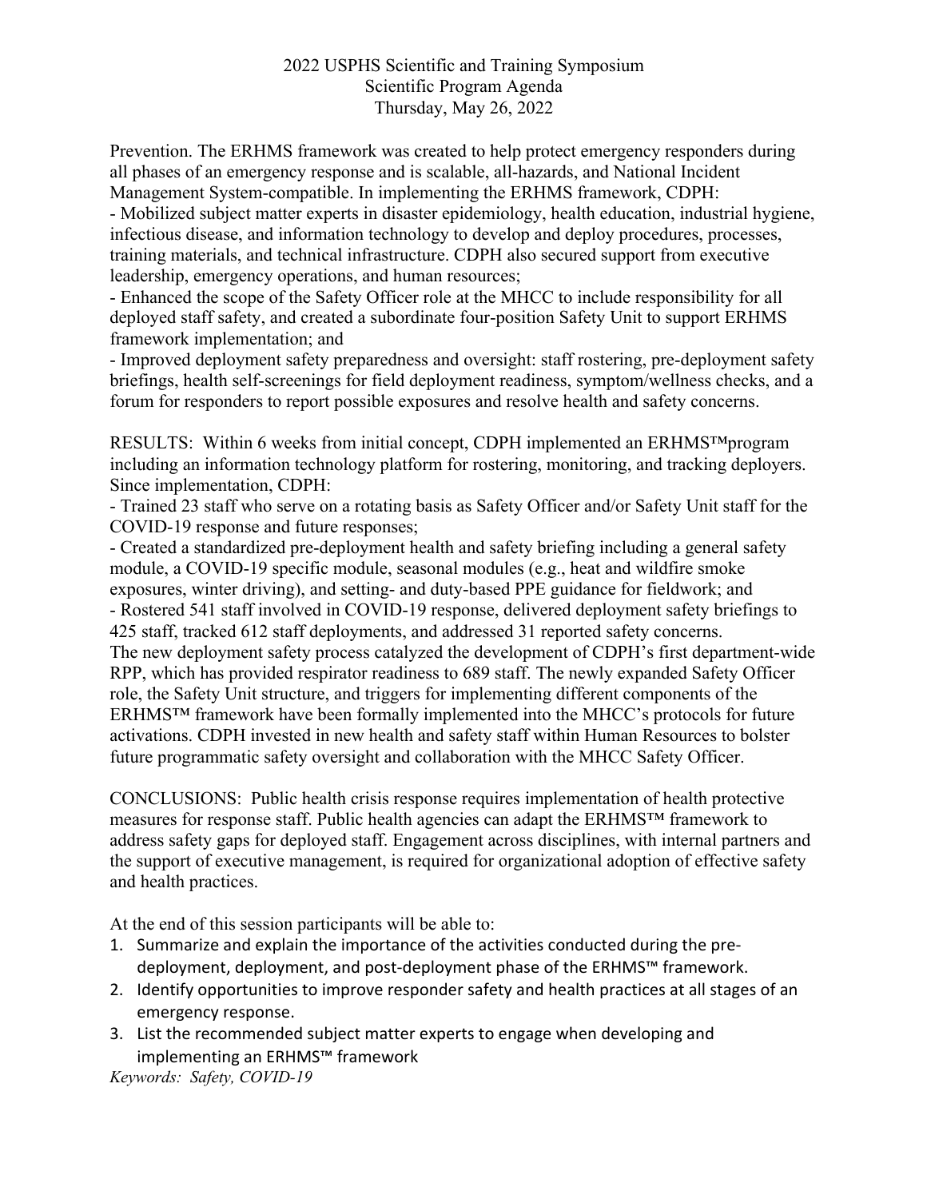Prevention. The ERHMS framework was created to help protect emergency responders during all phases of an emergency response and is scalable, all-hazards, and National Incident Management System-compatible. In implementing the ERHMS framework, CDPH:

- Mobilized subject matter experts in disaster epidemiology, health education, industrial hygiene, infectious disease, and information technology to develop and deploy procedures, processes, training materials, and technical infrastructure. CDPH also secured support from executive leadership, emergency operations, and human resources;
- Enhanced the scope of the Safety Officer role at the MHCC to include responsibility for all deployed staff safety, and created a subordinate four-position Safety Unit to support ERHMS framework implementation; and
- Improved deployment safety preparedness and oversight: staff rostering, pre-deployment safety briefings, health self-screenings for field deployment readiness, symptom/wellness checks, and a forum for responders to report possible exposures and resolve health and safety concerns.

RESULTS: Within 6 weeks from initial concept, CDPH implemented an ERHMS™program including an information technology platform for rostering, monitoring, and tracking deployers. Since implementation, CDPH:

- Trained 23 staff who serve on a rotating basis as Safety Officer and/or Safety Unit staff for the COVID-19 response and future responses;
- Created a standardized pre-deployment health and safety briefing including a general safety module, a COVID-19 specific module, seasonal modules (e.g., heat and wildfire smoke exposures, winter driving), and setting- and duty-based PPE guidance for fieldwork; and
- Rostered 541 staff involved in COVID-19 response, delivered deployment safety briefings to 425 staff, tracked 612 staff deployments, and addressed 31 reported safety concerns.

The new deployment safety process catalyzed the development of CDPH's first department-wide RPP, which has provided respirator readiness to 689 staff. The newly expanded Safety Officer role, the Safety Unit structure, and triggers for implementing different components of the ERHMS™ framework have been formally implemented into the MHCC's protocols for future activations. CDPH invested in new health and safety staff within Human Resources to bolster future programmatic safety oversight and collaboration with the MHCC Safety Officer.

CONCLUSIONS: Public health crisis response requires implementation of health protective measures for response staff. Public health agencies can adapt the ERHMS™ framework to address safety gaps for deployed staff. Engagement across disciplines, with internal partners and the support of executive management, is required for organizational adoption of effective safety and health practices.

At the end of this session participants will be able to:

1. Summarize and explain the importance of the activities conducted during the pre-deployment, deployment, and post-deployment phase of the ERHMS™ framework.
2. Identify opportunities to improve responder safety and health practices at all stages of an emergency response.
3. List the recommended subject matter experts to engage when developing and implementing an ERHMS™ framework

*Keywords: Safety, COVID-19*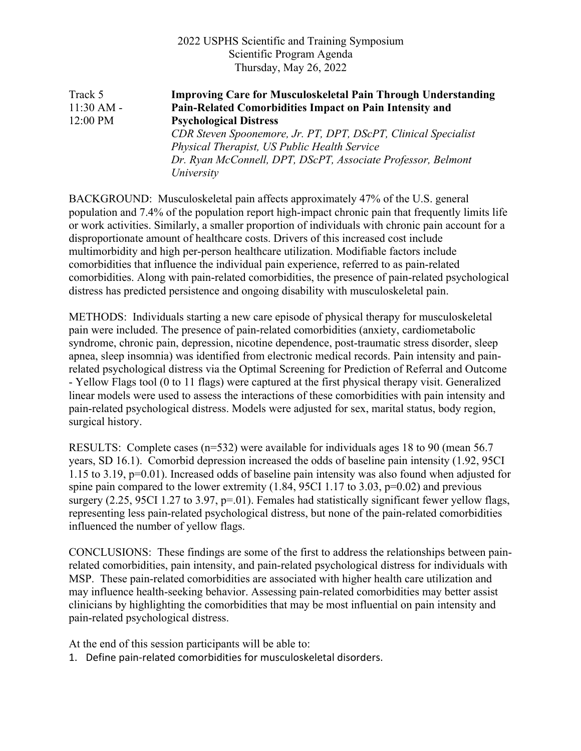2022 USPHS Scientific and Training Symposium
Scientific Program Agenda
Thursday, May 26, 2022

Track 5
11:30 AM - 12:00 PM

**Improving Care for Musculoskeletal Pain Through Understanding Pain-Related Comorbidities Impact on Pain Intensity and Psychological Distress**

*CDR Steven Spoonemore, Jr. PT, DPT, DScPT, Clinical Specialist Physical Therapist, US Public Health Service*
*Dr. Ryan McConnell, DPT, DScPT, Associate Professor, Belmont University*

BACKGROUND: Musculoskeletal pain affects approximately 47% of the U.S. general population and 7.4% of the population report high-impact chronic pain that frequently limits life or work activities. Similarly, a smaller proportion of individuals with chronic pain account for a disproportionate amount of healthcare costs. Drivers of this increased cost include multimorbidity and high per-person healthcare utilization. Modifiable factors include comorbidities that influence the individual pain experience, referred to as pain-related comorbidities. Along with pain-related comorbidities, the presence of pain-related psychological distress has predicted persistence and ongoing disability with musculoskeletal pain.

METHODS: Individuals starting a new care episode of physical therapy for musculoskeletal pain were included. The presence of pain-related comorbidities (anxiety, cardiometabolic syndrome, chronic pain, depression, nicotine dependence, post-traumatic stress disorder, sleep apnea, sleep insomnia) was identified from electronic medical records. Pain intensity and pain-related psychological distress via the Optimal Screening for Prediction of Referral and Outcome - Yellow Flags tool (0 to 11 flags) were captured at the first physical therapy visit. Generalized linear models were used to assess the interactions of these comorbidities with pain intensity and pain-related psychological distress. Models were adjusted for sex, marital status, body region, surgical history.

RESULTS: Complete cases (n=532) were available for individuals ages 18 to 90 (mean 56.7 years, SD 16.1). Comorbid depression increased the odds of baseline pain intensity (1.92, 95CI 1.15 to 3.19, p=0.01). Increased odds of baseline pain intensity was also found when adjusted for spine pain compared to the lower extremity (1.84, 95CI 1.17 to 3.03, p=0.02) and previous surgery (2.25, 95CI 1.27 to 3.97, p=.01). Females had statistically significant fewer yellow flags, representing less pain-related psychological distress, but none of the pain-related comorbidities influenced the number of yellow flags.

CONCLUSIONS: These findings are some of the first to address the relationships between pain-related comorbidities, pain intensity, and pain-related psychological distress for individuals with MSP. These pain-related comorbidities are associated with higher health care utilization and may influence health-seeking behavior. Assessing pain-related comorbidities may better assist clinicians by highlighting the comorbidities that may be most influential on pain intensity and pain-related psychological distress.

At the end of this session participants will be able to:

1. Define pain-related comorbidities for musculoskeletal disorders.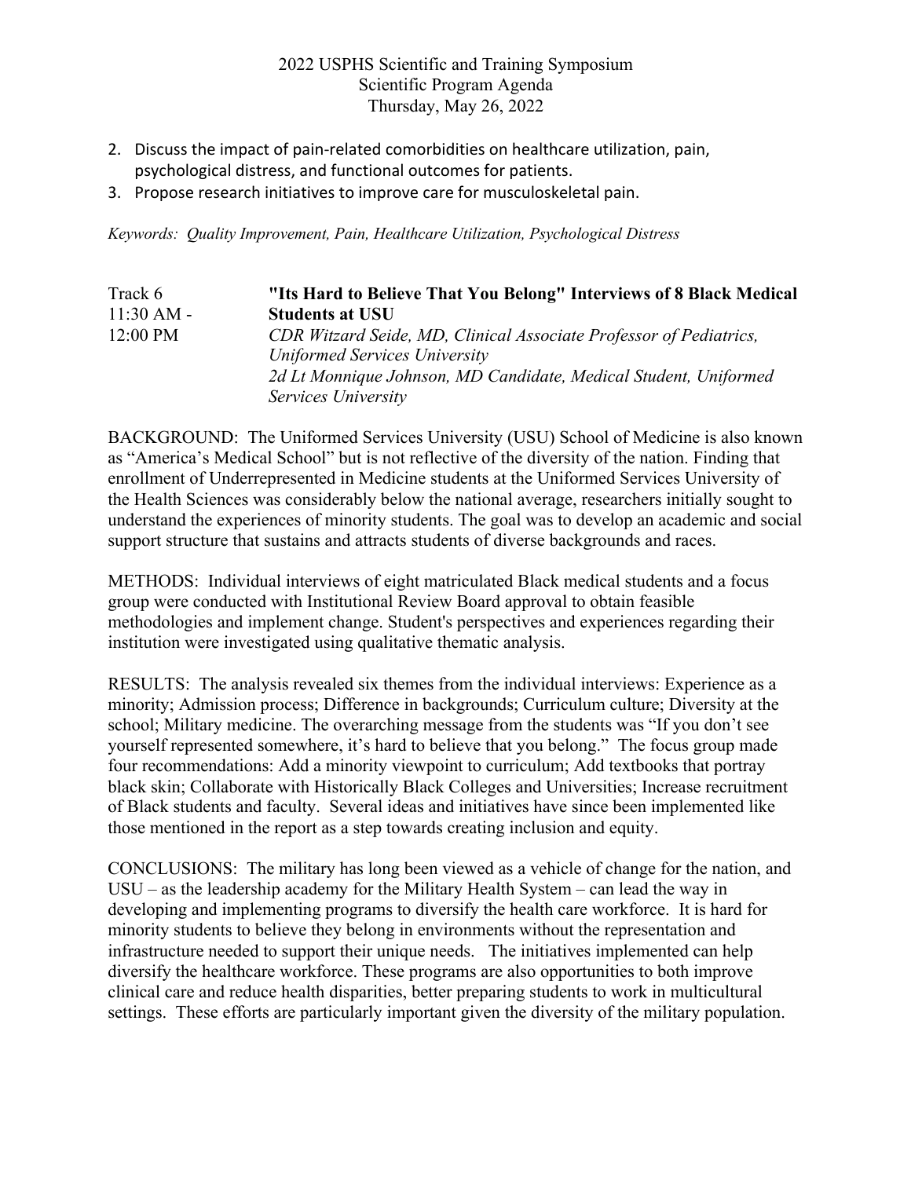2. Discuss the impact of pain-related comorbidities on healthcare utilization, pain, psychological distress, and functional outcomes for patients.
3. Propose research initiatives to improve care for musculoskeletal pain.

*Keywords: Quality Improvement, Pain, Healthcare Utilization, Psychological Distress*

Track 6
11:30 AM - 12:00 PM

**"Its Hard to Believe That You Belong" Interviews of 8 Black Medical Students at USU**

*CDR Witzard Seide, MD, Clinical Associate Professor of Pediatrics, Uniformed Services University*
*2d Lt Monnique Johnson, MD Candidate, Medical Student, Uniformed Services University*

BACKGROUND: The Uniformed Services University (USU) School of Medicine is also known as "America's Medical School" but is not reflective of the diversity of the nation. Finding that enrollment of Underrepresented in Medicine students at the Uniformed Services University of the Health Sciences was considerably below the national average, researchers initially sought to understand the experiences of minority students. The goal was to develop an academic and social support structure that sustains and attracts students of diverse backgrounds and races.

METHODS: Individual interviews of eight matriculated Black medical students and a focus group were conducted with Institutional Review Board approval to obtain feasible methodologies and implement change. Student's perspectives and experiences regarding their institution were investigated using qualitative thematic analysis.

RESULTS: The analysis revealed six themes from the individual interviews: Experience as a minority; Admission process; Difference in backgrounds; Curriculum culture; Diversity at the school; Military medicine. The overarching message from the students was "If you don't see yourself represented somewhere, it's hard to believe that you belong." The focus group made four recommendations: Add a minority viewpoint to curriculum; Add textbooks that portray black skin; Collaborate with Historically Black Colleges and Universities; Increase recruitment of Black students and faculty. Several ideas and initiatives have since been implemented like those mentioned in the report as a step towards creating inclusion and equity.

CONCLUSIONS: The military has long been viewed as a vehicle of change for the nation, and USU – as the leadership academy for the Military Health System – can lead the way in developing and implementing programs to diversify the health care workforce. It is hard for minority students to believe they belong in environments without the representation and infrastructure needed to support their unique needs. The initiatives implemented can help diversify the healthcare workforce. These programs are also opportunities to both improve clinical care and reduce health disparities, better preparing students to work in multicultural settings. These efforts are particularly important given the diversity of the military population.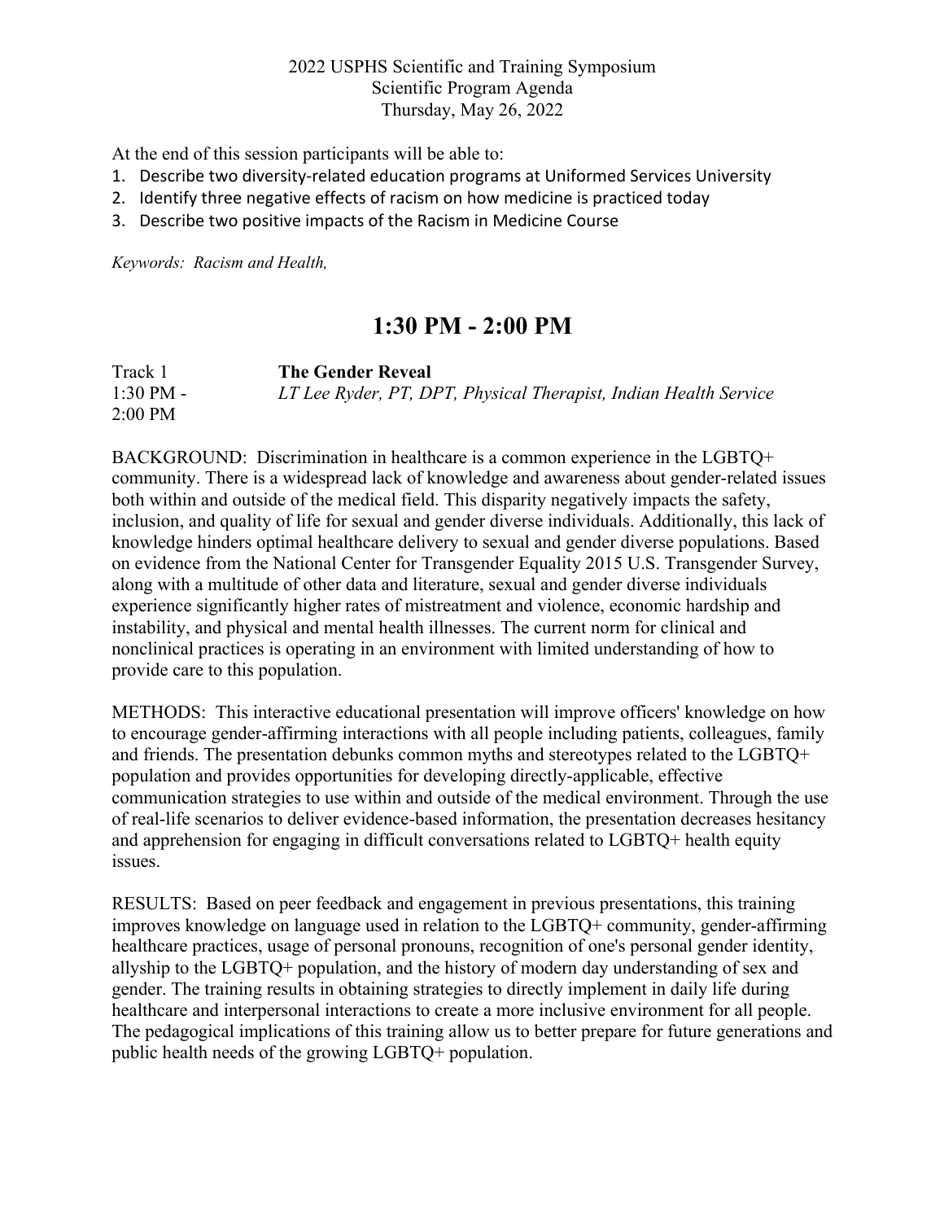At the end of this session participants will be able to:

1. Describe two diversity-related education programs at Uniformed Services University
2. Identify three negative effects of racism on how medicine is practiced today
3. Describe two positive impacts of the Racism in Medicine Course

*Keywords: Racism and Health,*

## 1:30 PM - 2:00 PM

Track 1 **The Gender Reveal**
1:30 PM - 2:00 PM *LT Lee Ryder, PT, DPT, Physical Therapist, Indian Health Service*

BACKGROUND: Discrimination in healthcare is a common experience in the LGBTQ+ community. There is a widespread lack of knowledge and awareness about gender-related issues both within and outside of the medical field. This disparity negatively impacts the safety, inclusion, and quality of life for sexual and gender diverse individuals. Additionally, this lack of knowledge hinders optimal healthcare delivery to sexual and gender diverse populations. Based on evidence from the National Center for Transgender Equality 2015 U.S. Transgender Survey, along with a multitude of other data and literature, sexual and gender diverse individuals experience significantly higher rates of mistreatment and violence, economic hardship and instability, and physical and mental health illnesses. The current norm for clinical and nonclinical practices is operating in an environment with limited understanding of how to provide care to this population.

METHODS: This interactive educational presentation will improve officers' knowledge on how to encourage gender-affirming interactions with all people including patients, colleagues, family and friends. The presentation debunks common myths and stereotypes related to the LGBTQ+ population and provides opportunities for developing directly-applicable, effective communication strategies to use within and outside of the medical environment. Through the use of real-life scenarios to deliver evidence-based information, the presentation decreases hesitancy and apprehension for engaging in difficult conversations related to LGBTQ+ health equity issues.

RESULTS: Based on peer feedback and engagement in previous presentations, this training improves knowledge on language used in relation to the LGBTQ+ community, gender-affirming healthcare practices, usage of personal pronouns, recognition of one's personal gender identity, allyship to the LGBTQ+ population, and the history of modern day understanding of sex and gender. The training results in obtaining strategies to directly implement in daily life during healthcare and interpersonal interactions to create a more inclusive environment for all people. The pedagogical implications of this training allow us to better prepare for future generations and public health needs of the growing LGBTQ+ population.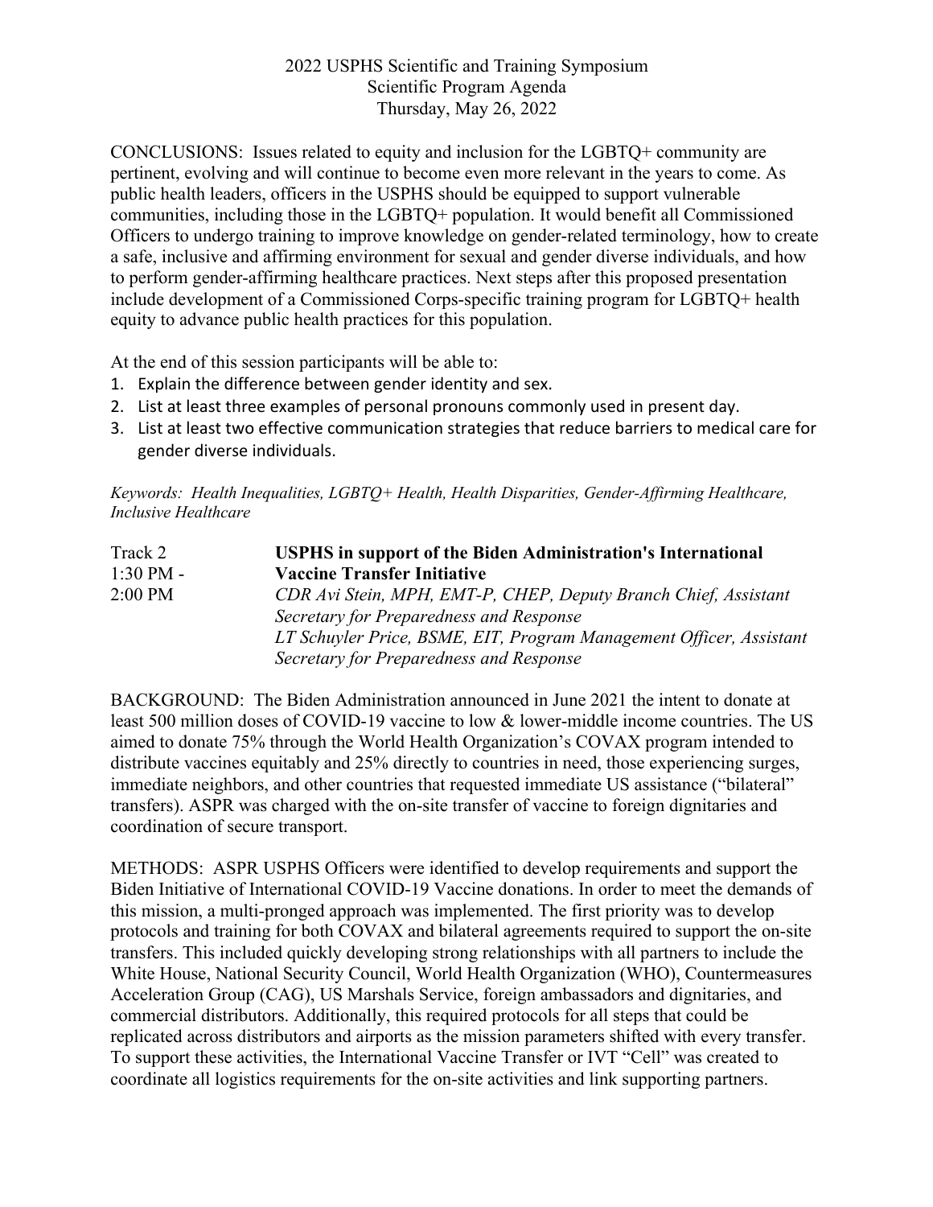CONCLUSIONS: Issues related to equity and inclusion for the LGBTQ+ community are pertinent, evolving and will continue to become even more relevant in the years to come. As public health leaders, officers in the USPHS should be equipped to support vulnerable communities, including those in the LGBTQ+ population. It would benefit all Commissioned Officers to undergo training to improve knowledge on gender-related terminology, how to create a safe, inclusive and affirming environment for sexual and gender diverse individuals, and how to perform gender-affirming healthcare practices. Next steps after this proposed presentation include development of a Commissioned Corps-specific training program for LGBTQ+ health equity to advance public health practices for this population.

At the end of this session participants will be able to:

1. Explain the difference between gender identity and sex.
2. List at least three examples of personal pronouns commonly used in present day.
3. List at least two effective communication strategies that reduce barriers to medical care for gender diverse individuals.

*Keywords: Health Inequalities, LGBTQ+ Health, Health Disparities, Gender-Affirming Healthcare, Inclusive Healthcare*

Track 2
1:30 PM - 2:00 PM

**USPHS in support of the Biden Administration's International Vaccine Transfer Initiative**

*CDR Avi Stein, MPH, EMT-P, CHEP, Deputy Branch Chief, Assistant Secretary for Preparedness and Response*

*LT Schuyler Price, BSME, EIT, Program Management Officer, Assistant Secretary for Preparedness and Response*

BACKGROUND: The Biden Administration announced in June 2021 the intent to donate at least 500 million doses of COVID-19 vaccine to low & lower-middle income countries. The US aimed to donate 75% through the World Health Organization's COVAX program intended to distribute vaccines equitably and 25% directly to countries in need, those experiencing surges, immediate neighbors, and other countries that requested immediate US assistance ("bilateral" transfers). ASPR was charged with the on-site transfer of vaccine to foreign dignitaries and coordination of secure transport.

METHODS: ASPR USPHS Officers were identified to develop requirements and support the Biden Initiative of International COVID-19 Vaccine donations. In order to meet the demands of this mission, a multi-pronged approach was implemented. The first priority was to develop protocols and training for both COVAX and bilateral agreements required to support the on-site transfers. This included quickly developing strong relationships with all partners to include the White House, National Security Council, World Health Organization (WHO), Countermeasures Acceleration Group (CAG), US Marshals Service, foreign ambassadors and dignitaries, and commercial distributors. Additionally, this required protocols for all steps that could be replicated across distributors and airports as the mission parameters shifted with every transfer. To support these activities, the International Vaccine Transfer or IVT "Cell" was created to coordinate all logistics requirements for the on-site activities and link supporting partners.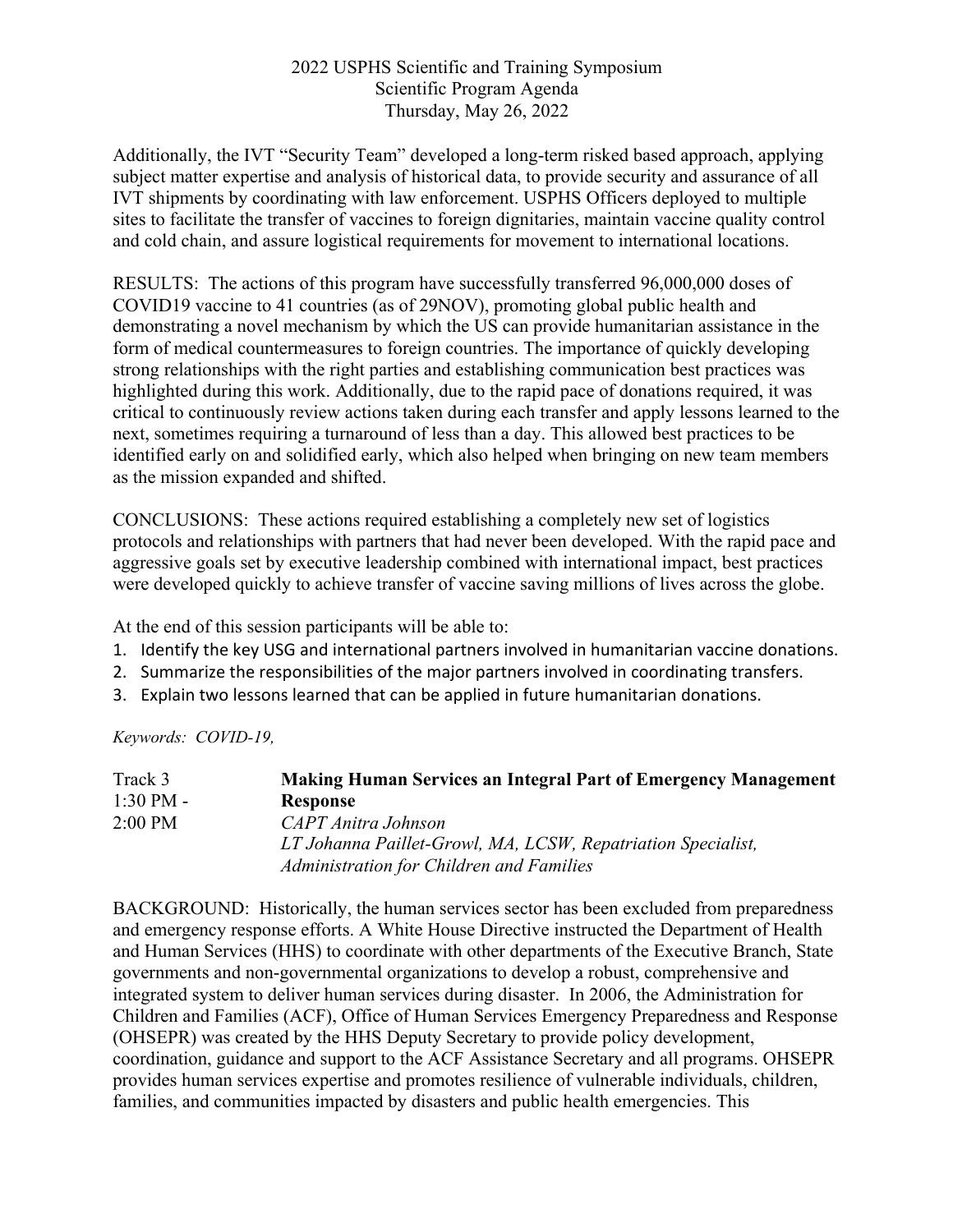Additionally, the IVT "Security Team" developed a long-term risked based approach, applying subject matter expertise and analysis of historical data, to provide security and assurance of all IVT shipments by coordinating with law enforcement. USPHS Officers deployed to multiple sites to facilitate the transfer of vaccines to foreign dignitaries, maintain vaccine quality control and cold chain, and assure logistical requirements for movement to international locations.

RESULTS: The actions of this program have successfully transferred 96,000,000 doses of COVID19 vaccine to 41 countries (as of 29NOV), promoting global public health and demonstrating a novel mechanism by which the US can provide humanitarian assistance in the form of medical countermeasures to foreign countries. The importance of quickly developing strong relationships with the right parties and establishing communication best practices was highlighted during this work. Additionally, due to the rapid pace of donations required, it was critical to continuously review actions taken during each transfer and apply lessons learned to the next, sometimes requiring a turnaround of less than a day. This allowed best practices to be identified early on and solidified early, which also helped when bringing on new team members as the mission expanded and shifted.

CONCLUSIONS: These actions required establishing a completely new set of logistics protocols and relationships with partners that had never been developed. With the rapid pace and aggressive goals set by executive leadership combined with international impact, best practices were developed quickly to achieve transfer of vaccine saving millions of lives across the globe.

At the end of this session participants will be able to:

1. Identify the key USG and international partners involved in humanitarian vaccine donations.
2. Summarize the responsibilities of the major partners involved in coordinating transfers.
3. Explain two lessons learned that can be applied in future humanitarian donations.

*Keywords: COVID-19,*

Track 3
1:30 PM - 2:00 PM

**Making Human Services an Integral Part of Emergency Management Response**

*CAPT Anitra Johnson*
*LT Johanna Paillet-Growl, MA, LCSW, Repatriation Specialist, Administration for Children and Families*

BACKGROUND: Historically, the human services sector has been excluded from preparedness and emergency response efforts. A White House Directive instructed the Department of Health and Human Services (HHS) to coordinate with other departments of the Executive Branch, State governments and non-governmental organizations to develop a robust, comprehensive and integrated system to deliver human services during disaster. In 2006, the Administration for Children and Families (ACF), Office of Human Services Emergency Preparedness and Response (OHSEPR) was created by the HHS Deputy Secretary to provide policy development, coordination, guidance and support to the ACF Assistance Secretary and all programs. OHSEPR provides human services expertise and promotes resilience of vulnerable individuals, children, families, and communities impacted by disasters and public health emergencies. This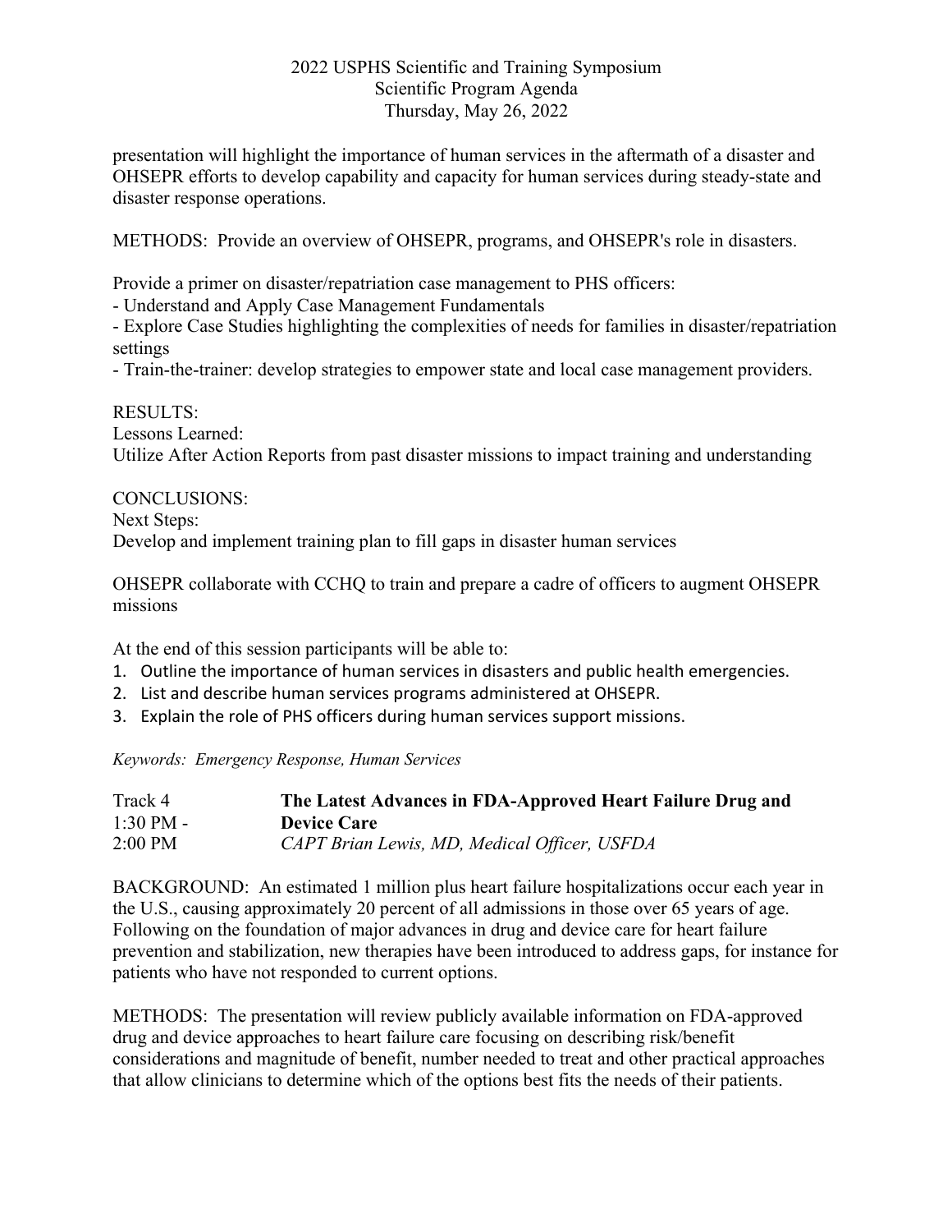presentation will highlight the importance of human services in the aftermath of a disaster and OHSEPR efforts to develop capability and capacity for human services during steady-state and disaster response operations.

METHODS: Provide an overview of OHSEPR, programs, and OHSEPR's role in disasters.

Provide a primer on disaster/repatriation case management to PHS officers:
- Understand and Apply Case Management Fundamentals
- Explore Case Studies highlighting the complexities of needs for families in disaster/repatriation settings
- Train-the-trainer: develop strategies to empower state and local case management providers.

RESULTS:
Lessons Learned:
Utilize After Action Reports from past disaster missions to impact training and understanding

CONCLUSIONS:
Next Steps:
Develop and implement training plan to fill gaps in disaster human services

OHSEPR collaborate with CCHQ to train and prepare a cadre of officers to augment OHSEPR missions

At the end of this session participants will be able to:
1. Outline the importance of human services in disasters and public health emergencies.
2. List and describe human services programs administered at OHSEPR.
3. Explain the role of PHS officers during human services support missions.

*Keywords: Emergency Response, Human Services*

Track 4
1:30 PM - 2:00 PM

**The Latest Advances in FDA-Approved Heart Failure Drug and Device Care**
*CAPT Brian Lewis, MD, Medical Officer, USFDA*

BACKGROUND: An estimated 1 million plus heart failure hospitalizations occur each year in the U.S., causing approximately 20 percent of all admissions in those over 65 years of age. Following on the foundation of major advances in drug and device care for heart failure prevention and stabilization, new therapies have been introduced to address gaps, for instance for patients who have not responded to current options.

METHODS: The presentation will review publicly available information on FDA-approved drug and device approaches to heart failure care focusing on describing risk/benefit considerations and magnitude of benefit, number needed to treat and other practical approaches that allow clinicians to determine which of the options best fits the needs of their patients.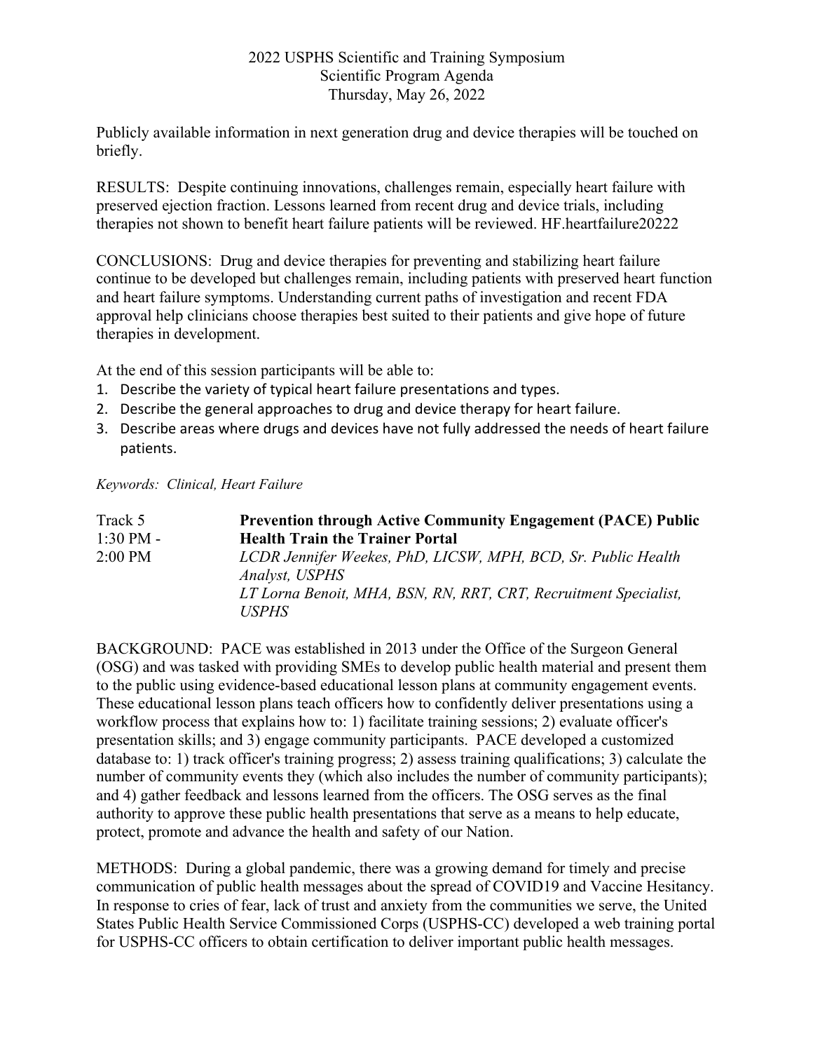Publicly available information in next generation drug and device therapies will be touched on briefly.

RESULTS: Despite continuing innovations, challenges remain, especially heart failure with preserved ejection fraction. Lessons learned from recent drug and device trials, including therapies not shown to benefit heart failure patients will be reviewed. HF.heartfailure20222

CONCLUSIONS: Drug and device therapies for preventing and stabilizing heart failure continue to be developed but challenges remain, including patients with preserved heart function and heart failure symptoms. Understanding current paths of investigation and recent FDA approval help clinicians choose therapies best suited to their patients and give hope of future therapies in development.

At the end of this session participants will be able to:

1. Describe the variety of typical heart failure presentations and types.
2. Describe the general approaches to drug and device therapy for heart failure.
3. Describe areas where drugs and devices have not fully addressed the needs of heart failure patients.

*Keywords: Clinical, Heart Failure*

Track 5
1:30 PM - 2:00 PM

**Prevention through Active Community Engagement (PACE) Public Health Train the Trainer Portal**

*LCDR Jennifer Weekes, PhD, LICSW, MPH, BCD, Sr. Public Health Analyst, USPHS*

*LT Lorna Benoit, MHA, BSN, RN, RRT, CRT, Recruitment Specialist, USPHS*

BACKGROUND: PACE was established in 2013 under the Office of the Surgeon General (OSG) and was tasked with providing SMEs to develop public health material and present them to the public using evidence-based educational lesson plans at community engagement events. These educational lesson plans teach officers how to confidently deliver presentations using a workflow process that explains how to: 1) facilitate training sessions; 2) evaluate officer's presentation skills; and 3) engage community participants. PACE developed a customized database to: 1) track officer's training progress; 2) assess training qualifications; 3) calculate the number of community events they (which also includes the number of community participants); and 4) gather feedback and lessons learned from the officers. The OSG serves as the final authority to approve these public health presentations that serve as a means to help educate, protect, promote and advance the health and safety of our Nation.

METHODS: During a global pandemic, there was a growing demand for timely and precise communication of public health messages about the spread of COVID19 and Vaccine Hesitancy. In response to cries of fear, lack of trust and anxiety from the communities we serve, the United States Public Health Service Commissioned Corps (USPHS-CC) developed a web training portal for USPHS-CC officers to obtain certification to deliver important public health messages.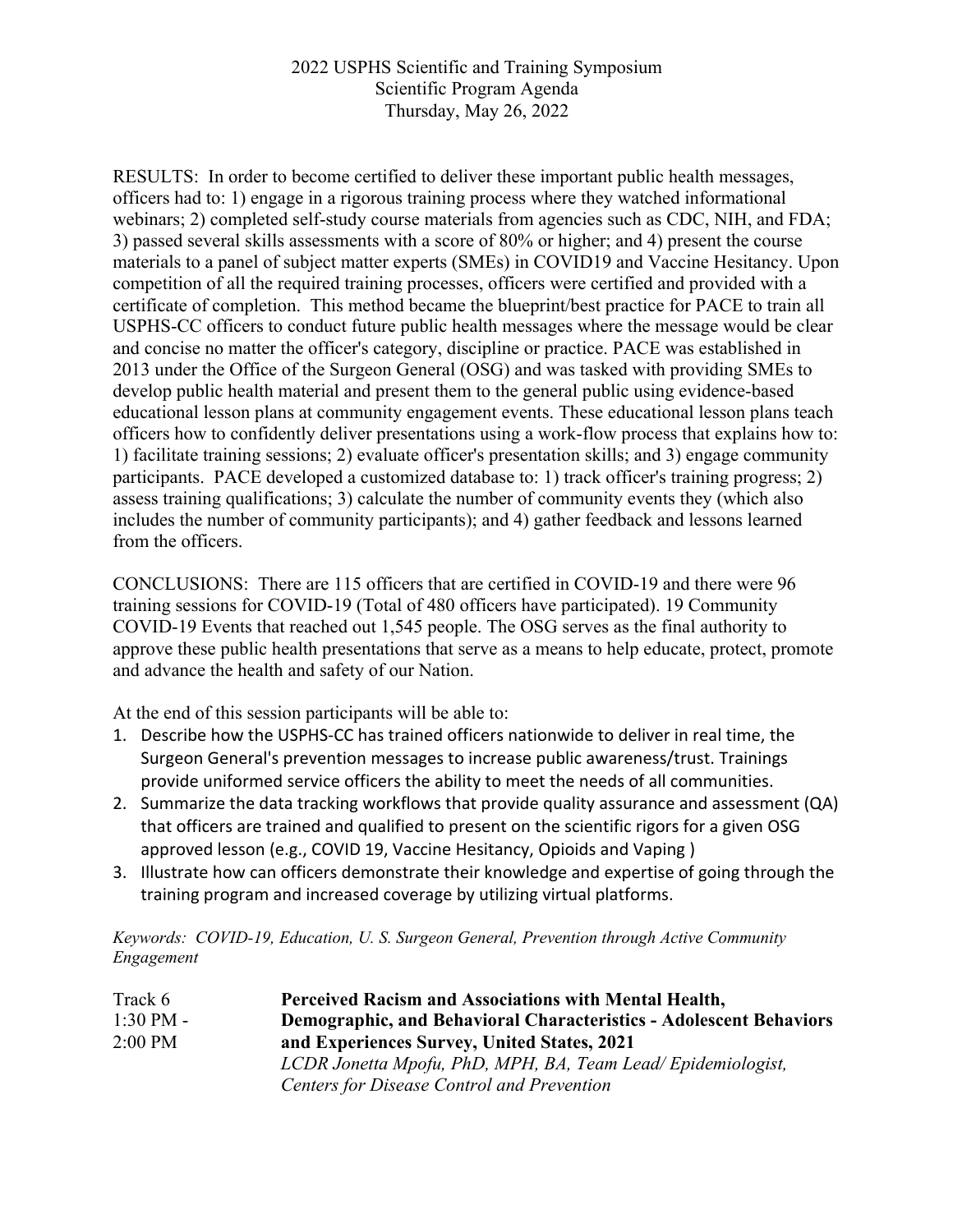RESULTS: In order to become certified to deliver these important public health messages, officers had to: 1) engage in a rigorous training process where they watched informational webinars; 2) completed self-study course materials from agencies such as CDC, NIH, and FDA; 3) passed several skills assessments with a score of 80% or higher; and 4) present the course materials to a panel of subject matter experts (SMEs) in COVID19 and Vaccine Hesitancy. Upon competition of all the required training processes, officers were certified and provided with a certificate of completion. This method became the blueprint/best practice for PACE to train all USPHS-CC officers to conduct future public health messages where the message would be clear and concise no matter the officer's category, discipline or practice. PACE was established in 2013 under the Office of the Surgeon General (OSG) and was tasked with providing SMEs to develop public health material and present them to the general public using evidence-based educational lesson plans at community engagement events. These educational lesson plans teach officers how to confidently deliver presentations using a work-flow process that explains how to: 1) facilitate training sessions; 2) evaluate officer's presentation skills; and 3) engage community participants. PACE developed a customized database to: 1) track officer's training progress; 2) assess training qualifications; 3) calculate the number of community events they (which also includes the number of community participants); and 4) gather feedback and lessons learned from the officers.

CONCLUSIONS: There are 115 officers that are certified in COVID-19 and there were 96 training sessions for COVID-19 (Total of 480 officers have participated). 19 Community COVID-19 Events that reached out 1,545 people. The OSG serves as the final authority to approve these public health presentations that serve as a means to help educate, protect, promote and advance the health and safety of our Nation.

At the end of this session participants will be able to:

1. Describe how the USPHS-CC has trained officers nationwide to deliver in real time, the Surgeon General's prevention messages to increase public awareness/trust. Trainings provide uniformed service officers the ability to meet the needs of all communities.
2. Summarize the data tracking workflows that provide quality assurance and assessment (QA) that officers are trained and qualified to present on the scientific rigors for a given OSG approved lesson (e.g., COVID 19, Vaccine Hesitancy, Opioids and Vaping )
3. Illustrate how can officers demonstrate their knowledge and expertise of going through the training program and increased coverage by utilizing virtual platforms.

*Keywords: COVID-19, Education, U. S. Surgeon General, Prevention through Active Community Engagement*

Track 6
1:30 PM - 2:00 PM

**Perceived Racism and Associations with Mental Health, Demographic, and Behavioral Characteristics - Adolescent Behaviors and Experiences Survey, United States, 2021**

*LCDR Jonetta Mpofu, PhD, MPH, BA, Team Lead/ Epidemiologist, Centers for Disease Control and Prevention*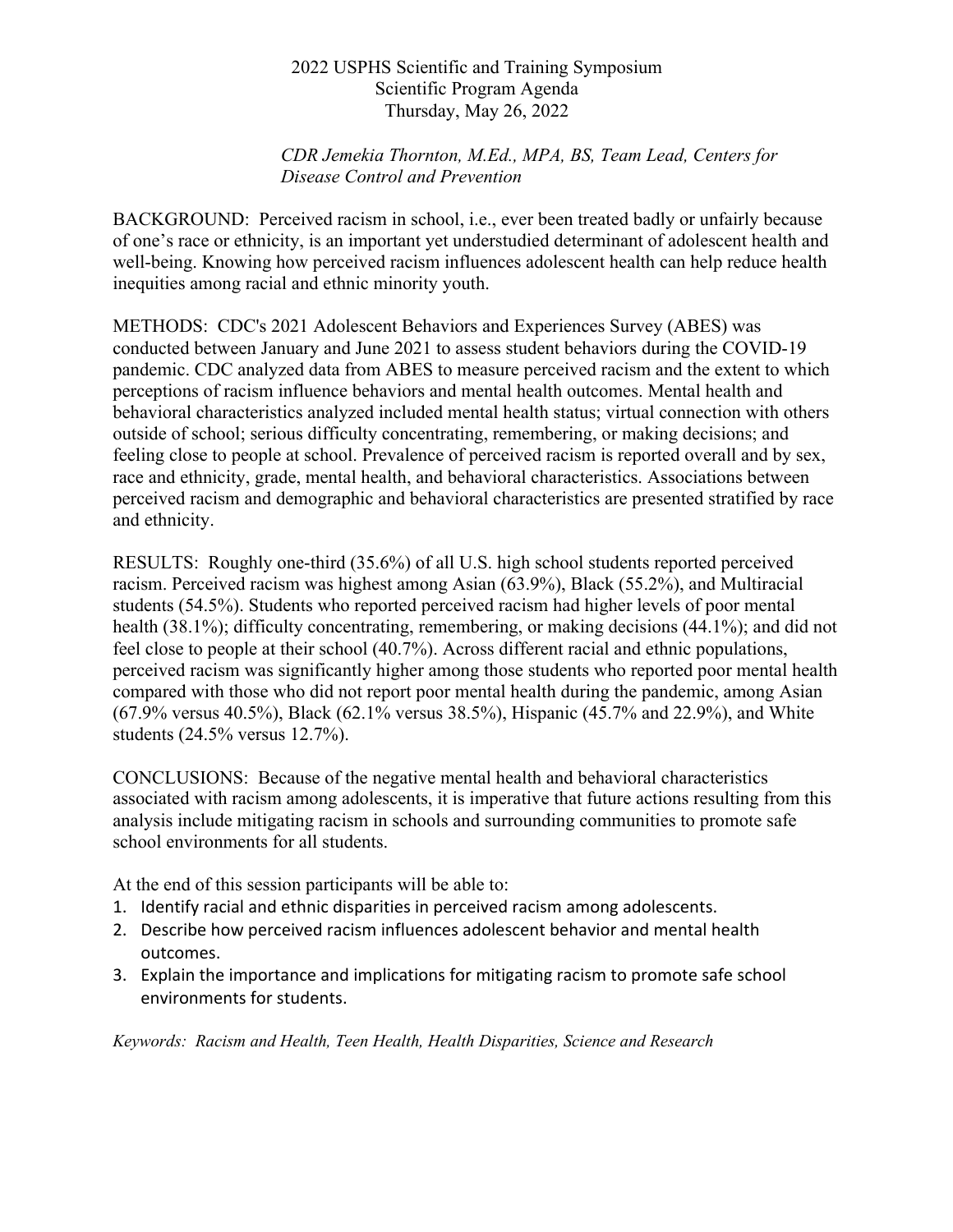2022 USPHS Scientific and Training Symposium
Scientific Program Agenda
Thursday, May 26, 2022

*CDR Jemekia Thornton, M.Ed., MPA, BS, Team Lead, Centers for Disease Control and Prevention*

BACKGROUND: Perceived racism in school, i.e., ever been treated badly or unfairly because of one's race or ethnicity, is an important yet understudied determinant of adolescent health and well-being. Knowing how perceived racism influences adolescent health can help reduce health inequities among racial and ethnic minority youth.

METHODS: CDC's 2021 Adolescent Behaviors and Experiences Survey (ABES) was conducted between January and June 2021 to assess student behaviors during the COVID-19 pandemic. CDC analyzed data from ABES to measure perceived racism and the extent to which perceptions of racism influence behaviors and mental health outcomes. Mental health and behavioral characteristics analyzed included mental health status; virtual connection with others outside of school; serious difficulty concentrating, remembering, or making decisions; and feeling close to people at school. Prevalence of perceived racism is reported overall and by sex, race and ethnicity, grade, mental health, and behavioral characteristics. Associations between perceived racism and demographic and behavioral characteristics are presented stratified by race and ethnicity.

RESULTS: Roughly one-third (35.6%) of all U.S. high school students reported perceived racism. Perceived racism was highest among Asian (63.9%), Black (55.2%), and Multiracial students (54.5%). Students who reported perceived racism had higher levels of poor mental health (38.1%); difficulty concentrating, remembering, or making decisions (44.1%); and did not feel close to people at their school (40.7%). Across different racial and ethnic populations, perceived racism was significantly higher among those students who reported poor mental health compared with those who did not report poor mental health during the pandemic, among Asian (67.9% versus 40.5%), Black (62.1% versus 38.5%), Hispanic (45.7% and 22.9%), and White students (24.5% versus 12.7%).

CONCLUSIONS: Because of the negative mental health and behavioral characteristics associated with racism among adolescents, it is imperative that future actions resulting from this analysis include mitigating racism in schools and surrounding communities to promote safe school environments for all students.

At the end of this session participants will be able to:

1. Identify racial and ethnic disparities in perceived racism among adolescents.
2. Describe how perceived racism influences adolescent behavior and mental health outcomes.
3. Explain the importance and implications for mitigating racism to promote safe school environments for students.

*Keywords: Racism and Health, Teen Health, Health Disparities, Science and Research*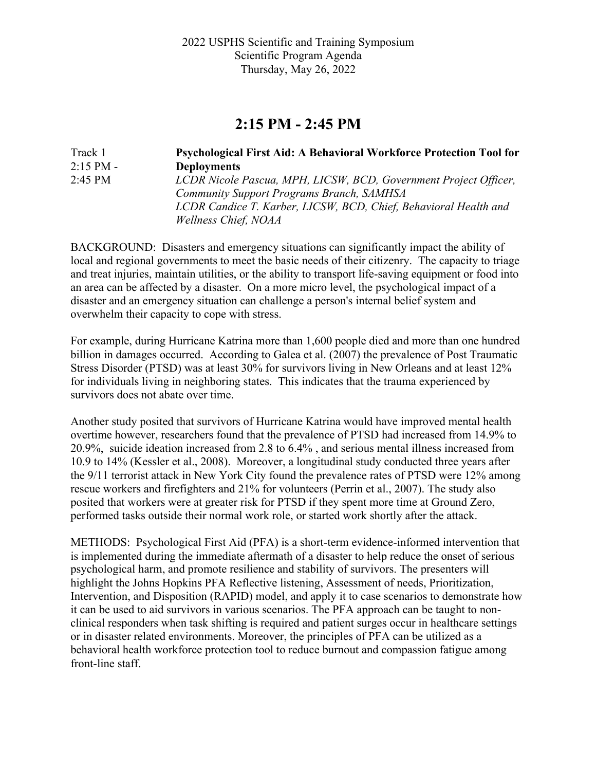2022 USPHS Scientific and Training Symposium
Scientific Program Agenda
Thursday, May 26, 2022

## 2:15 PM - 2:45 PM

Track 1
2:15 PM - 2:45 PM

**Psychological First Aid: A Behavioral Workforce Protection Tool for Deployments**

*LCDR Nicole Pascua, MPH, LICSW, BCD, Government Project Officer, Community Support Programs Branch, SAMHSA*
*LCDR Candice T. Karber, LICSW, BCD, Chief, Behavioral Health and Wellness Chief, NOAA*

BACKGROUND: Disasters and emergency situations can significantly impact the ability of local and regional governments to meet the basic needs of their citizenry. The capacity to triage and treat injuries, maintain utilities, or the ability to transport life-saving equipment or food into an area can be affected by a disaster. On a more micro level, the psychological impact of a disaster and an emergency situation can challenge a person's internal belief system and overwhelm their capacity to cope with stress.

For example, during Hurricane Katrina more than 1,600 people died and more than one hundred billion in damages occurred. According to Galea et al. (2007) the prevalence of Post Traumatic Stress Disorder (PTSD) was at least 30% for survivors living in New Orleans and at least 12% for individuals living in neighboring states. This indicates that the trauma experienced by survivors does not abate over time.

Another study posited that survivors of Hurricane Katrina would have improved mental health overtime however, researchers found that the prevalence of PTSD had increased from 14.9% to 20.9%, suicide ideation increased from 2.8 to 6.4% , and serious mental illness increased from 10.9 to 14% (Kessler et al., 2008). Moreover, a longitudinal study conducted three years after the 9/11 terrorist attack in New York City found the prevalence rates of PTSD were 12% among rescue workers and firefighters and 21% for volunteers (Perrin et al., 2007). The study also posited that workers were at greater risk for PTSD if they spent more time at Ground Zero, performed tasks outside their normal work role, or started work shortly after the attack.

METHODS: Psychological First Aid (PFA) is a short-term evidence-informed intervention that is implemented during the immediate aftermath of a disaster to help reduce the onset of serious psychological harm, and promote resilience and stability of survivors. The presenters will highlight the Johns Hopkins PFA Reflective listening, Assessment of needs, Prioritization, Intervention, and Disposition (RAPID) model, and apply it to case scenarios to demonstrate how it can be used to aid survivors in various scenarios. The PFA approach can be taught to non-clinical responders when task shifting is required and patient surges occur in healthcare settings or in disaster related environments. Moreover, the principles of PFA can be utilized as a behavioral health workforce protection tool to reduce burnout and compassion fatigue among front-line staff.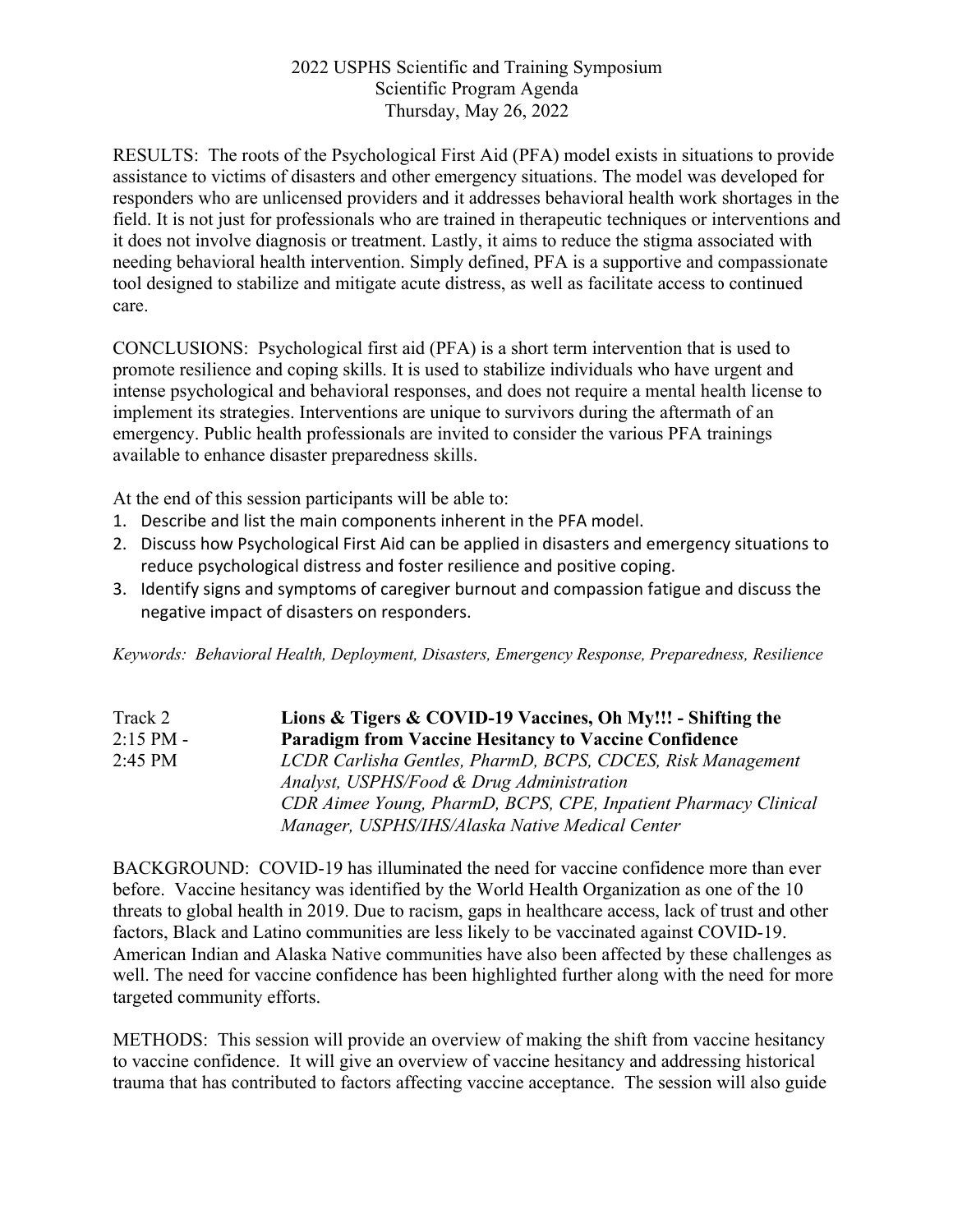RESULTS: The roots of the Psychological First Aid (PFA) model exists in situations to provide assistance to victims of disasters and other emergency situations. The model was developed for responders who are unlicensed providers and it addresses behavioral health work shortages in the field. It is not just for professionals who are trained in therapeutic techniques or interventions and it does not involve diagnosis or treatment. Lastly, it aims to reduce the stigma associated with needing behavioral health intervention. Simply defined, PFA is a supportive and compassionate tool designed to stabilize and mitigate acute distress, as well as facilitate access to continued care.

CONCLUSIONS: Psychological first aid (PFA) is a short term intervention that is used to promote resilience and coping skills. It is used to stabilize individuals who have urgent and intense psychological and behavioral responses, and does not require a mental health license to implement its strategies. Interventions are unique to survivors during the aftermath of an emergency. Public health professionals are invited to consider the various PFA trainings available to enhance disaster preparedness skills.

At the end of this session participants will be able to:

1. Describe and list the main components inherent in the PFA model.
2. Discuss how Psychological First Aid can be applied in disasters and emergency situations to reduce psychological distress and foster resilience and positive coping.
3. Identify signs and symptoms of caregiver burnout and compassion fatigue and discuss the negative impact of disasters on responders.

*Keywords: Behavioral Health, Deployment, Disasters, Emergency Response, Preparedness, Resilience*

Track 2
2:15 PM - 2:45 PM

**Lions & Tigers & COVID-19 Vaccines, Oh My!!! - Shifting the Paradigm from Vaccine Hesitancy to Vaccine Confidence**

*LCDR Carlisha Gentles, PharmD, BCPS, CDCES, Risk Management Analyst, USPHS/Food & Drug Administration*
*CDR Aimee Young, PharmD, BCPS, CPE, Inpatient Pharmacy Clinical Manager, USPHS/IHS/Alaska Native Medical Center*

BACKGROUND: COVID-19 has illuminated the need for vaccine confidence more than ever before. Vaccine hesitancy was identified by the World Health Organization as one of the 10 threats to global health in 2019. Due to racism, gaps in healthcare access, lack of trust and other factors, Black and Latino communities are less likely to be vaccinated against COVID-19. American Indian and Alaska Native communities have also been affected by these challenges as well. The need for vaccine confidence has been highlighted further along with the need for more targeted community efforts.

METHODS: This session will provide an overview of making the shift from vaccine hesitancy to vaccine confidence. It will give an overview of vaccine hesitancy and addressing historical trauma that has contributed to factors affecting vaccine acceptance. The session will also guide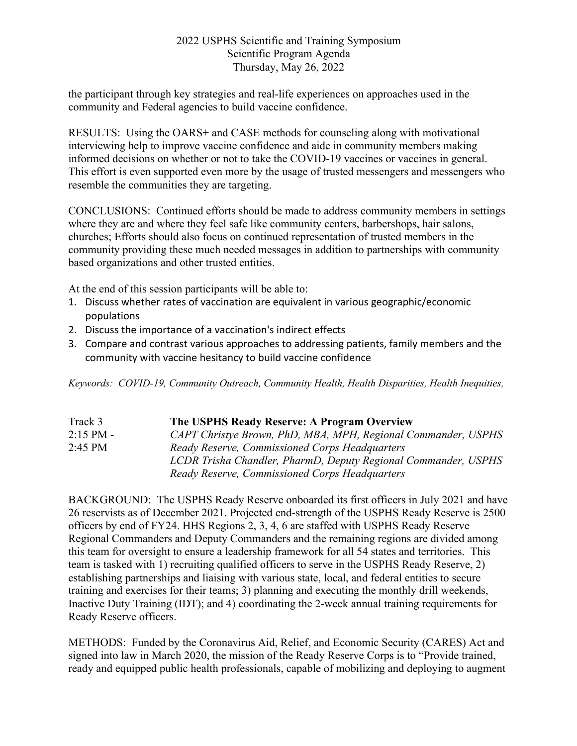the participant through key strategies and real-life experiences on approaches used in the community and Federal agencies to build vaccine confidence.

RESULTS: Using the OARS+ and CASE methods for counseling along with motivational interviewing help to improve vaccine confidence and aide in community members making informed decisions on whether or not to take the COVID-19 vaccines or vaccines in general. This effort is even supported even more by the usage of trusted messengers and messengers who resemble the communities they are targeting.

CONCLUSIONS: Continued efforts should be made to address community members in settings where they are and where they feel safe like community centers, barbershops, hair salons, churches; Efforts should also focus on continued representation of trusted members in the community providing these much needed messages in addition to partnerships with community based organizations and other trusted entities.

At the end of this session participants will be able to:

1. Discuss whether rates of vaccination are equivalent in various geographic/economic populations
2. Discuss the importance of a vaccination's indirect effects
3. Compare and contrast various approaches to addressing patients, family members and the community with vaccine hesitancy to build vaccine confidence

*Keywords: COVID-19, Community Outreach, Community Health, Health Disparities, Health Inequities,*

Track 3
2:15 PM - 2:45 PM

**The USPHS Ready Reserve: A Program Overview**

*CAPT Christye Brown, PhD, MBA, MPH, Regional Commander, USPHS Ready Reserve, Commissioned Corps Headquarters*
*LCDR Trisha Chandler, PharmD, Deputy Regional Commander, USPHS Ready Reserve, Commissioned Corps Headquarters*

BACKGROUND: The USPHS Ready Reserve onboarded its first officers in July 2021 and have 26 reservists as of December 2021. Projected end-strength of the USPHS Ready Reserve is 2500 officers by end of FY24. HHS Regions 2, 3, 4, 6 are staffed with USPHS Ready Reserve Regional Commanders and Deputy Commanders and the remaining regions are divided among this team for oversight to ensure a leadership framework for all 54 states and territories. This team is tasked with 1) recruiting qualified officers to serve in the USPHS Ready Reserve, 2) establishing partnerships and liaising with various state, local, and federal entities to secure training and exercises for their teams; 3) planning and executing the monthly drill weekends, Inactive Duty Training (IDT); and 4) coordinating the 2-week annual training requirements for Ready Reserve officers.

METHODS: Funded by the Coronavirus Aid, Relief, and Economic Security (CARES) Act and signed into law in March 2020, the mission of the Ready Reserve Corps is to "Provide trained, ready and equipped public health professionals, capable of mobilizing and deploying to augment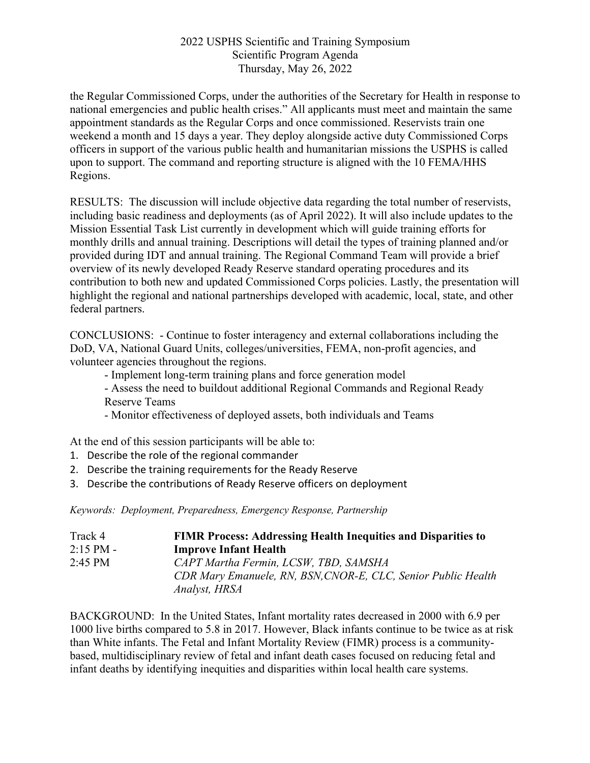the Regular Commissioned Corps, under the authorities of the Secretary for Health in response to national emergencies and public health crises." All applicants must meet and maintain the same appointment standards as the Regular Corps and once commissioned. Reservists train one weekend a month and 15 days a year. They deploy alongside active duty Commissioned Corps officers in support of the various public health and humanitarian missions the USPHS is called upon to support. The command and reporting structure is aligned with the 10 FEMA/HHS Regions.

RESULTS: The discussion will include objective data regarding the total number of reservists, including basic readiness and deployments (as of April 2022). It will also include updates to the Mission Essential Task List currently in development which will guide training efforts for monthly drills and annual training. Descriptions will detail the types of training planned and/or provided during IDT and annual training. The Regional Command Team will provide a brief overview of its newly developed Ready Reserve standard operating procedures and its contribution to both new and updated Commissioned Corps policies. Lastly, the presentation will highlight the regional and national partnerships developed with academic, local, state, and other federal partners.

CONCLUSIONS: - Continue to foster interagency and external collaborations including the DoD, VA, National Guard Units, colleges/universities, FEMA, non-profit agencies, and volunteer agencies throughout the regions.

- Implement long-term training plans and force generation model
- Assess the need to buildout additional Regional Commands and Regional Ready Reserve Teams
- Monitor effectiveness of deployed assets, both individuals and Teams

At the end of this session participants will be able to:

1. Describe the role of the regional commander
2. Describe the training requirements for the Ready Reserve
3. Describe the contributions of Ready Reserve officers on deployment

*Keywords: Deployment, Preparedness, Emergency Response, Partnership*

Track 4
2:15 PM - 2:45 PM

**FIMR Process: Addressing Health Inequities and Disparities to Improve Infant Health**

*CAPT Martha Fermin, LCSW, TBD, SAMSHA*
*CDR Mary Emanuele, RN, BSN,CNOR-E, CLC, Senior Public Health Analyst, HRSA*

BACKGROUND: In the United States, Infant mortality rates decreased in 2000 with 6.9 per 1000 live births compared to 5.8 in 2017. However, Black infants continue to be twice as at risk than White infants. The Fetal and Infant Mortality Review (FIMR) process is a community-based, multidisciplinary review of fetal and infant death cases focused on reducing fetal and infant deaths by identifying inequities and disparities within local health care systems.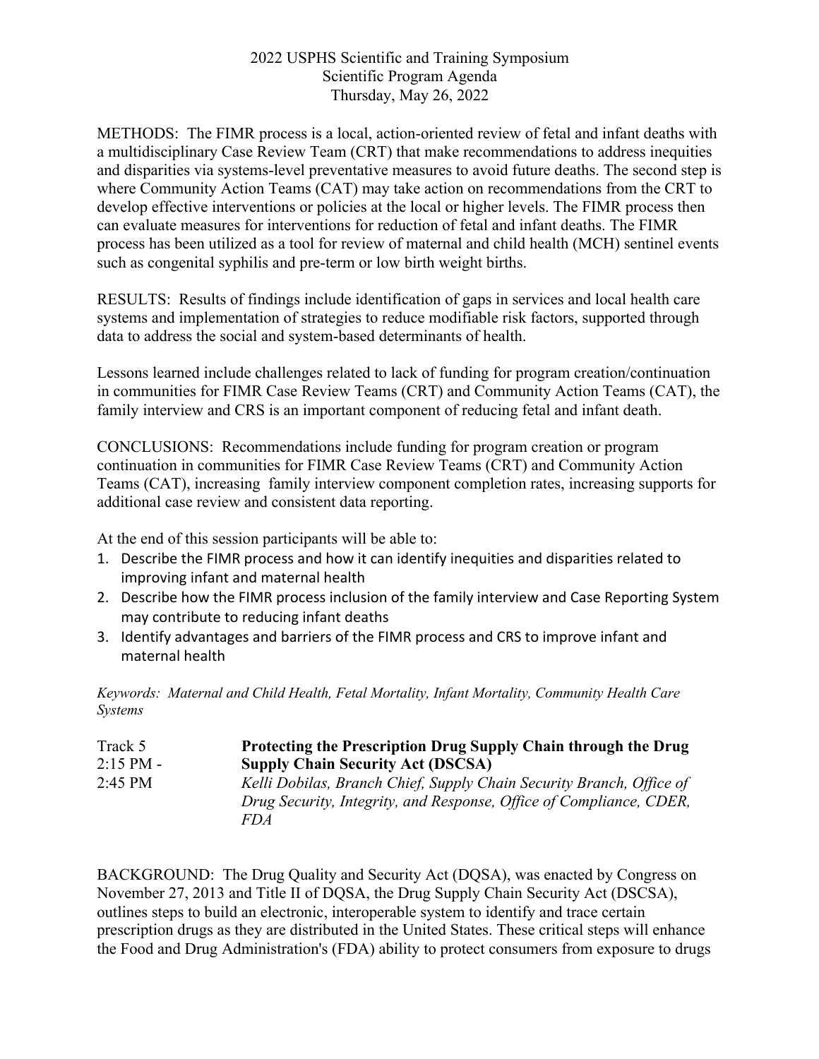METHODS: The FIMR process is a local, action-oriented review of fetal and infant deaths with a multidisciplinary Case Review Team (CRT) that make recommendations to address inequities and disparities via systems-level preventative measures to avoid future deaths. The second step is where Community Action Teams (CAT) may take action on recommendations from the CRT to develop effective interventions or policies at the local or higher levels. The FIMR process then can evaluate measures for interventions for reduction of fetal and infant deaths. The FIMR process has been utilized as a tool for review of maternal and child health (MCH) sentinel events such as congenital syphilis and pre-term or low birth weight births.

RESULTS: Results of findings include identification of gaps in services and local health care systems and implementation of strategies to reduce modifiable risk factors, supported through data to address the social and system-based determinants of health.

Lessons learned include challenges related to lack of funding for program creation/continuation in communities for FIMR Case Review Teams (CRT) and Community Action Teams (CAT), the family interview and CRS is an important component of reducing fetal and infant death.

CONCLUSIONS: Recommendations include funding for program creation or program continuation in communities for FIMR Case Review Teams (CRT) and Community Action Teams (CAT), increasing family interview component completion rates, increasing supports for additional case review and consistent data reporting.

At the end of this session participants will be able to:

1. Describe the FIMR process and how it can identify inequities and disparities related to improving infant and maternal health
2. Describe how the FIMR process inclusion of the family interview and Case Reporting System may contribute to reducing infant deaths
3. Identify advantages and barriers of the FIMR process and CRS to improve infant and maternal health

*Keywords: Maternal and Child Health, Fetal Mortality, Infant Mortality, Community Health Care Systems*

Track 5
2:15 PM - 2:45 PM

**Protecting the Prescription Drug Supply Chain through the Drug Supply Chain Security Act (DSCSA)**

*Kelli Dobilas, Branch Chief, Supply Chain Security Branch, Office of Drug Security, Integrity, and Response, Office of Compliance, CDER, FDA*

BACKGROUND: The Drug Quality and Security Act (DQSA), was enacted by Congress on November 27, 2013 and Title II of DQSA, the Drug Supply Chain Security Act (DSCSA), outlines steps to build an electronic, interoperable system to identify and trace certain prescription drugs as they are distributed in the United States. These critical steps will enhance the Food and Drug Administration's (FDA) ability to protect consumers from exposure to drugs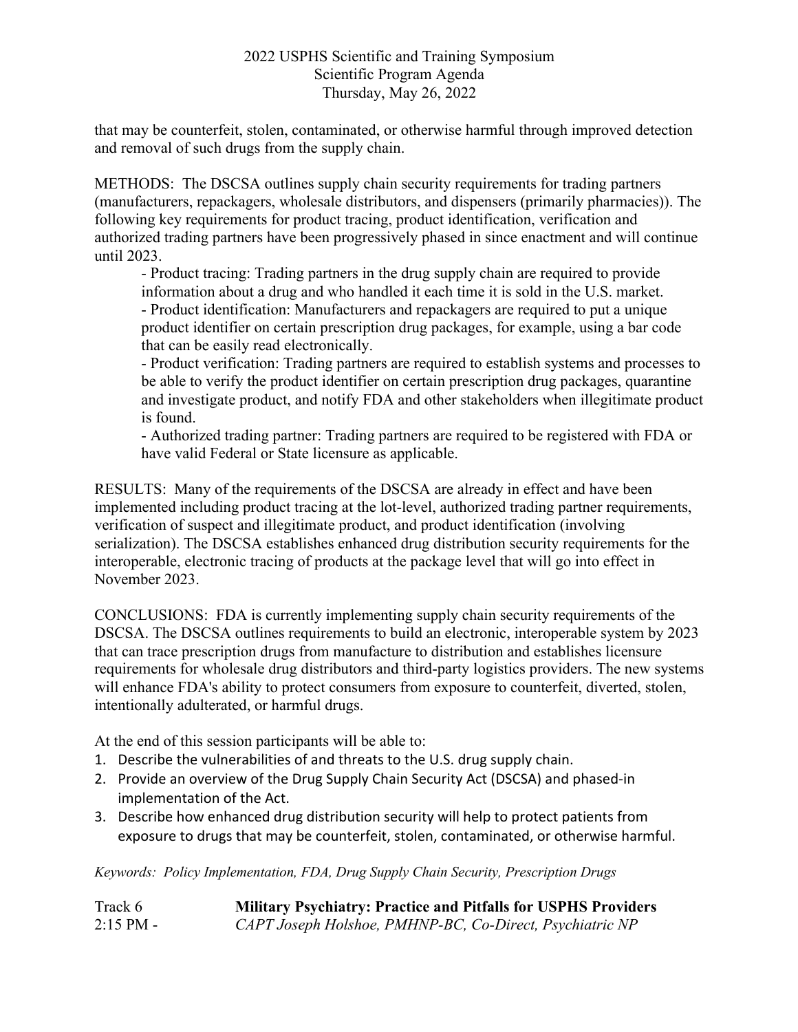that may be counterfeit, stolen, contaminated, or otherwise harmful through improved detection and removal of such drugs from the supply chain.

METHODS: The DSCSA outlines supply chain security requirements for trading partners (manufacturers, repackagers, wholesale distributors, and dispensers (primarily pharmacies)). The following key requirements for product tracing, product identification, verification and authorized trading partners have been progressively phased in since enactment and will continue until 2023.

- Product tracing: Trading partners in the drug supply chain are required to provide information about a drug and who handled it each time it is sold in the U.S. market.
- Product identification: Manufacturers and repackagers are required to put a unique product identifier on certain prescription drug packages, for example, using a bar code that can be easily read electronically.
- Product verification: Trading partners are required to establish systems and processes to be able to verify the product identifier on certain prescription drug packages, quarantine and investigate product, and notify FDA and other stakeholders when illegitimate product is found.
- Authorized trading partner: Trading partners are required to be registered with FDA or have valid Federal or State licensure as applicable.

RESULTS: Many of the requirements of the DSCSA are already in effect and have been implemented including product tracing at the lot-level, authorized trading partner requirements, verification of suspect and illegitimate product, and product identification (involving serialization). The DSCSA establishes enhanced drug distribution security requirements for the interoperable, electronic tracing of products at the package level that will go into effect in November 2023.

CONCLUSIONS: FDA is currently implementing supply chain security requirements of the DSCSA. The DSCSA outlines requirements to build an electronic, interoperable system by 2023 that can trace prescription drugs from manufacture to distribution and establishes licensure requirements for wholesale drug distributors and third-party logistics providers. The new systems will enhance FDA's ability to protect consumers from exposure to counterfeit, diverted, stolen, intentionally adulterated, or harmful drugs.

At the end of this session participants will be able to:

1. Describe the vulnerabilities of and threats to the U.S. drug supply chain.
2. Provide an overview of the Drug Supply Chain Security Act (DSCSA) and phased-in implementation of the Act.
3. Describe how enhanced drug distribution security will help to protect patients from exposure to drugs that may be counterfeit, stolen, contaminated, or otherwise harmful.

*Keywords: Policy Implementation, FDA, Drug Supply Chain Security, Prescription Drugs*

Track 6 — **Military Psychiatry: Practice and Pitfalls for USPHS Providers**

2:15 PM - *CAPT Joseph Holshoe, PMHNP-BC, Co-Direct, Psychiatric NP*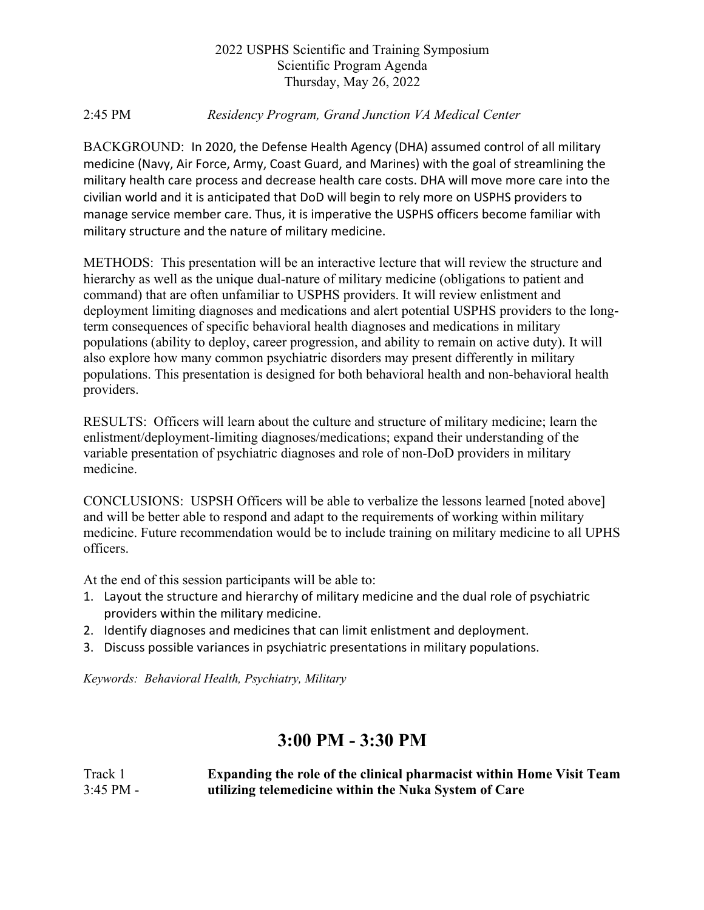2022 USPHS Scientific and Training Symposium
Scientific Program Agenda
Thursday, May 26, 2022

2:45 PM *Residency Program, Grand Junction VA Medical Center*

BACKGROUND: In 2020, the Defense Health Agency (DHA) assumed control of all military medicine (Navy, Air Force, Army, Coast Guard, and Marines) with the goal of streamlining the military health care process and decrease health care costs. DHA will move more care into the civilian world and it is anticipated that DoD will begin to rely more on USPHS providers to manage service member care. Thus, it is imperative the USPHS officers become familiar with military structure and the nature of military medicine.

METHODS: This presentation will be an interactive lecture that will review the structure and hierarchy as well as the unique dual-nature of military medicine (obligations to patient and command) that are often unfamiliar to USPHS providers. It will review enlistment and deployment limiting diagnoses and medications and alert potential USPHS providers to the long-term consequences of specific behavioral health diagnoses and medications in military populations (ability to deploy, career progression, and ability to remain on active duty). It will also explore how many common psychiatric disorders may present differently in military populations. This presentation is designed for both behavioral health and non-behavioral health providers.

RESULTS: Officers will learn about the culture and structure of military medicine; learn the enlistment/deployment-limiting diagnoses/medications; expand their understanding of the variable presentation of psychiatric diagnoses and role of non-DoD providers in military medicine.

CONCLUSIONS: USPSH Officers will be able to verbalize the lessons learned [noted above] and will be better able to respond and adapt to the requirements of working within military medicine. Future recommendation would be to include training on military medicine to all UPHS officers.

At the end of this session participants will be able to:

1. Layout the structure and hierarchy of military medicine and the dual role of psychiatric providers within the military medicine.
2. Identify diagnoses and medicines that can limit enlistment and deployment.
3. Discuss possible variances in psychiatric presentations in military populations.

*Keywords: Behavioral Health, Psychiatry, Military*

# 3:00 PM - 3:30 PM

Track 1
3:45 PM - **Expanding the role of the clinical pharmacist within Home Visit Team utilizing telemedicine within the Nuka System of Care**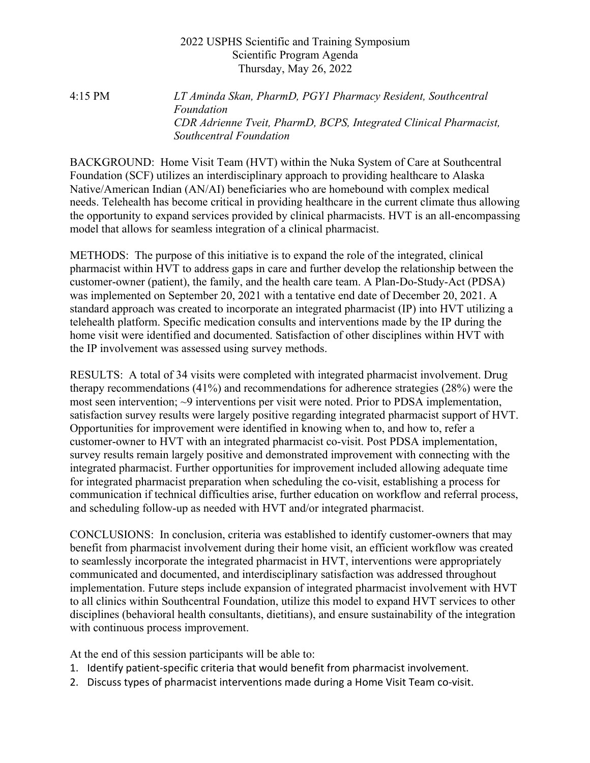2022 USPHS Scientific and Training Symposium
Scientific Program Agenda
Thursday, May 26, 2022

4:15 PM *LT Aminda Skan, PharmD, PGY1 Pharmacy Resident, Southcentral Foundation*
*CDR Adrienne Tveit, PharmD, BCPS, Integrated Clinical Pharmacist, Southcentral Foundation*

BACKGROUND: Home Visit Team (HVT) within the Nuka System of Care at Southcentral Foundation (SCF) utilizes an interdisciplinary approach to providing healthcare to Alaska Native/American Indian (AN/AI) beneficiaries who are homebound with complex medical needs. Telehealth has become critical in providing healthcare in the current climate thus allowing the opportunity to expand services provided by clinical pharmacists. HVT is an all-encompassing model that allows for seamless integration of a clinical pharmacist.

METHODS: The purpose of this initiative is to expand the role of the integrated, clinical pharmacist within HVT to address gaps in care and further develop the relationship between the customer-owner (patient), the family, and the health care team. A Plan-Do-Study-Act (PDSA) was implemented on September 20, 2021 with a tentative end date of December 20, 2021. A standard approach was created to incorporate an integrated pharmacist (IP) into HVT utilizing a telehealth platform. Specific medication consults and interventions made by the IP during the home visit were identified and documented. Satisfaction of other disciplines within HVT with the IP involvement was assessed using survey methods.

RESULTS: A total of 34 visits were completed with integrated pharmacist involvement. Drug therapy recommendations (41%) and recommendations for adherence strategies (28%) were the most seen intervention; ~9 interventions per visit were noted. Prior to PDSA implementation, satisfaction survey results were largely positive regarding integrated pharmacist support of HVT. Opportunities for improvement were identified in knowing when to, and how to, refer a customer-owner to HVT with an integrated pharmacist co-visit. Post PDSA implementation, survey results remain largely positive and demonstrated improvement with connecting with the integrated pharmacist. Further opportunities for improvement included allowing adequate time for integrated pharmacist preparation when scheduling the co-visit, establishing a process for communication if technical difficulties arise, further education on workflow and referral process, and scheduling follow-up as needed with HVT and/or integrated pharmacist.

CONCLUSIONS: In conclusion, criteria was established to identify customer-owners that may benefit from pharmacist involvement during their home visit, an efficient workflow was created to seamlessly incorporate the integrated pharmacist in HVT, interventions were appropriately communicated and documented, and interdisciplinary satisfaction was addressed throughout implementation. Future steps include expansion of integrated pharmacist involvement with HVT to all clinics within Southcentral Foundation, utilize this model to expand HVT services to other disciplines (behavioral health consultants, dietitians), and ensure sustainability of the integration with continuous process improvement.

At the end of this session participants will be able to:

1. Identify patient-specific criteria that would benefit from pharmacist involvement.
2. Discuss types of pharmacist interventions made during a Home Visit Team co-visit.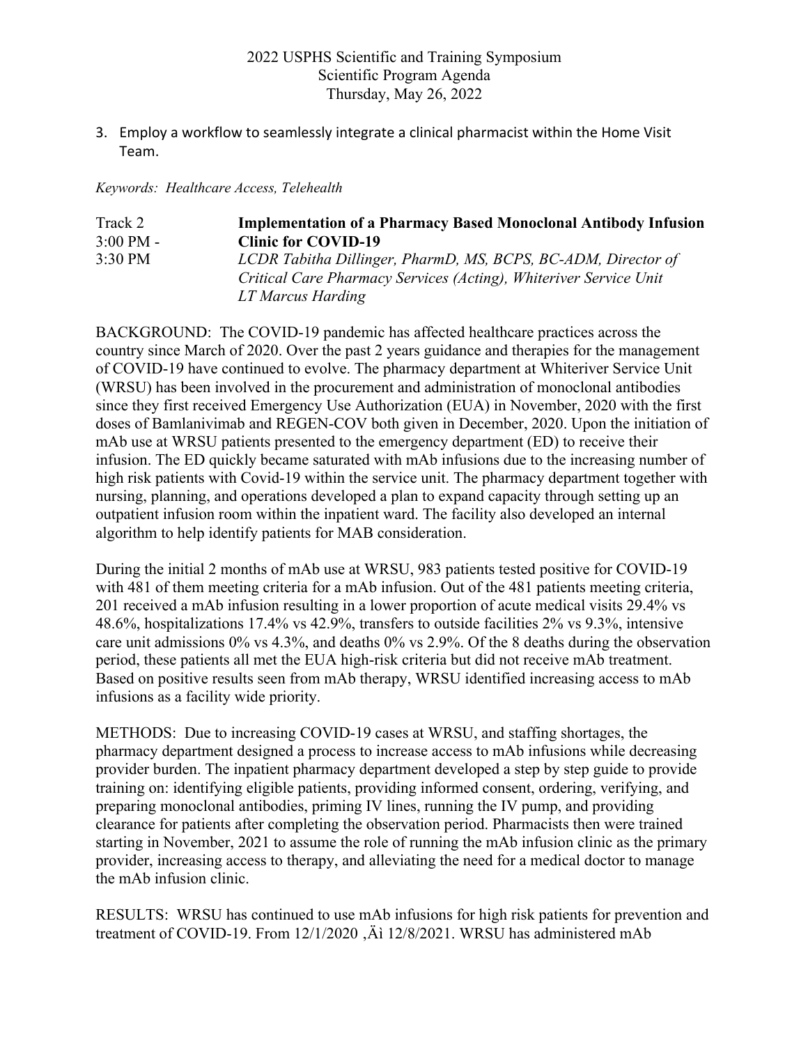3. Employ a workflow to seamlessly integrate a clinical pharmacist within the Home Visit Team.

*Keywords: Healthcare Access, Telehealth*

Track 2
3:00 PM - 3:30 PM

**Implementation of a Pharmacy Based Monoclonal Antibody Infusion Clinic for COVID-19**

*LCDR Tabitha Dillinger, PharmD, MS, BCPS, BC-ADM, Director of Critical Care Pharmacy Services (Acting), Whiteriver Service Unit*
*LT Marcus Harding*

BACKGROUND: The COVID-19 pandemic has affected healthcare practices across the country since March of 2020. Over the past 2 years guidance and therapies for the management of COVID-19 have continued to evolve. The pharmacy department at Whiteriver Service Unit (WRSU) has been involved in the procurement and administration of monoclonal antibodies since they first received Emergency Use Authorization (EUA) in November, 2020 with the first doses of Bamlanivimab and REGEN-COV both given in December, 2020. Upon the initiation of mAb use at WRSU patients presented to the emergency department (ED) to receive their infusion. The ED quickly became saturated with mAb infusions due to the increasing number of high risk patients with Covid-19 within the service unit. The pharmacy department together with nursing, planning, and operations developed a plan to expand capacity through setting up an outpatient infusion room within the inpatient ward. The facility also developed an internal algorithm to help identify patients for MAB consideration.

During the initial 2 months of mAb use at WRSU, 983 patients tested positive for COVID-19 with 481 of them meeting criteria for a mAb infusion. Out of the 481 patients meeting criteria, 201 received a mAb infusion resulting in a lower proportion of acute medical visits 29.4% vs 48.6%, hospitalizations 17.4% vs 42.9%, transfers to outside facilities 2% vs 9.3%, intensive care unit admissions 0% vs 4.3%, and deaths 0% vs 2.9%. Of the 8 deaths during the observation period, these patients all met the EUA high-risk criteria but did not receive mAb treatment. Based on positive results seen from mAb therapy, WRSU identified increasing access to mAb infusions as a facility wide priority.

METHODS: Due to increasing COVID-19 cases at WRSU, and staffing shortages, the pharmacy department designed a process to increase access to mAb infusions while decreasing provider burden. The inpatient pharmacy department developed a step by step guide to provide training on: identifying eligible patients, providing informed consent, ordering, verifying, and preparing monoclonal antibodies, priming IV lines, running the IV pump, and providing clearance for patients after completing the observation period. Pharmacists then were trained starting in November, 2021 to assume the role of running the mAb infusion clinic as the primary provider, increasing access to therapy, and alleviating the need for a medical doctor to manage the mAb infusion clinic.

RESULTS: WRSU has continued to use mAb infusions for high risk patients for prevention and treatment of COVID-19. From 12/1/2020 ‚Äì 12/8/2021. WRSU has administered mAb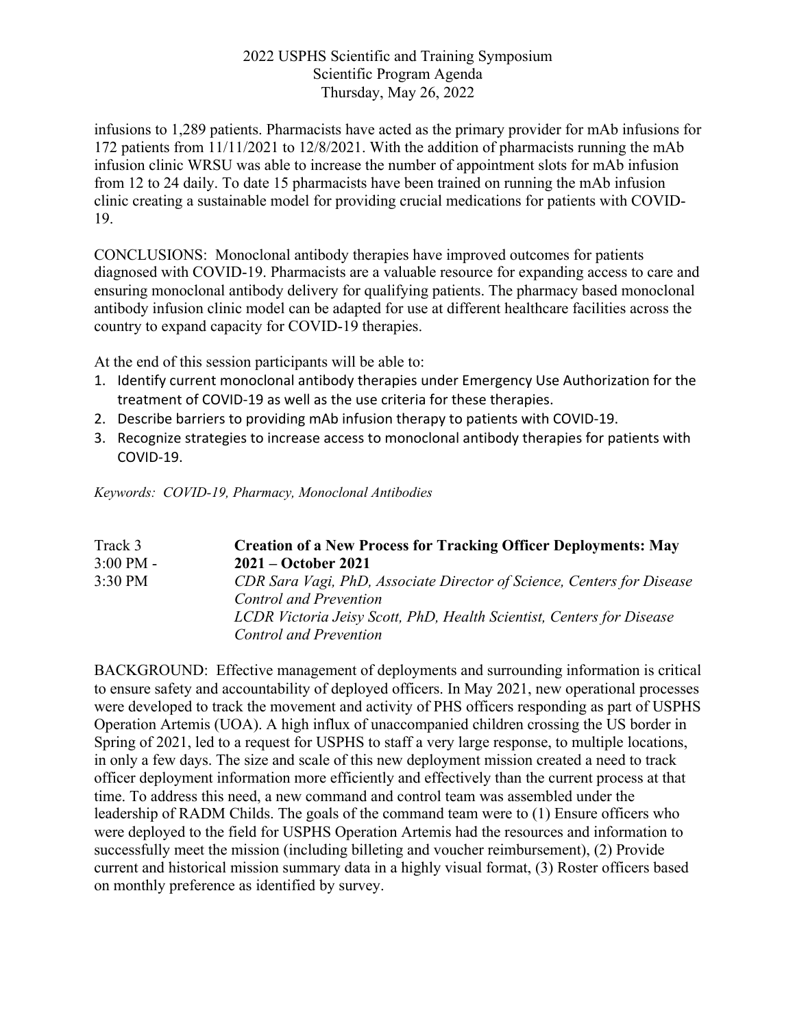infusions to 1,289 patients. Pharmacists have acted as the primary provider for mAb infusions for 172 patients from 11/11/2021 to 12/8/2021. With the addition of pharmacists running the mAb infusion clinic WRSU was able to increase the number of appointment slots for mAb infusion from 12 to 24 daily. To date 15 pharmacists have been trained on running the mAb infusion clinic creating a sustainable model for providing crucial medications for patients with COVID-19.

CONCLUSIONS: Monoclonal antibody therapies have improved outcomes for patients diagnosed with COVID-19. Pharmacists are a valuable resource for expanding access to care and ensuring monoclonal antibody delivery for qualifying patients. The pharmacy based monoclonal antibody infusion clinic model can be adapted for use at different healthcare facilities across the country to expand capacity for COVID-19 therapies.

At the end of this session participants will be able to:

1. Identify current monoclonal antibody therapies under Emergency Use Authorization for the treatment of COVID-19 as well as the use criteria for these therapies.
2. Describe barriers to providing mAb infusion therapy to patients with COVID-19.
3. Recognize strategies to increase access to monoclonal antibody therapies for patients with COVID-19.

*Keywords: COVID-19, Pharmacy, Monoclonal Antibodies*

Track 3
3:00 PM - 3:30 PM

**Creation of a New Process for Tracking Officer Deployments: May 2021 – October 2021**

*CDR Sara Vagi, PhD, Associate Director of Science, Centers for Disease Control and Prevention*
*LCDR Victoria Jeisy Scott, PhD, Health Scientist, Centers for Disease Control and Prevention*

BACKGROUND: Effective management of deployments and surrounding information is critical to ensure safety and accountability of deployed officers. In May 2021, new operational processes were developed to track the movement and activity of PHS officers responding as part of USPHS Operation Artemis (UOA). A high influx of unaccompanied children crossing the US border in Spring of 2021, led to a request for USPHS to staff a very large response, to multiple locations, in only a few days. The size and scale of this new deployment mission created a need to track officer deployment information more efficiently and effectively than the current process at that time. To address this need, a new command and control team was assembled under the leadership of RADM Childs. The goals of the command team were to (1) Ensure officers who were deployed to the field for USPHS Operation Artemis had the resources and information to successfully meet the mission (including billeting and voucher reimbursement), (2) Provide current and historical mission summary data in a highly visual format, (3) Roster officers based on monthly preference as identified by survey.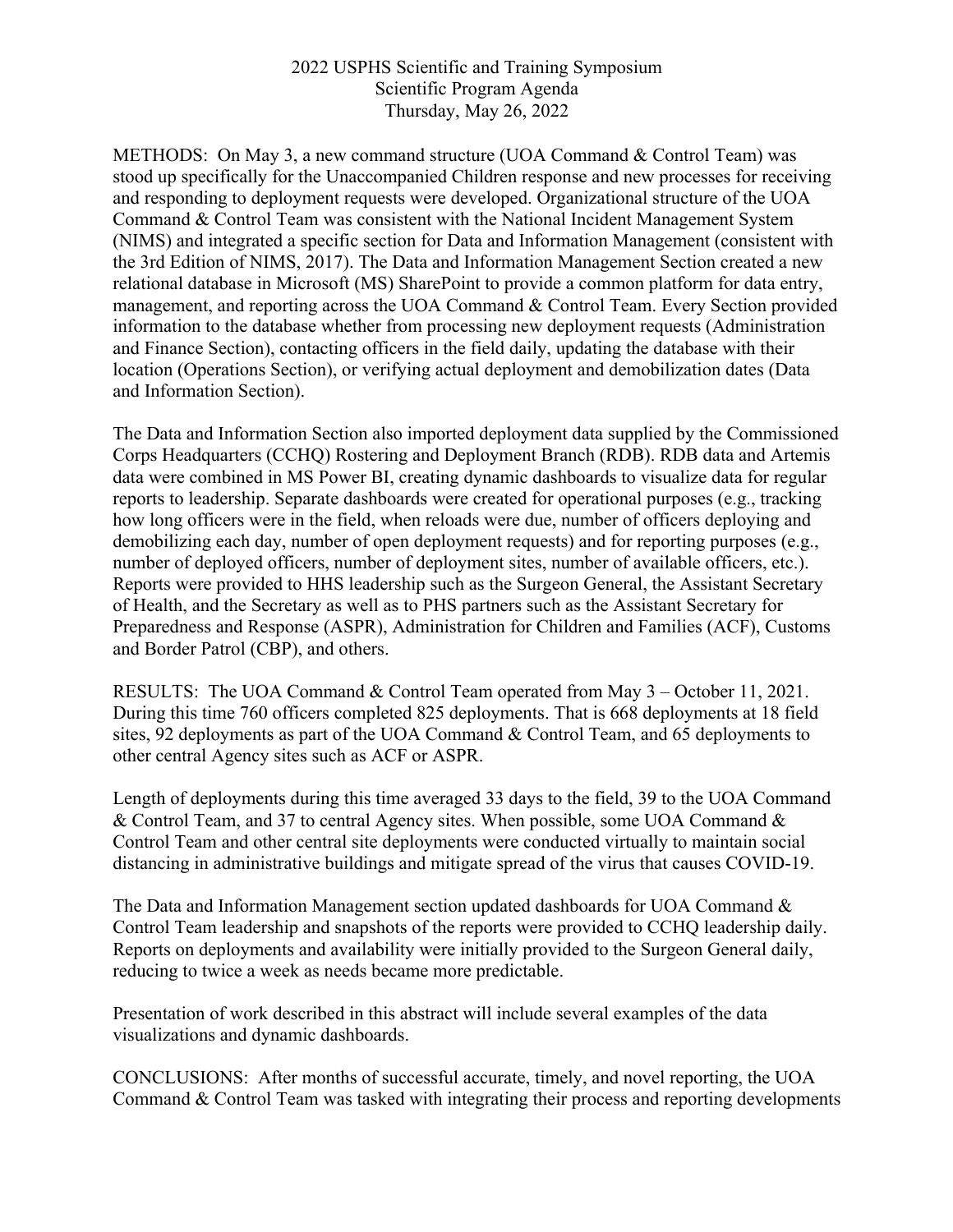METHODS: On May 3, a new command structure (UOA Command & Control Team) was stood up specifically for the Unaccompanied Children response and new processes for receiving and responding to deployment requests were developed. Organizational structure of the UOA Command & Control Team was consistent with the National Incident Management System (NIMS) and integrated a specific section for Data and Information Management (consistent with the 3rd Edition of NIMS, 2017). The Data and Information Management Section created a new relational database in Microsoft (MS) SharePoint to provide a common platform for data entry, management, and reporting across the UOA Command & Control Team. Every Section provided information to the database whether from processing new deployment requests (Administration and Finance Section), contacting officers in the field daily, updating the database with their location (Operations Section), or verifying actual deployment and demobilization dates (Data and Information Section).

The Data and Information Section also imported deployment data supplied by the Commissioned Corps Headquarters (CCHQ) Rostering and Deployment Branch (RDB). RDB data and Artemis data were combined in MS Power BI, creating dynamic dashboards to visualize data for regular reports to leadership. Separate dashboards were created for operational purposes (e.g., tracking how long officers were in the field, when reloads were due, number of officers deploying and demobilizing each day, number of open deployment requests) and for reporting purposes (e.g., number of deployed officers, number of deployment sites, number of available officers, etc.). Reports were provided to HHS leadership such as the Surgeon General, the Assistant Secretary of Health, and the Secretary as well as to PHS partners such as the Assistant Secretary for Preparedness and Response (ASPR), Administration for Children and Families (ACF), Customs and Border Patrol (CBP), and others.

RESULTS: The UOA Command & Control Team operated from May 3 – October 11, 2021. During this time 760 officers completed 825 deployments. That is 668 deployments at 18 field sites, 92 deployments as part of the UOA Command & Control Team, and 65 deployments to other central Agency sites such as ACF or ASPR.

Length of deployments during this time averaged 33 days to the field, 39 to the UOA Command & Control Team, and 37 to central Agency sites. When possible, some UOA Command & Control Team and other central site deployments were conducted virtually to maintain social distancing in administrative buildings and mitigate spread of the virus that causes COVID-19.

The Data and Information Management section updated dashboards for UOA Command & Control Team leadership and snapshots of the reports were provided to CCHQ leadership daily. Reports on deployments and availability were initially provided to the Surgeon General daily, reducing to twice a week as needs became more predictable.

Presentation of work described in this abstract will include several examples of the data visualizations and dynamic dashboards.

CONCLUSIONS: After months of successful accurate, timely, and novel reporting, the UOA Command & Control Team was tasked with integrating their process and reporting developments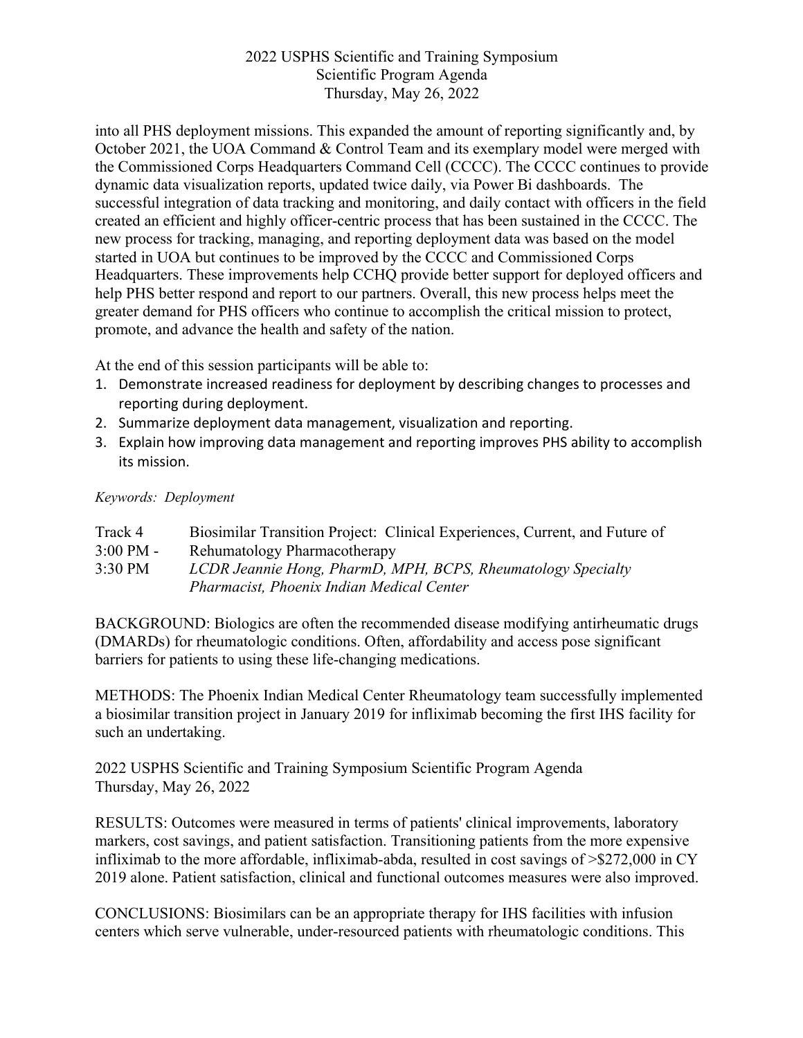into all PHS deployment missions. This expanded the amount of reporting significantly and, by October 2021, the UOA Command & Control Team and its exemplary model were merged with the Commissioned Corps Headquarters Command Cell (CCCC). The CCCC continues to provide dynamic data visualization reports, updated twice daily, via Power Bi dashboards. The successful integration of data tracking and monitoring, and daily contact with officers in the field created an efficient and highly officer-centric process that has been sustained in the CCCC. The new process for tracking, managing, and reporting deployment data was based on the model started in UOA but continues to be improved by the CCCC and Commissioned Corps Headquarters. These improvements help CCHQ provide better support for deployed officers and help PHS better respond and report to our partners. Overall, this new process helps meet the greater demand for PHS officers who continue to accomplish the critical mission to protect, promote, and advance the health and safety of the nation.

At the end of this session participants will be able to:

1. Demonstrate increased readiness for deployment by describing changes to processes and reporting during deployment.
2. Summarize deployment data management, visualization and reporting.
3. Explain how improving data management and reporting improves PHS ability to accomplish its mission.

*Keywords: Deployment*

Track 4
3:00 PM - 3:30 PM

Biosimilar Transition Project: Clinical Experiences, Current, and Future of Rehumatology Pharmacotherapy

*LCDR Jeannie Hong, PharmD, MPH, BCPS, Rheumatology Specialty Pharmacist, Phoenix Indian Medical Center*

BACKGROUND: Biologics are often the recommended disease modifying antirheumatic drugs (DMARDs) for rheumatologic conditions. Often, affordability and access pose significant barriers for patients to using these life-changing medications.

METHODS: The Phoenix Indian Medical Center Rheumatology team successfully implemented a biosimilar transition project in January 2019 for infliximab becoming the first IHS facility for such an undertaking.

RESULTS: Outcomes were measured in terms of patients' clinical improvements, laboratory markers, cost savings, and patient satisfaction. Transitioning patients from the more expensive infliximab to the more affordable, infliximab-abda, resulted in cost savings of >$272,000 in CY 2019 alone. Patient satisfaction, clinical and functional outcomes measures were also improved.

CONCLUSIONS: Biosimilars can be an appropriate therapy for IHS facilities with infusion centers which serve vulnerable, under-resourced patients with rheumatologic conditions. This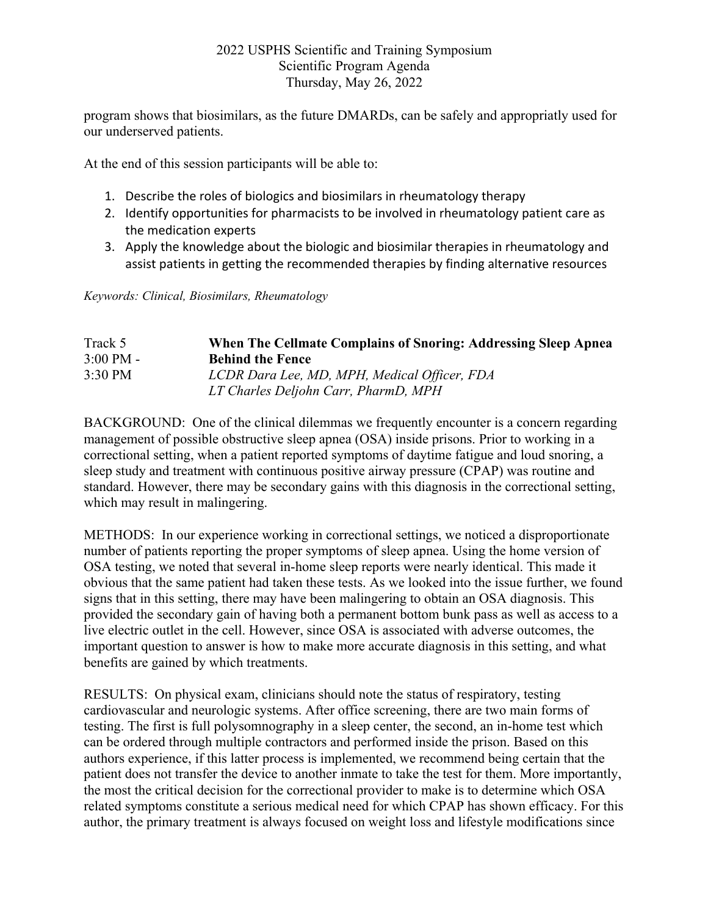program shows that biosimilars, as the future DMARDs, can be safely and appropriatly used for our underserved patients.

At the end of this session participants will be able to:

1. Describe the roles of biologics and biosimilars in rheumatology therapy
2. Identify opportunities for pharmacists to be involved in rheumatology patient care as the medication experts
3. Apply the knowledge about the biologic and biosimilar therapies in rheumatology and assist patients in getting the recommended therapies by finding alternative resources

*Keywords: Clinical, Biosimilars, Rheumatology*

Track 5
3:00 PM - 3:30 PM

**When The Cellmate Complains of Snoring: Addressing Sleep Apnea Behind the Fence**

*LCDR Dara Lee, MD, MPH, Medical Officer, FDA*
*LT Charles Deljohn Carr, PharmD, MPH*

BACKGROUND: One of the clinical dilemmas we frequently encounter is a concern regarding management of possible obstructive sleep apnea (OSA) inside prisons. Prior to working in a correctional setting, when a patient reported symptoms of daytime fatigue and loud snoring, a sleep study and treatment with continuous positive airway pressure (CPAP) was routine and standard. However, there may be secondary gains with this diagnosis in the correctional setting, which may result in malingering.

METHODS: In our experience working in correctional settings, we noticed a disproportionate number of patients reporting the proper symptoms of sleep apnea. Using the home version of OSA testing, we noted that several in-home sleep reports were nearly identical. This made it obvious that the same patient had taken these tests. As we looked into the issue further, we found signs that in this setting, there may have been malingering to obtain an OSA diagnosis. This provided the secondary gain of having both a permanent bottom bunk pass as well as access to a live electric outlet in the cell. However, since OSA is associated with adverse outcomes, the important question to answer is how to make more accurate diagnosis in this setting, and what benefits are gained by which treatments.

RESULTS: On physical exam, clinicians should note the status of respiratory, testing cardiovascular and neurologic systems. After office screening, there are two main forms of testing. The first is full polysomnography in a sleep center, the second, an in-home test which can be ordered through multiple contractors and performed inside the prison. Based on this authors experience, if this latter process is implemented, we recommend being certain that the patient does not transfer the device to another inmate to take the test for them. More importantly, the most the critical decision for the correctional provider to make is to determine which OSA related symptoms constitute a serious medical need for which CPAP has shown efficacy. For this author, the primary treatment is always focused on weight loss and lifestyle modifications since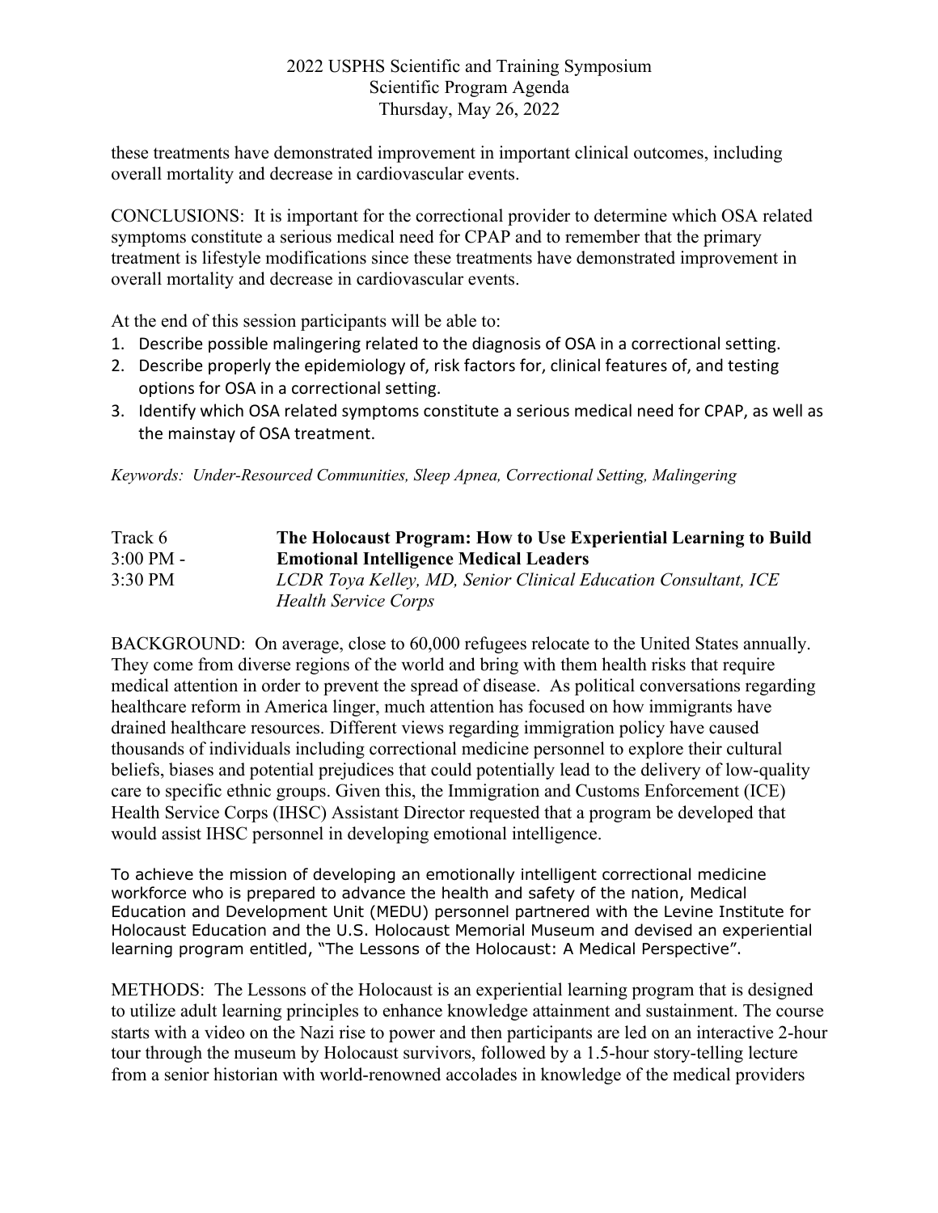these treatments have demonstrated improvement in important clinical outcomes, including overall mortality and decrease in cardiovascular events.

CONCLUSIONS: It is important for the correctional provider to determine which OSA related symptoms constitute a serious medical need for CPAP and to remember that the primary treatment is lifestyle modifications since these treatments have demonstrated improvement in overall mortality and decrease in cardiovascular events.

At the end of this session participants will be able to:

1. Describe possible malingering related to the diagnosis of OSA in a correctional setting.
2. Describe properly the epidemiology of, risk factors for, clinical features of, and testing options for OSA in a correctional setting.
3. Identify which OSA related symptoms constitute a serious medical need for CPAP, as well as the mainstay of OSA treatment.

*Keywords: Under-Resourced Communities, Sleep Apnea, Correctional Setting, Malingering*

Track 6
3:00 PM - 3:30 PM

**The Holocaust Program: How to Use Experiential Learning to Build Emotional Intelligence Medical Leaders**

*LCDR Toya Kelley, MD, Senior Clinical Education Consultant, ICE Health Service Corps*

BACKGROUND: On average, close to 60,000 refugees relocate to the United States annually. They come from diverse regions of the world and bring with them health risks that require medical attention in order to prevent the spread of disease. As political conversations regarding healthcare reform in America linger, much attention has focused on how immigrants have drained healthcare resources. Different views regarding immigration policy have caused thousands of individuals including correctional medicine personnel to explore their cultural beliefs, biases and potential prejudices that could potentially lead to the delivery of low-quality care to specific ethnic groups. Given this, the Immigration and Customs Enforcement (ICE) Health Service Corps (IHSC) Assistant Director requested that a program be developed that would assist IHSC personnel in developing emotional intelligence.

To achieve the mission of developing an emotionally intelligent correctional medicine workforce who is prepared to advance the health and safety of the nation, Medical Education and Development Unit (MEDU) personnel partnered with the Levine Institute for Holocaust Education and the U.S. Holocaust Memorial Museum and devised an experiential learning program entitled, "The Lessons of the Holocaust: A Medical Perspective".

METHODS: The Lessons of the Holocaust is an experiential learning program that is designed to utilize adult learning principles to enhance knowledge attainment and sustainment. The course starts with a video on the Nazi rise to power and then participants are led on an interactive 2-hour tour through the museum by Holocaust survivors, followed by a 1.5-hour story-telling lecture from a senior historian with world-renowned accolades in knowledge of the medical providers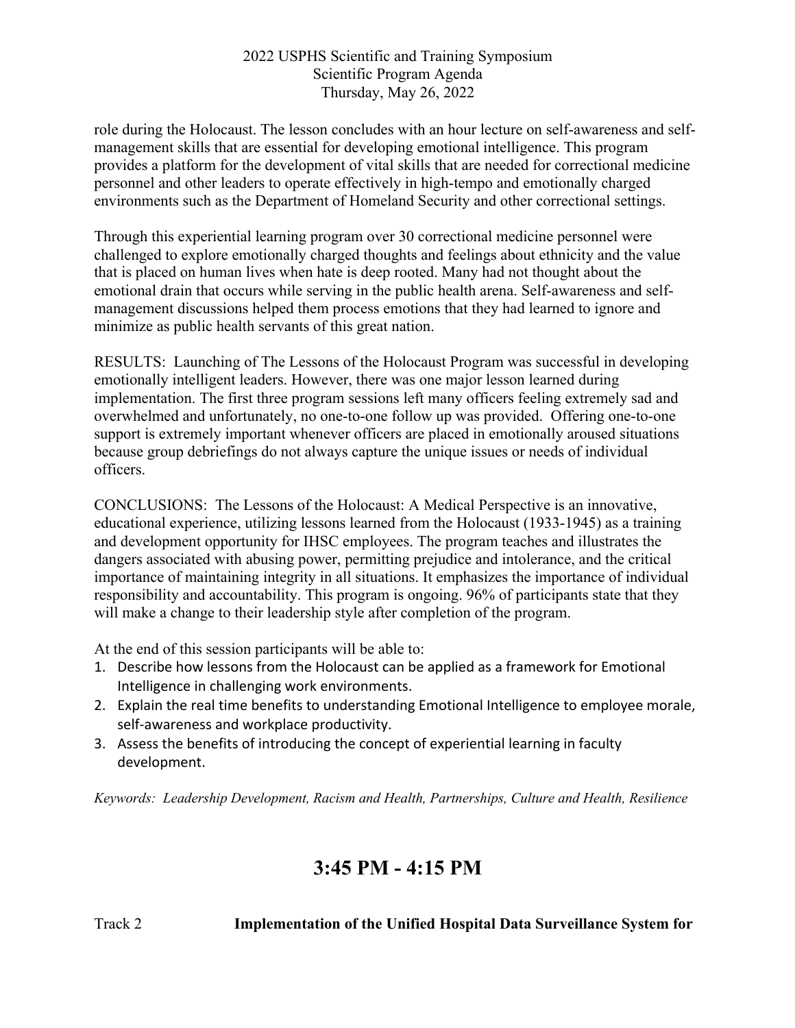role during the Holocaust. The lesson concludes with an hour lecture on self-awareness and self-management skills that are essential for developing emotional intelligence. This program provides a platform for the development of vital skills that are needed for correctional medicine personnel and other leaders to operate effectively in high-tempo and emotionally charged environments such as the Department of Homeland Security and other correctional settings.

Through this experiential learning program over 30 correctional medicine personnel were challenged to explore emotionally charged thoughts and feelings about ethnicity and the value that is placed on human lives when hate is deep rooted. Many had not thought about the emotional drain that occurs while serving in the public health arena. Self-awareness and self-management discussions helped them process emotions that they had learned to ignore and minimize as public health servants of this great nation.

RESULTS: Launching of The Lessons of the Holocaust Program was successful in developing emotionally intelligent leaders. However, there was one major lesson learned during implementation. The first three program sessions left many officers feeling extremely sad and overwhelmed and unfortunately, no one-to-one follow up was provided. Offering one-to-one support is extremely important whenever officers are placed in emotionally aroused situations because group debriefings do not always capture the unique issues or needs of individual officers.

CONCLUSIONS: The Lessons of the Holocaust: A Medical Perspective is an innovative, educational experience, utilizing lessons learned from the Holocaust (1933-1945) as a training and development opportunity for IHSC employees. The program teaches and illustrates the dangers associated with abusing power, permitting prejudice and intolerance, and the critical importance of maintaining integrity in all situations. It emphasizes the importance of individual responsibility and accountability. This program is ongoing. 96% of participants state that they will make a change to their leadership style after completion of the program.

At the end of this session participants will be able to:

1. Describe how lessons from the Holocaust can be applied as a framework for Emotional Intelligence in challenging work environments.
2. Explain the real time benefits to understanding Emotional Intelligence to employee morale, self-awareness and workplace productivity.
3. Assess the benefits of introducing the concept of experiential learning in faculty development.

*Keywords: Leadership Development, Racism and Health, Partnerships, Culture and Health, Resilience*

## 3:45 PM - 4:15 PM

Track 2 **Implementation of the Unified Hospital Data Surveillance System for**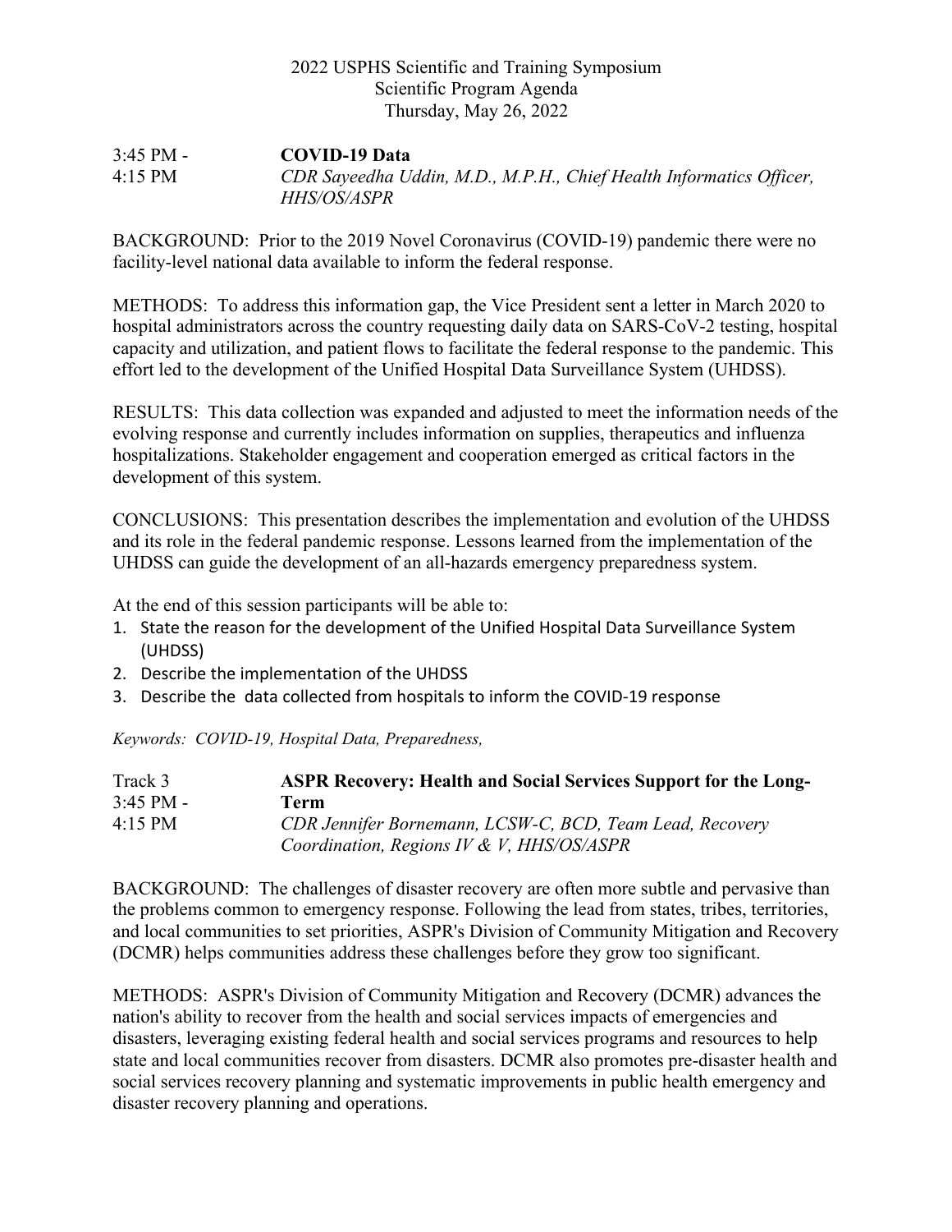2022 USPHS Scientific and Training Symposium
Scientific Program Agenda
Thursday, May 26, 2022

3:45 PM - 4:15 PM

**COVID-19 Data**

*CDR Sayeedha Uddin, M.D., M.P.H., Chief Health Informatics Officer, HHS/OS/ASPR*

BACKGROUND: Prior to the 2019 Novel Coronavirus (COVID-19) pandemic there were no facility-level national data available to inform the federal response.

METHODS: To address this information gap, the Vice President sent a letter in March 2020 to hospital administrators across the country requesting daily data on SARS-CoV-2 testing, hospital capacity and utilization, and patient flows to facilitate the federal response to the pandemic. This effort led to the development of the Unified Hospital Data Surveillance System (UHDSS).

RESULTS: This data collection was expanded and adjusted to meet the information needs of the evolving response and currently includes information on supplies, therapeutics and influenza hospitalizations. Stakeholder engagement and cooperation emerged as critical factors in the development of this system.

CONCLUSIONS: This presentation describes the implementation and evolution of the UHDSS and its role in the federal pandemic response. Lessons learned from the implementation of the UHDSS can guide the development of an all-hazards emergency preparedness system.

At the end of this session participants will be able to:

1. State the reason for the development of the Unified Hospital Data Surveillance System (UHDSS)
2. Describe the implementation of the UHDSS
3. Describe the data collected from hospitals to inform the COVID-19 response

*Keywords: COVID-19, Hospital Data, Preparedness,*

Track 3
3:45 PM - 4:15 PM

**ASPR Recovery: Health and Social Services Support for the Long-Term**

*CDR Jennifer Bornemann, LCSW-C, BCD, Team Lead, Recovery Coordination, Regions IV & V, HHS/OS/ASPR*

BACKGROUND: The challenges of disaster recovery are often more subtle and pervasive than the problems common to emergency response. Following the lead from states, tribes, territories, and local communities to set priorities, ASPR's Division of Community Mitigation and Recovery (DCMR) helps communities address these challenges before they grow too significant.

METHODS: ASPR's Division of Community Mitigation and Recovery (DCMR) advances the nation's ability to recover from the health and social services impacts of emergencies and disasters, leveraging existing federal health and social services programs and resources to help state and local communities recover from disasters. DCMR also promotes pre-disaster health and social services recovery planning and systematic improvements in public health emergency and disaster recovery planning and operations.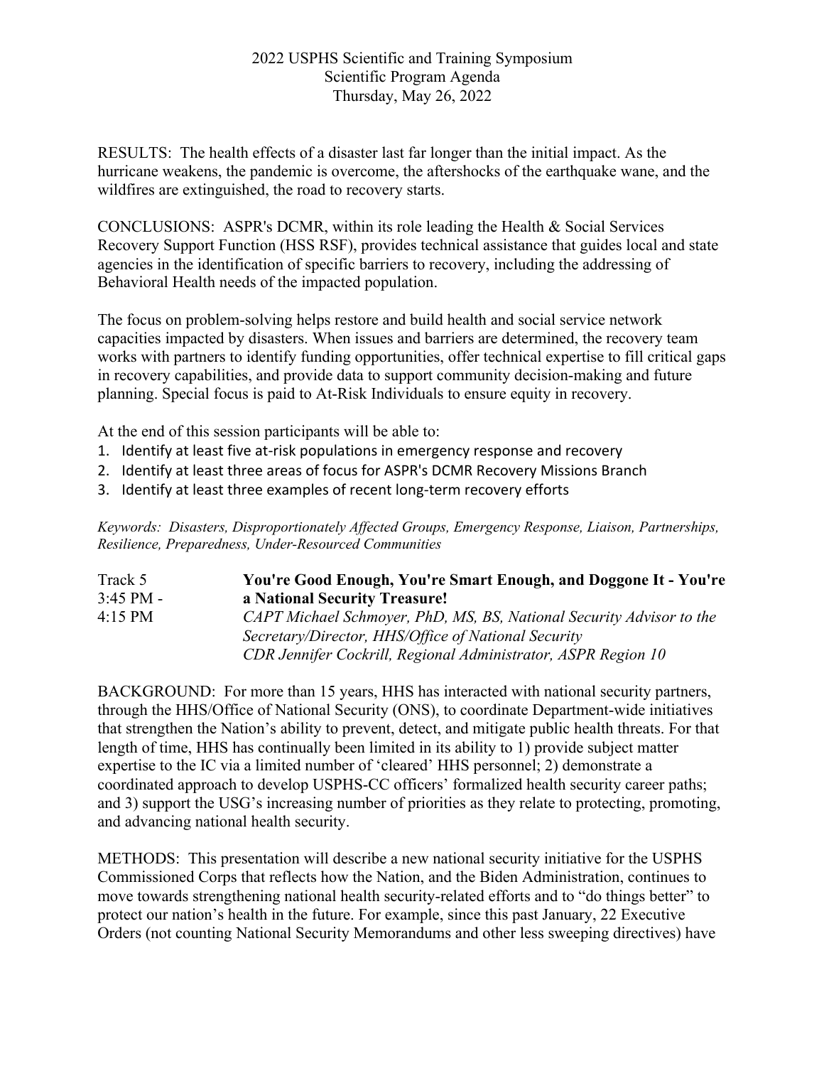RESULTS: The health effects of a disaster last far longer than the initial impact. As the hurricane weakens, the pandemic is overcome, the aftershocks of the earthquake wane, and the wildfires are extinguished, the road to recovery starts.

CONCLUSIONS: ASPR's DCMR, within its role leading the Health & Social Services Recovery Support Function (HSS RSF), provides technical assistance that guides local and state agencies in the identification of specific barriers to recovery, including the addressing of Behavioral Health needs of the impacted population.

The focus on problem-solving helps restore and build health and social service network capacities impacted by disasters. When issues and barriers are determined, the recovery team works with partners to identify funding opportunities, offer technical expertise to fill critical gaps in recovery capabilities, and provide data to support community decision-making and future planning. Special focus is paid to At-Risk Individuals to ensure equity in recovery.

At the end of this session participants will be able to:
1. Identify at least five at-risk populations in emergency response and recovery
2. Identify at least three areas of focus for ASPR's DCMR Recovery Missions Branch
3. Identify at least three examples of recent long-term recovery efforts

*Keywords: Disasters, Disproportionately Affected Groups, Emergency Response, Liaison, Partnerships, Resilience, Preparedness, Under-Resourced Communities*

Track 5
3:45 PM - 4:15 PM

**You're Good Enough, You're Smart Enough, and Doggone It - You're a National Security Treasure!**

*CAPT Michael Schmoyer, PhD, MS, BS, National Security Advisor to the Secretary/Director, HHS/Office of National Security*
*CDR Jennifer Cockrill, Regional Administrator, ASPR Region 10*

BACKGROUND: For more than 15 years, HHS has interacted with national security partners, through the HHS/Office of National Security (ONS), to coordinate Department-wide initiatives that strengthen the Nation's ability to prevent, detect, and mitigate public health threats. For that length of time, HHS has continually been limited in its ability to 1) provide subject matter expertise to the IC via a limited number of 'cleared' HHS personnel; 2) demonstrate a coordinated approach to develop USPHS-CC officers' formalized health security career paths; and 3) support the USG's increasing number of priorities as they relate to protecting, promoting, and advancing national health security.

METHODS: This presentation will describe a new national security initiative for the USPHS Commissioned Corps that reflects how the Nation, and the Biden Administration, continues to move towards strengthening national health security-related efforts and to "do things better" to protect our nation's health in the future. For example, since this past January, 22 Executive Orders (not counting National Security Memorandums and other less sweeping directives) have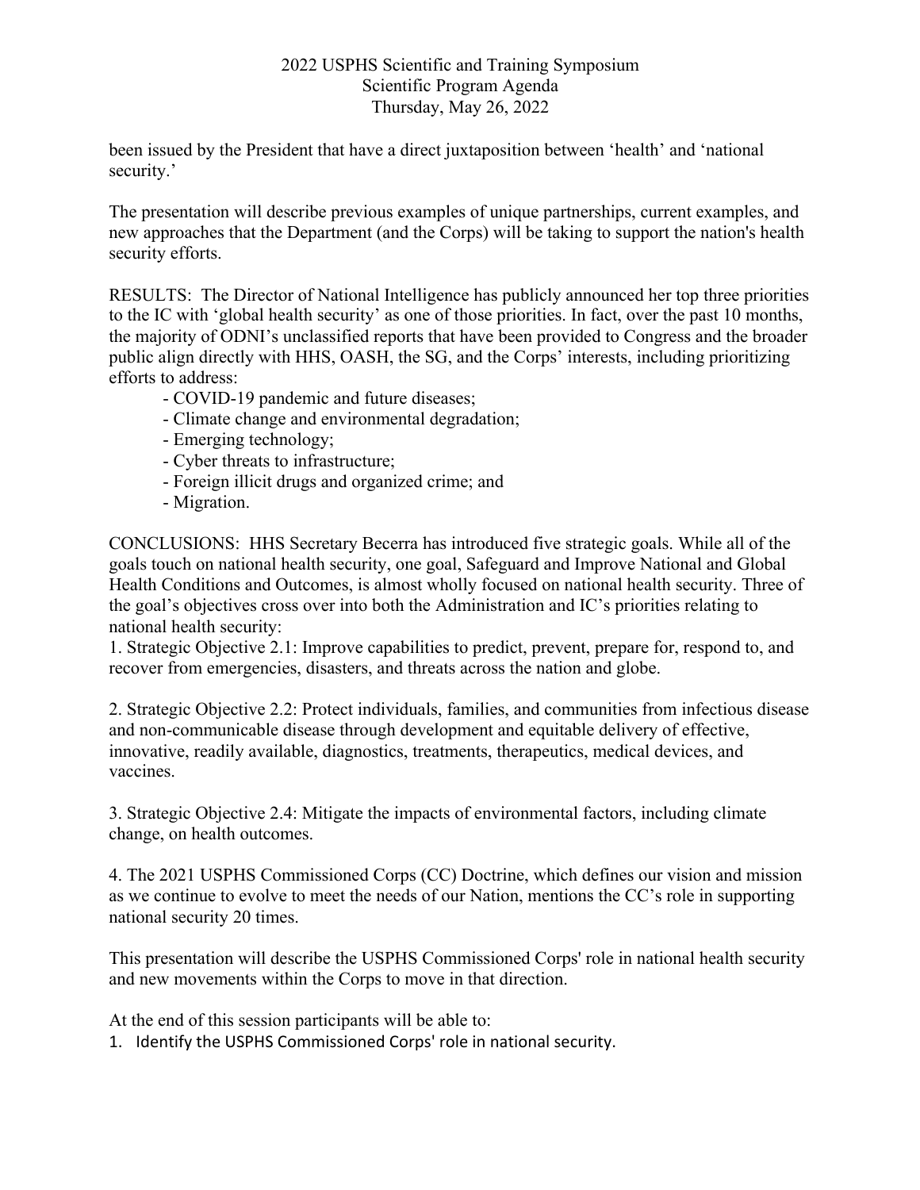been issued by the President that have a direct juxtaposition between 'health' and 'national security.'

The presentation will describe previous examples of unique partnerships, current examples, and new approaches that the Department (and the Corps) will be taking to support the nation's health security efforts.

RESULTS: The Director of National Intelligence has publicly announced her top three priorities to the IC with 'global health security' as one of those priorities. In fact, over the past 10 months, the majority of ODNI's unclassified reports that have been provided to Congress and the broader public align directly with HHS, OASH, the SG, and the Corps' interests, including prioritizing efforts to address:

- COVID-19 pandemic and future diseases;
- Climate change and environmental degradation;
- Emerging technology;
- Cyber threats to infrastructure;
- Foreign illicit drugs and organized crime; and
- Migration.

CONCLUSIONS: HHS Secretary Becerra has introduced five strategic goals. While all of the goals touch on national health security, one goal, Safeguard and Improve National and Global Health Conditions and Outcomes, is almost wholly focused on national health security. Three of the goal's objectives cross over into both the Administration and IC's priorities relating to national health security:

1. Strategic Objective 2.1: Improve capabilities to predict, prevent, prepare for, respond to, and recover from emergencies, disasters, and threats across the nation and globe.

2. Strategic Objective 2.2: Protect individuals, families, and communities from infectious disease and non-communicable disease through development and equitable delivery of effective, innovative, readily available, diagnostics, treatments, therapeutics, medical devices, and vaccines.

3. Strategic Objective 2.4: Mitigate the impacts of environmental factors, including climate change, on health outcomes.

4. The 2021 USPHS Commissioned Corps (CC) Doctrine, which defines our vision and mission as we continue to evolve to meet the needs of our Nation, mentions the CC's role in supporting national security 20 times.

This presentation will describe the USPHS Commissioned Corps' role in national health security and new movements within the Corps to move in that direction.

At the end of this session participants will be able to:

1. Identify the USPHS Commissioned Corps' role in national security.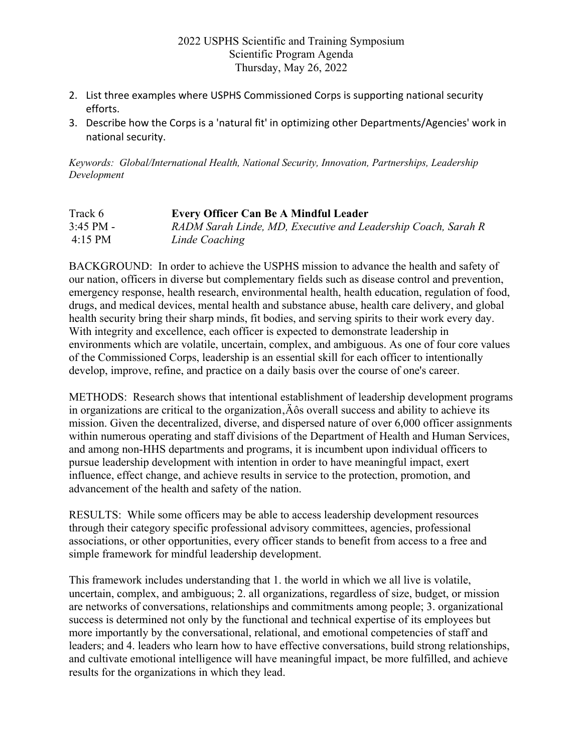2022 USPHS Scientific and Training Symposium
Scientific Program Agenda
Thursday, May 26, 2022

2. List three examples where USPHS Commissioned Corps is supporting national security efforts.
3. Describe how the Corps is a 'natural fit' in optimizing other Departments/Agencies' work in national security.

*Keywords: Global/International Health, National Security, Innovation, Partnerships, Leadership Development*

Track 6
3:45 PM - 4:15 PM

**Every Officer Can Be A Mindful Leader**
*RADM Sarah Linde, MD, Executive and Leadership Coach, Sarah R Linde Coaching*

BACKGROUND: In order to achieve the USPHS mission to advance the health and safety of our nation, officers in diverse but complementary fields such as disease control and prevention, emergency response, health research, environmental health, health education, regulation of food, drugs, and medical devices, mental health and substance abuse, health care delivery, and global health security bring their sharp minds, fit bodies, and serving spirits to their work every day. With integrity and excellence, each officer is expected to demonstrate leadership in environments which are volatile, uncertain, complex, and ambiguous. As one of four core values of the Commissioned Corps, leadership is an essential skill for each officer to intentionally develop, improve, refine, and practice on a daily basis over the course of one's career.

METHODS: Research shows that intentional establishment of leadership development programs in organizations are critical to the organization‚Äôs overall success and ability to achieve its mission. Given the decentralized, diverse, and dispersed nature of over 6,000 officer assignments within numerous operating and staff divisions of the Department of Health and Human Services, and among non-HHS departments and programs, it is incumbent upon individual officers to pursue leadership development with intention in order to have meaningful impact, exert influence, effect change, and achieve results in service to the protection, promotion, and advancement of the health and safety of the nation.

RESULTS: While some officers may be able to access leadership development resources through their category specific professional advisory committees, agencies, professional associations, or other opportunities, every officer stands to benefit from access to a free and simple framework for mindful leadership development.

This framework includes understanding that 1. the world in which we all live is volatile, uncertain, complex, and ambiguous; 2. all organizations, regardless of size, budget, or mission are networks of conversations, relationships and commitments among people; 3. organizational success is determined not only by the functional and technical expertise of its employees but more importantly by the conversational, relational, and emotional competencies of staff and leaders; and 4. leaders who learn how to have effective conversations, build strong relationships, and cultivate emotional intelligence will have meaningful impact, be more fulfilled, and achieve results for the organizations in which they lead.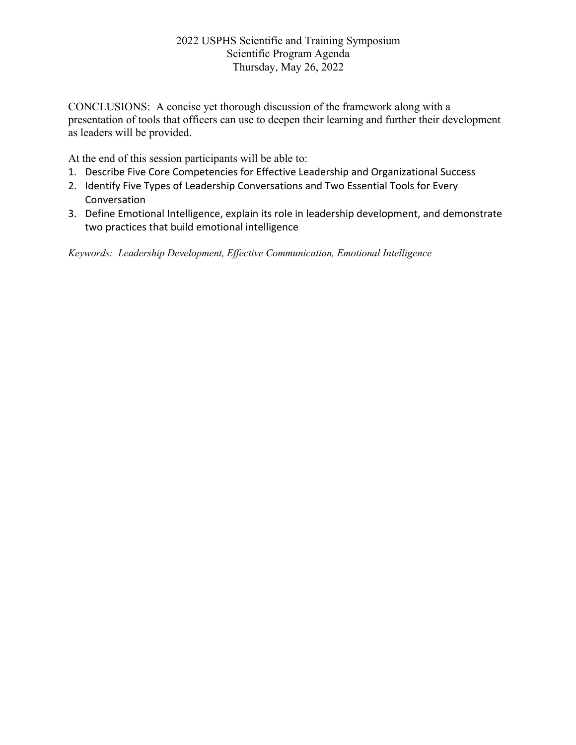CONCLUSIONS: A concise yet thorough discussion of the framework along with a presentation of tools that officers can use to deepen their learning and further their development as leaders will be provided.

At the end of this session participants will be able to:

1. Describe Five Core Competencies for Effective Leadership and Organizational Success
2. Identify Five Types of Leadership Conversations and Two Essential Tools for Every Conversation
3. Define Emotional Intelligence, explain its role in leadership development, and demonstrate two practices that build emotional intelligence

*Keywords: Leadership Development, Effective Communication, Emotional Intelligence*